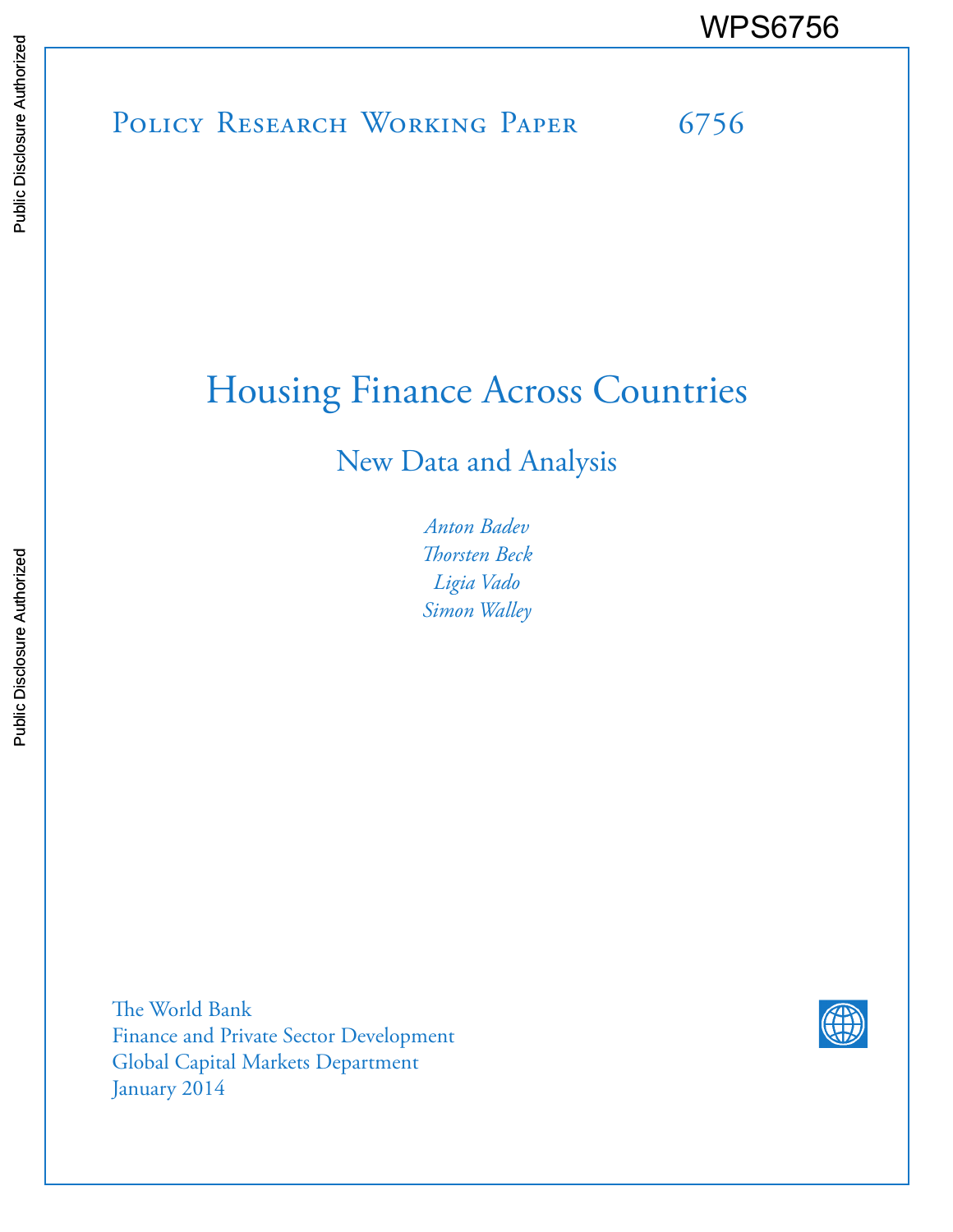WPS6756

Policy Research Working Paper 6756

# Housing Finance Across Countries

## New Data and Analysis

*Anton Badev*
*Thorsten Beck*
*Ligia Vado*
*Simon Walley*

The World Bank
Finance and Private Sector Development
Global Capital Markets Department
January 2014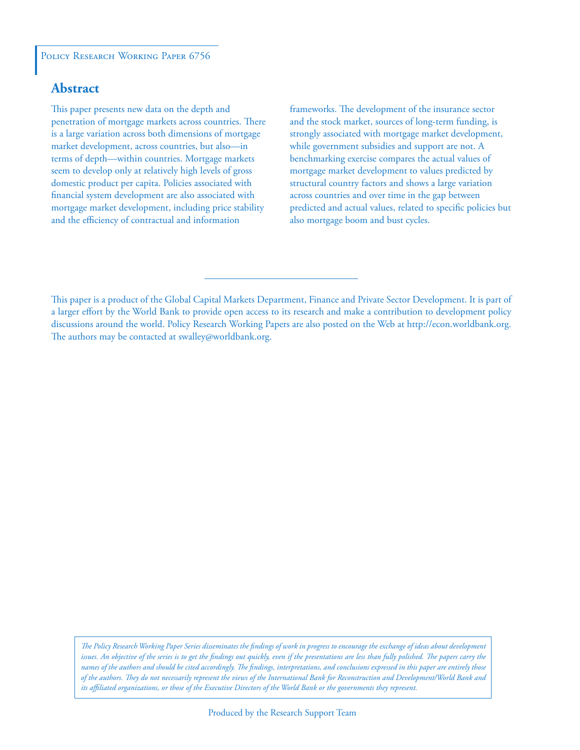Policy Research Working Paper 6756

## Abstract

This paper presents new data on the depth and penetration of mortgage markets across countries. There is a large variation across both dimensions of mortgage market development, across countries, but also—in terms of depth—within countries. Mortgage markets seem to develop only at relatively high levels of gross domestic product per capita. Policies associated with financial system development are also associated with mortgage market development, including price stability and the efficiency of contractual and information frameworks. The development of the insurance sector and the stock market, sources of long-term funding, is strongly associated with mortgage market development, while government subsidies and support are not. A benchmarking exercise compares the actual values of mortgage market development to values predicted by structural country factors and shows a large variation across countries and over time in the gap between predicted and actual values, related to specific policies but also mortgage boom and bust cycles.

This paper is a product of the Global Capital Markets Department, Finance and Private Sector Development. It is part of a larger effort by the World Bank to provide open access to its research and make a contribution to development policy discussions around the world. Policy Research Working Papers are also posted on the Web at http://econ.worldbank.org. The authors may be contacted at swalley@worldbank.org.

*The Policy Research Working Paper Series disseminates the findings of work in progress to encourage the exchange of ideas about development issues. An objective of the series is to get the findings out quickly, even if the presentations are less than fully polished. The papers carry the names of the authors and should be cited accordingly. The findings, interpretations, and conclusions expressed in this paper are entirely those of the authors. They do not necessarily represent the views of the International Bank for Reconstruction and Development/World Bank and its affiliated organizations, or those of the Executive Directors of the World Bank or the governments they represent.*

Produced by the Research Support Team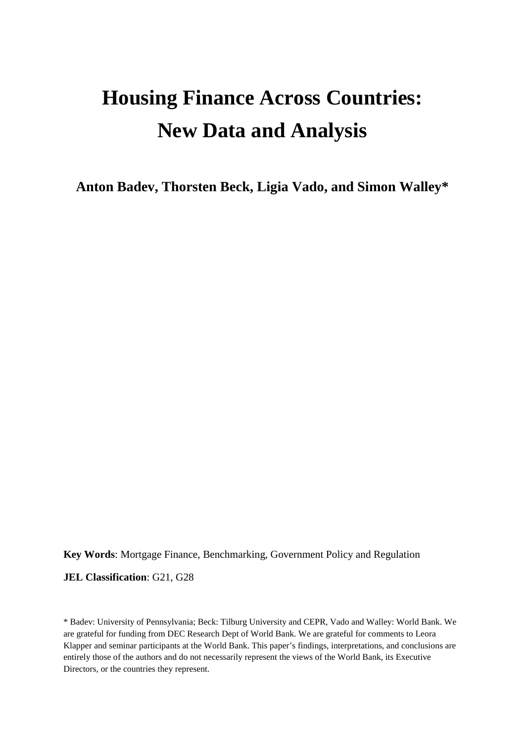# Housing Finance Across Countries: New Data and Analysis

**Anton Badev, Thorsten Beck, Ligia Vado, and Simon Walley***

**Key Words**: Mortgage Finance, Benchmarking, Government Policy and Regulation

**JEL Classification**: G21, G28

\* Badev: University of Pennsylvania; Beck: Tilburg University and CEPR, Vado and Walley: World Bank. We are grateful for funding from DEC Research Dept of World Bank. We are grateful for comments to Leora Klapper and seminar participants at the World Bank. This paper's findings, interpretations, and conclusions are entirely those of the authors and do not necessarily represent the views of the World Bank, its Executive Directors, or the countries they represent.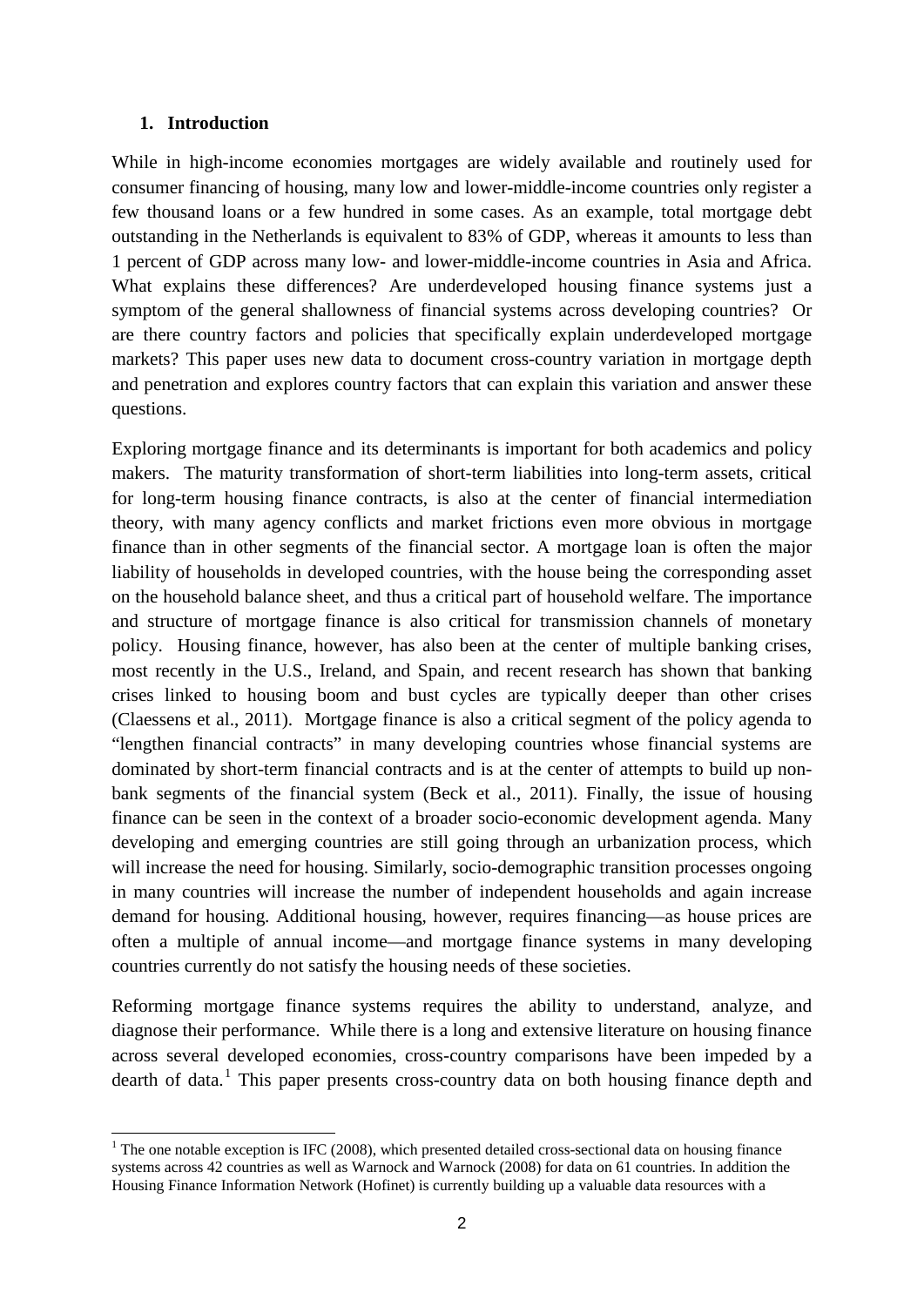## 1. Introduction

While in high-income economies mortgages are widely available and routinely used for consumer financing of housing, many low and lower-middle-income countries only register a few thousand loans or a few hundred in some cases. As an example, total mortgage debt outstanding in the Netherlands is equivalent to 83% of GDP, whereas it amounts to less than 1 percent of GDP across many low- and lower-middle-income countries in Asia and Africa. What explains these differences? Are underdeveloped housing finance systems just a symptom of the general shallowness of financial systems across developing countries? Or are there country factors and policies that specifically explain underdeveloped mortgage markets? This paper uses new data to document cross-country variation in mortgage depth and penetration and explores country factors that can explain this variation and answer these questions.

Exploring mortgage finance and its determinants is important for both academics and policy makers. The maturity transformation of short-term liabilities into long-term assets, critical for long-term housing finance contracts, is also at the center of financial intermediation theory, with many agency conflicts and market frictions even more obvious in mortgage finance than in other segments of the financial sector. A mortgage loan is often the major liability of households in developed countries, with the house being the corresponding asset on the household balance sheet, and thus a critical part of household welfare. The importance and structure of mortgage finance is also critical for transmission channels of monetary policy. Housing finance, however, has also been at the center of multiple banking crises, most recently in the U.S., Ireland, and Spain, and recent research has shown that banking crises linked to housing boom and bust cycles are typically deeper than other crises (Claessens et al., 2011). Mortgage finance is also a critical segment of the policy agenda to "lengthen financial contracts" in many developing countries whose financial systems are dominated by short-term financial contracts and is at the center of attempts to build up non-bank segments of the financial system (Beck et al., 2011). Finally, the issue of housing finance can be seen in the context of a broader socio-economic development agenda. Many developing and emerging countries are still going through an urbanization process, which will increase the need for housing. Similarly, socio-demographic transition processes ongoing in many countries will increase the number of independent households and again increase demand for housing. Additional housing, however, requires financing—as house prices are often a multiple of annual income—and mortgage finance systems in many developing countries currently do not satisfy the housing needs of these societies.

Reforming mortgage finance systems requires the ability to understand, analyze, and diagnose their performance. While there is a long and extensive literature on housing finance across several developed economies, cross-country comparisons have been impeded by a dearth of data.[1] This paper presents cross-country data on both housing finance depth and

[1] The one notable exception is IFC (2008), which presented detailed cross-sectional data on housing finance systems across 42 countries as well as Warnock and Warnock (2008) for data on 61 countries. In addition the Housing Finance Information Network (Hofinet) is currently building up a valuable data resources with a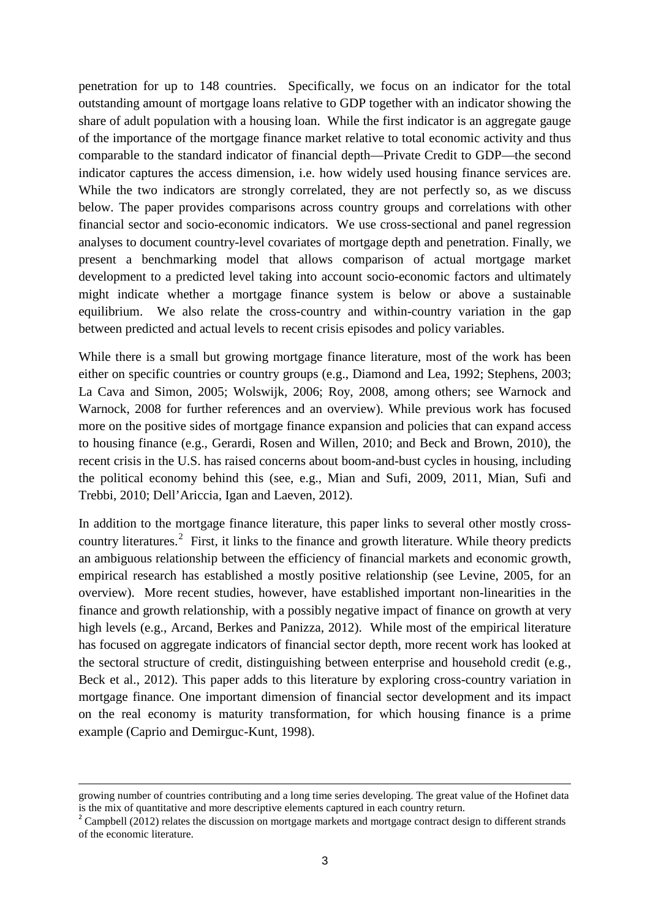penetration for up to 148 countries. Specifically, we focus on an indicator for the total outstanding amount of mortgage loans relative to GDP together with an indicator showing the share of adult population with a housing loan. While the first indicator is an aggregate gauge of the importance of the mortgage finance market relative to total economic activity and thus comparable to the standard indicator of financial depth—Private Credit to GDP—the second indicator captures the access dimension, i.e. how widely used housing finance services are. While the two indicators are strongly correlated, they are not perfectly so, as we discuss below. The paper provides comparisons across country groups and correlations with other financial sector and socio-economic indicators. We use cross-sectional and panel regression analyses to document country-level covariates of mortgage depth and penetration. Finally, we present a benchmarking model that allows comparison of actual mortgage market development to a predicted level taking into account socio-economic factors and ultimately might indicate whether a mortgage finance system is below or above a sustainable equilibrium. We also relate the cross-country and within-country variation in the gap between predicted and actual levels to recent crisis episodes and policy variables.

While there is a small but growing mortgage finance literature, most of the work has been either on specific countries or country groups (e.g., Diamond and Lea, 1992; Stephens, 2003; La Cava and Simon, 2005; Wolswijk, 2006; Roy, 2008, among others; see Warnock and Warnock, 2008 for further references and an overview). While previous work has focused more on the positive sides of mortgage finance expansion and policies that can expand access to housing finance (e.g., Gerardi, Rosen and Willen, 2010; and Beck and Brown, 2010), the recent crisis in the U.S. has raised concerns about boom-and-bust cycles in housing, including the political economy behind this (see, e.g., Mian and Sufi, 2009, 2011, Mian, Sufi and Trebbi, 2010; Dell'Ariccia, Igan and Laeven, 2012).

In addition to the mortgage finance literature, this paper links to several other mostly cross-country literatures.[2] First, it links to the finance and growth literature. While theory predicts an ambiguous relationship between the efficiency of financial markets and economic growth, empirical research has established a mostly positive relationship (see Levine, 2005, for an overview). More recent studies, however, have established important non-linearities in the finance and growth relationship, with a possibly negative impact of finance on growth at very high levels (e.g., Arcand, Berkes and Panizza, 2012). While most of the empirical literature has focused on aggregate indicators of financial sector depth, more recent work has looked at the sectoral structure of credit, distinguishing between enterprise and household credit (e.g., Beck et al., 2012). This paper adds to this literature by exploring cross-country variation in mortgage finance. One important dimension of financial sector development and its impact on the real economy is maturity transformation, for which housing finance is a prime example (Caprio and Demirguc-Kunt, 1998).

---

growing number of countries contributing and a long time series developing. The great value of the Hofinet data is the mix of quantitative and more descriptive elements captured in each country return.

[2] Campbell (2012) relates the discussion on mortgage markets and mortgage contract design to different strands of the economic literature.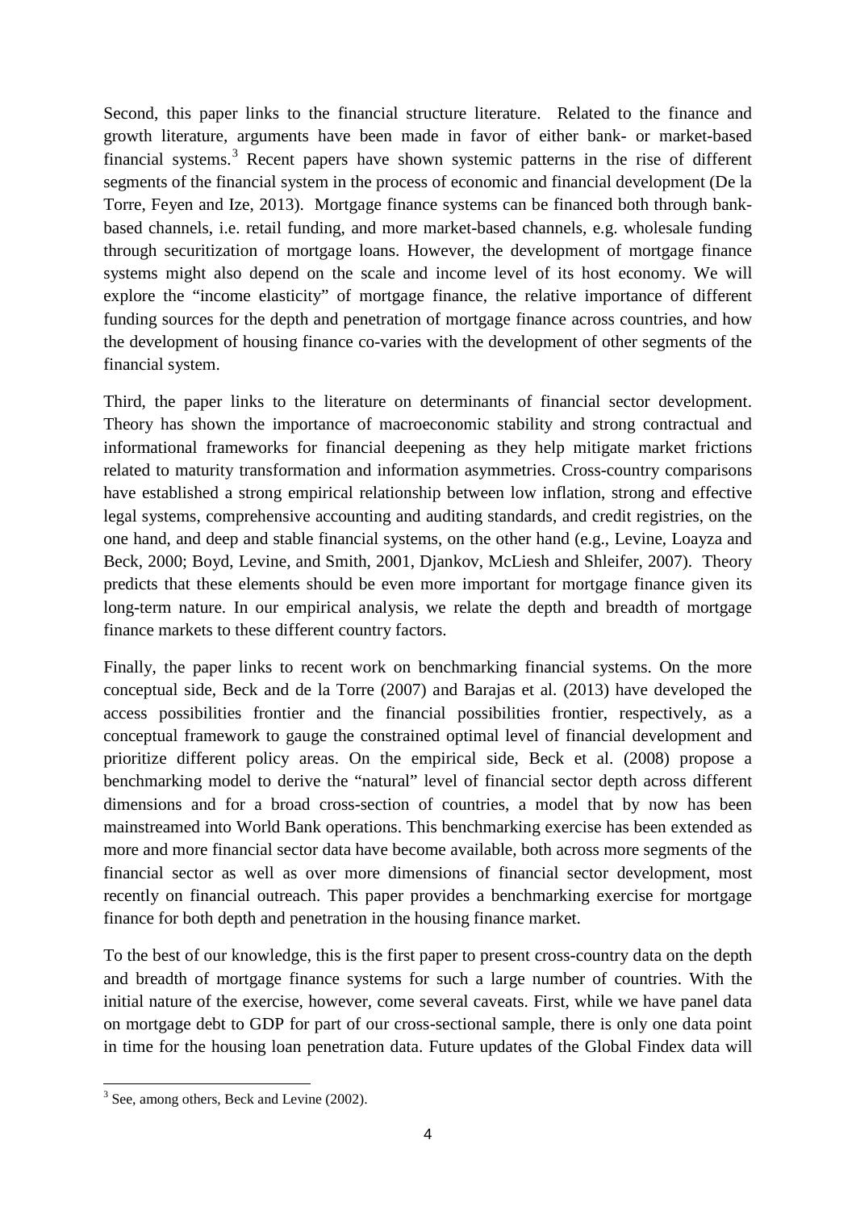Second, this paper links to the financial structure literature. Related to the finance and growth literature, arguments have been made in favor of either bank- or market-based financial systems.[3] Recent papers have shown systemic patterns in the rise of different segments of the financial system in the process of economic and financial development (De la Torre, Feyen and Ize, 2013). Mortgage finance systems can be financed both through bank-based channels, i.e. retail funding, and more market-based channels, e.g. wholesale funding through securitization of mortgage loans. However, the development of mortgage finance systems might also depend on the scale and income level of its host economy. We will explore the "income elasticity" of mortgage finance, the relative importance of different funding sources for the depth and penetration of mortgage finance across countries, and how the development of housing finance co-varies with the development of other segments of the financial system.

Third, the paper links to the literature on determinants of financial sector development. Theory has shown the importance of macroeconomic stability and strong contractual and informational frameworks for financial deepening as they help mitigate market frictions related to maturity transformation and information asymmetries. Cross-country comparisons have established a strong empirical relationship between low inflation, strong and effective legal systems, comprehensive accounting and auditing standards, and credit registries, on the one hand, and deep and stable financial systems, on the other hand (e.g., Levine, Loayza and Beck, 2000; Boyd, Levine, and Smith, 2001, Djankov, McLiesh and Shleifer, 2007). Theory predicts that these elements should be even more important for mortgage finance given its long-term nature. In our empirical analysis, we relate the depth and breadth of mortgage finance markets to these different country factors.

Finally, the paper links to recent work on benchmarking financial systems. On the more conceptual side, Beck and de la Torre (2007) and Barajas et al. (2013) have developed the access possibilities frontier and the financial possibilities frontier, respectively, as a conceptual framework to gauge the constrained optimal level of financial development and prioritize different policy areas. On the empirical side, Beck et al. (2008) propose a benchmarking model to derive the "natural" level of financial sector depth across different dimensions and for a broad cross-section of countries, a model that by now has been mainstreamed into World Bank operations. This benchmarking exercise has been extended as more and more financial sector data have become available, both across more segments of the financial sector as well as over more dimensions of financial sector development, most recently on financial outreach. This paper provides a benchmarking exercise for mortgage finance for both depth and penetration in the housing finance market.

To the best of our knowledge, this is the first paper to present cross-country data on the depth and breadth of mortgage finance systems for such a large number of countries. With the initial nature of the exercise, however, come several caveats. First, while we have panel data on mortgage debt to GDP for part of our cross-sectional sample, there is only one data point in time for the housing loan penetration data. Future updates of the Global Findex data will

[3] See, among others, Beck and Levine (2002).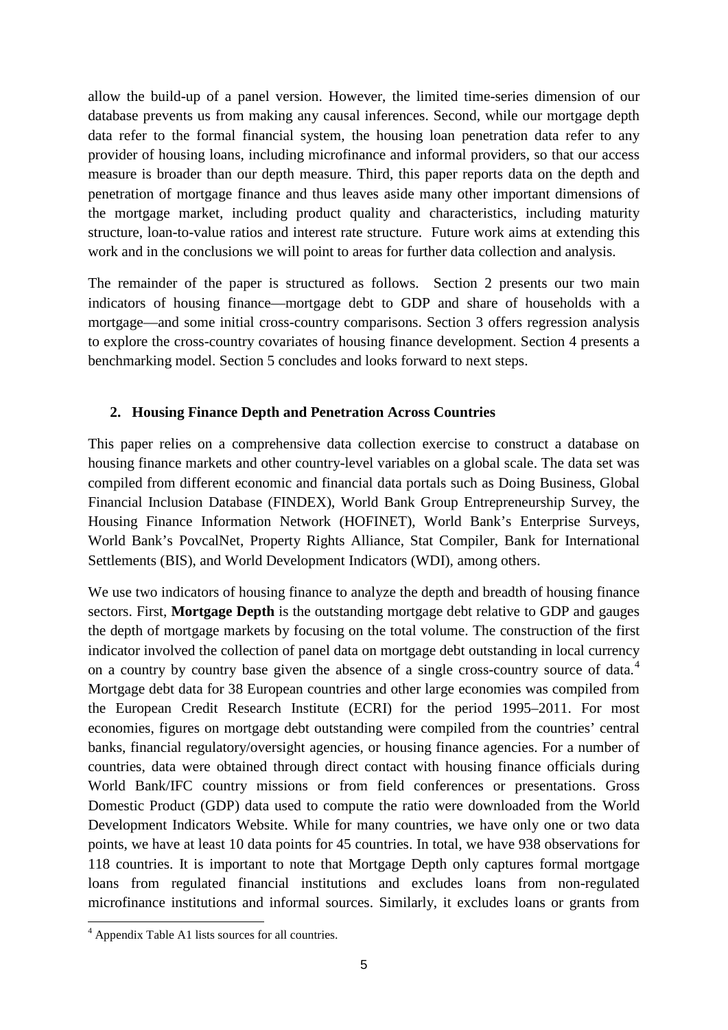allow the build-up of a panel version. However, the limited time-series dimension of our database prevents us from making any causal inferences. Second, while our mortgage depth data refer to the formal financial system, the housing loan penetration data refer to any provider of housing loans, including microfinance and informal providers, so that our access measure is broader than our depth measure. Third, this paper reports data on the depth and penetration of mortgage finance and thus leaves aside many other important dimensions of the mortgage market, including product quality and characteristics, including maturity structure, loan-to-value ratios and interest rate structure. Future work aims at extending this work and in the conclusions we will point to areas for further data collection and analysis.

The remainder of the paper is structured as follows. Section 2 presents our two main indicators of housing finance—mortgage debt to GDP and share of households with a mortgage—and some initial cross-country comparisons. Section 3 offers regression analysis to explore the cross-country covariates of housing finance development. Section 4 presents a benchmarking model. Section 5 concludes and looks forward to next steps.

## 2. Housing Finance Depth and Penetration Across Countries

This paper relies on a comprehensive data collection exercise to construct a database on housing finance markets and other country-level variables on a global scale. The data set was compiled from different economic and financial data portals such as Doing Business, Global Financial Inclusion Database (FINDEX), World Bank Group Entrepreneurship Survey, the Housing Finance Information Network (HOFINET), World Bank's Enterprise Surveys, World Bank's PovcalNet, Property Rights Alliance, Stat Compiler, Bank for International Settlements (BIS), and World Development Indicators (WDI), among others.

We use two indicators of housing finance to analyze the depth and breadth of housing finance sectors. First, **Mortgage Depth** is the outstanding mortgage debt relative to GDP and gauges the depth of mortgage markets by focusing on the total volume. The construction of the first indicator involved the collection of panel data on mortgage debt outstanding in local currency on a country by country base given the absence of a single cross-country source of data.[4] Mortgage debt data for 38 European countries and other large economies was compiled from the European Credit Research Institute (ECRI) for the period 1995–2011. For most economies, figures on mortgage debt outstanding were compiled from the countries' central banks, financial regulatory/oversight agencies, or housing finance agencies. For a number of countries, data were obtained through direct contact with housing finance officials during World Bank/IFC country missions or from field conferences or presentations. Gross Domestic Product (GDP) data used to compute the ratio were downloaded from the World Development Indicators Website. While for many countries, we have only one or two data points, we have at least 10 data points for 45 countries. In total, we have 938 observations for 118 countries. It is important to note that Mortgage Depth only captures formal mortgage loans from regulated financial institutions and excludes loans from non-regulated microfinance institutions and informal sources. Similarly, it excludes loans or grants from

[4] Appendix Table A1 lists sources for all countries.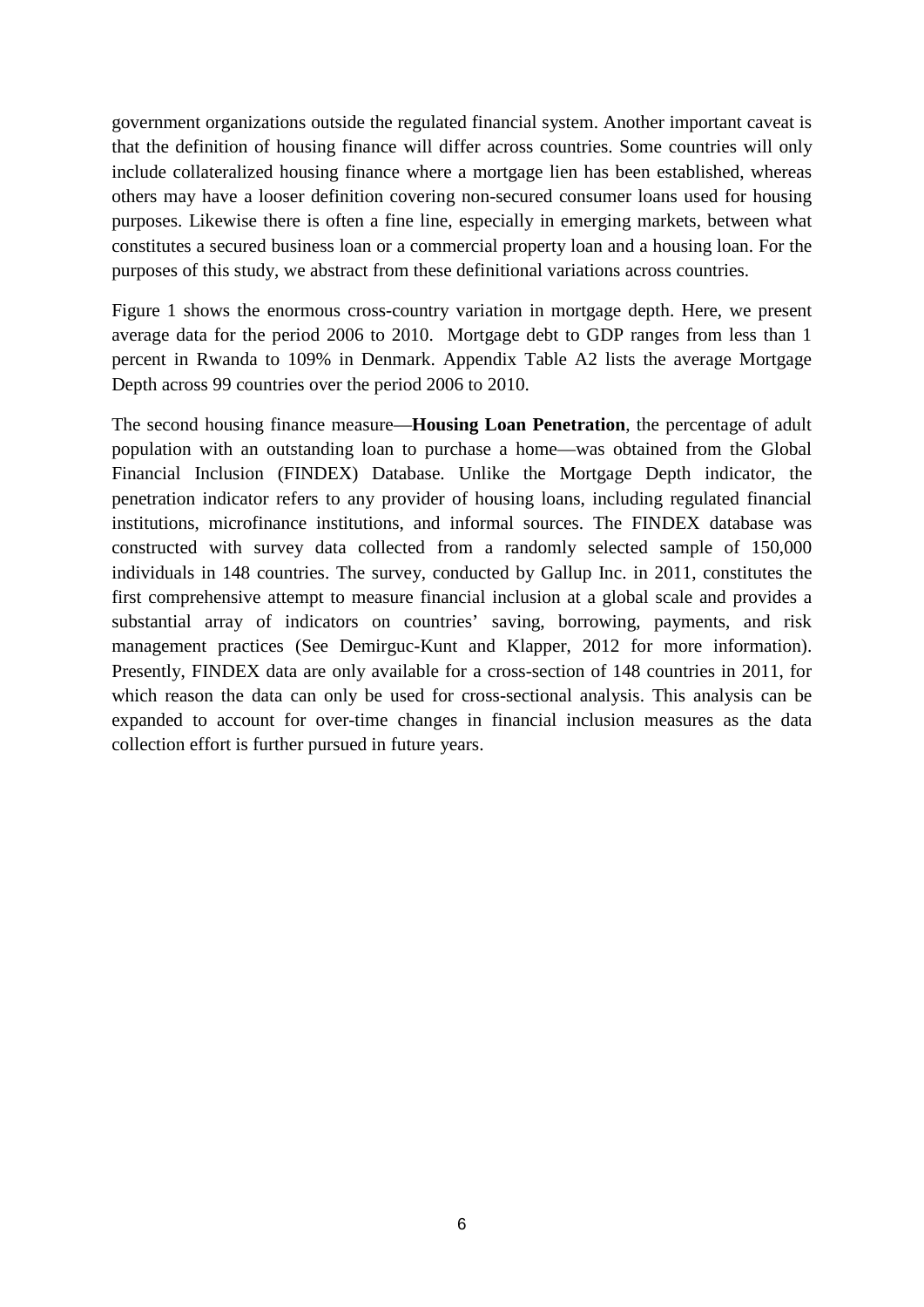government organizations outside the regulated financial system. Another important caveat is that the definition of housing finance will differ across countries. Some countries will only include collateralized housing finance where a mortgage lien has been established, whereas others may have a looser definition covering non-secured consumer loans used for housing purposes. Likewise there is often a fine line, especially in emerging markets, between what constitutes a secured business loan or a commercial property loan and a housing loan. For the purposes of this study, we abstract from these definitional variations across countries.

Figure 1 shows the enormous cross-country variation in mortgage depth. Here, we present average data for the period 2006 to 2010. Mortgage debt to GDP ranges from less than 1 percent in Rwanda to 109% in Denmark. Appendix Table A2 lists the average Mortgage Depth across 99 countries over the period 2006 to 2010.

The second housing finance measure—**Housing Loan Penetration**, the percentage of adult population with an outstanding loan to purchase a home—was obtained from the Global Financial Inclusion (FINDEX) Database. Unlike the Mortgage Depth indicator, the penetration indicator refers to any provider of housing loans, including regulated financial institutions, microfinance institutions, and informal sources. The FINDEX database was constructed with survey data collected from a randomly selected sample of 150,000 individuals in 148 countries. The survey, conducted by Gallup Inc. in 2011, constitutes the first comprehensive attempt to measure financial inclusion at a global scale and provides a substantial array of indicators on countries' saving, borrowing, payments, and risk management practices (See Demirguc-Kunt and Klapper, 2012 for more information). Presently, FINDEX data are only available for a cross-section of 148 countries in 2011, for which reason the data can only be used for cross-sectional analysis. This analysis can be expanded to account for over-time changes in financial inclusion measures as the data collection effort is further pursued in future years.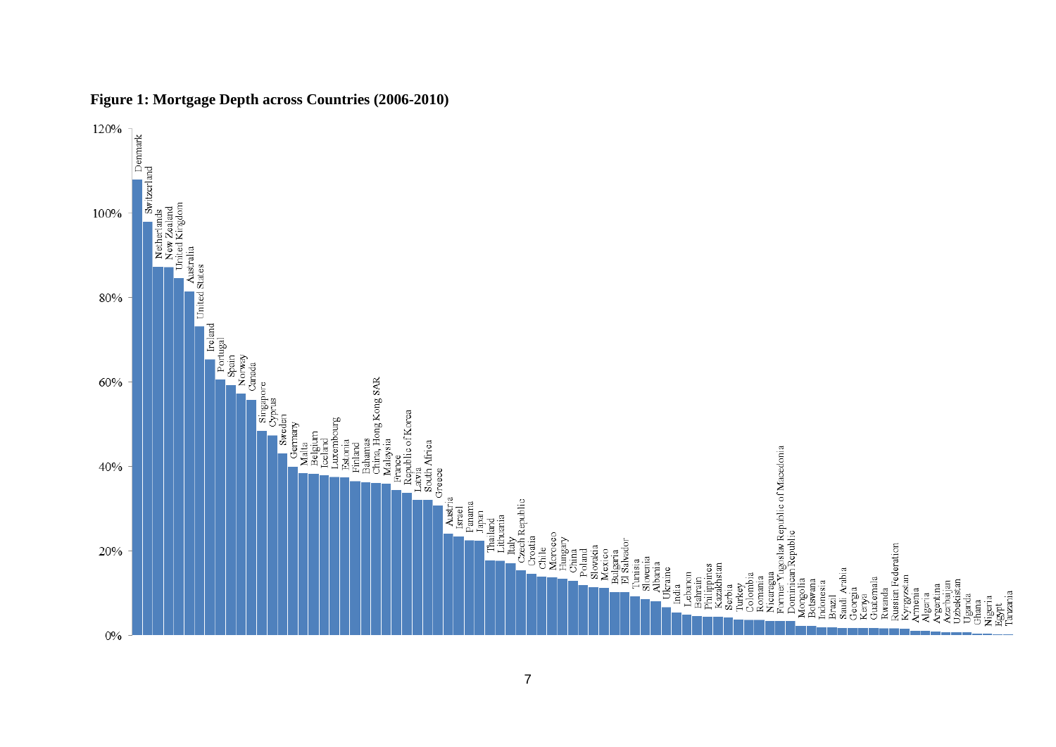**Figure 1: Mortgage Depth across Countries (2006-2010)**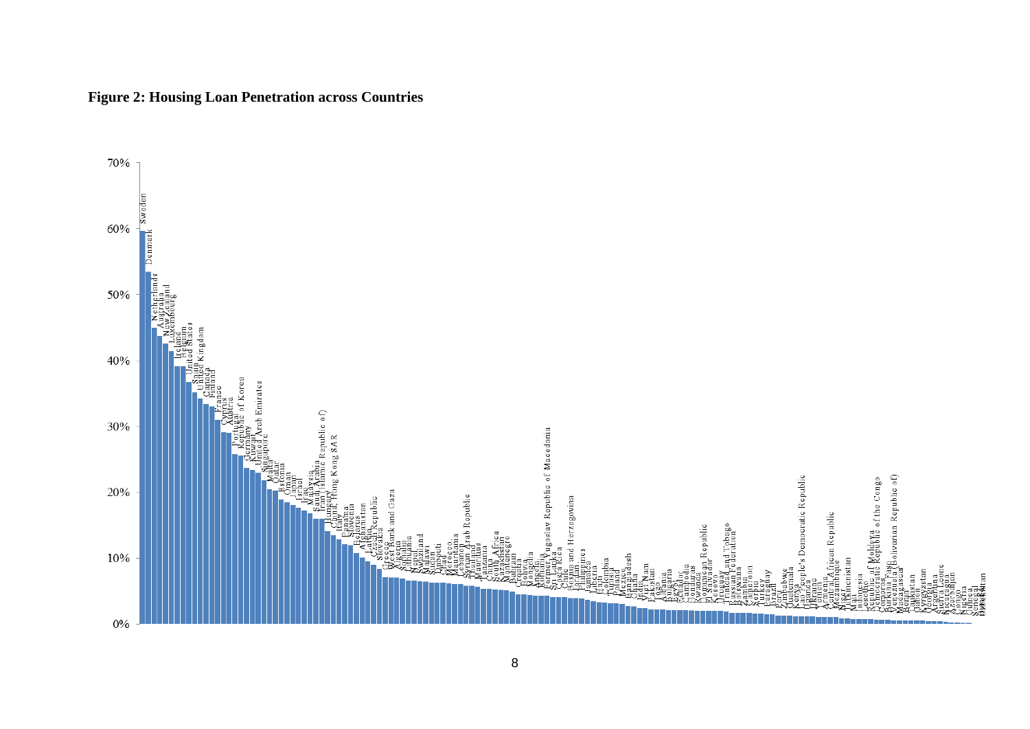**Figure 2: Housing Loan Penetration across Countries**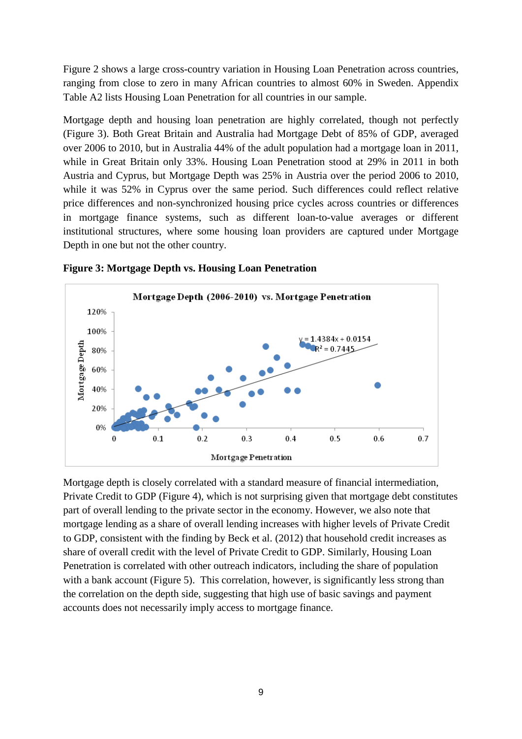Figure 2 shows a large cross-country variation in Housing Loan Penetration across countries, ranging from close to zero in many African countries to almost 60% in Sweden. Appendix Table A2 lists Housing Loan Penetration for all countries in our sample.

Mortgage depth and housing loan penetration are highly correlated, though not perfectly (Figure 3). Both Great Britain and Australia had Mortgage Debt of 85% of GDP, averaged over 2006 to 2010, but in Australia 44% of the adult population had a mortgage loan in 2011, while in Great Britain only 33%. Housing Loan Penetration stood at 29% in 2011 in both Austria and Cyprus, but Mortgage Depth was 25% in Austria over the period 2006 to 2010, while it was 52% in Cyprus over the same period. Such differences could reflect relative price differences and non-synchronized housing price cycles across countries or differences in mortgage finance systems, such as different loan-to-value averages or different institutional structures, where some housing loan providers are captured under Mortgage Depth in one but not the other country.

**Figure 3: Mortgage Depth vs. Housing Loan Penetration**

Mortgage depth is closely correlated with a standard measure of financial intermediation, Private Credit to GDP (Figure 4), which is not surprising given that mortgage debt constitutes part of overall lending to the private sector in the economy. However, we also note that mortgage lending as a share of overall lending increases with higher levels of Private Credit to GDP, consistent with the finding by Beck et al. (2012) that household credit increases as share of overall credit with the level of Private Credit to GDP. Similarly, Housing Loan Penetration is correlated with other outreach indicators, including the share of population with a bank account (Figure 5). This correlation, however, is significantly less strong than the correlation on the depth side, suggesting that high use of basic savings and payment accounts does not necessarily imply access to mortgage finance.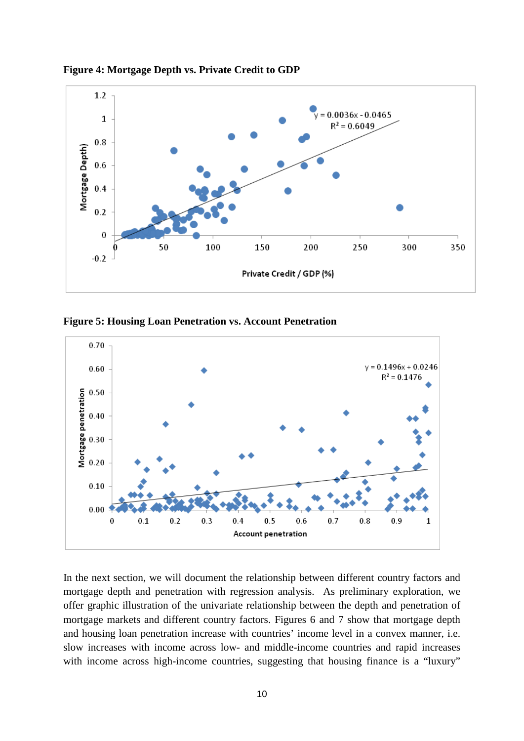**Figure 4: Mortgage Depth vs. Private Credit to GDP**

**Figure 5: Housing Loan Penetration vs. Account Penetration**

In the next section, we will document the relationship between different country factors and mortgage depth and penetration with regression analysis. As preliminary exploration, we offer graphic illustration of the univariate relationship between the depth and penetration of mortgage markets and different country factors. Figures 6 and 7 show that mortgage depth and housing loan penetration increase with countries' income level in a convex manner, i.e. slow increases with income across low- and middle-income countries and rapid increases with income across high-income countries, suggesting that housing finance is a "luxury"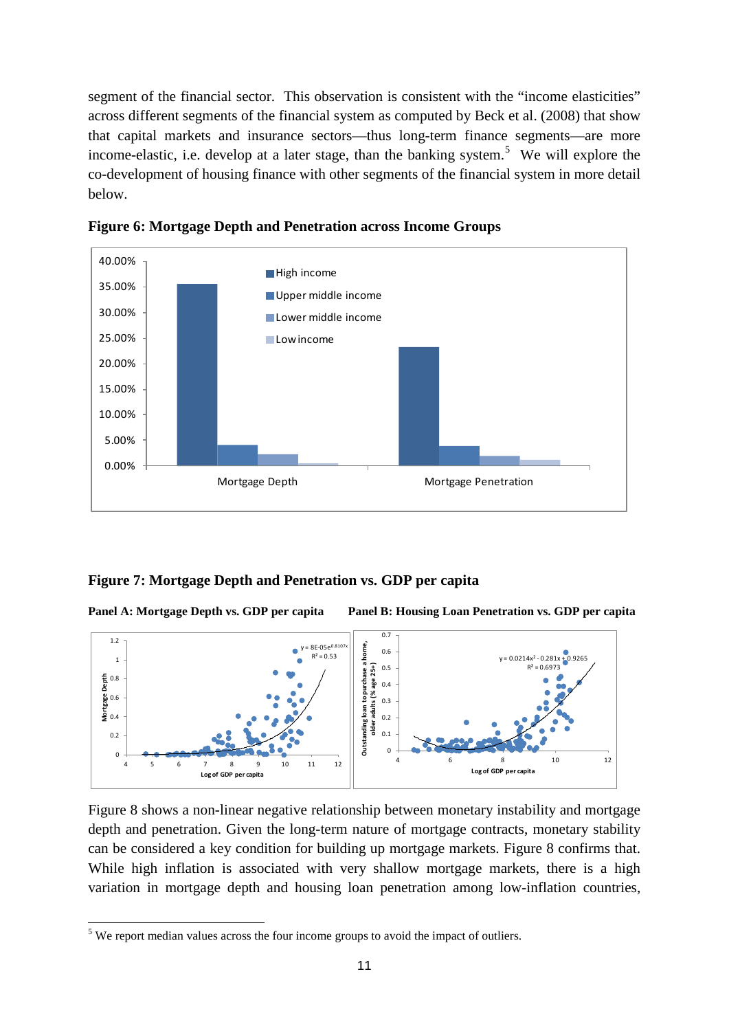segment of the financial sector. This observation is consistent with the "income elasticities" across different segments of the financial system as computed by Beck et al. (2008) that show that capital markets and insurance sectors—thus long-term finance segments—are more income-elastic, i.e. develop at a later stage, than the banking system.[5] We will explore the co-development of housing finance with other segments of the financial system in more detail below.

**Figure 6: Mortgage Depth and Penetration across Income Groups**

**Figure 7: Mortgage Depth and Penetration vs. GDP per capita**

**Panel A: Mortgage Depth vs. GDP per capita** **Panel B: Housing Loan Penetration vs. GDP per capita**

Figure 8 shows a non-linear negative relationship between monetary instability and mortgage depth and penetration. Given the long-term nature of mortgage contracts, monetary stability can be considered a key condition for building up mortgage markets. Figure 8 confirms that. While high inflation is associated with very shallow mortgage markets, there is a high variation in mortgage depth and housing loan penetration among low-inflation countries,

[5] We report median values across the four income groups to avoid the impact of outliers.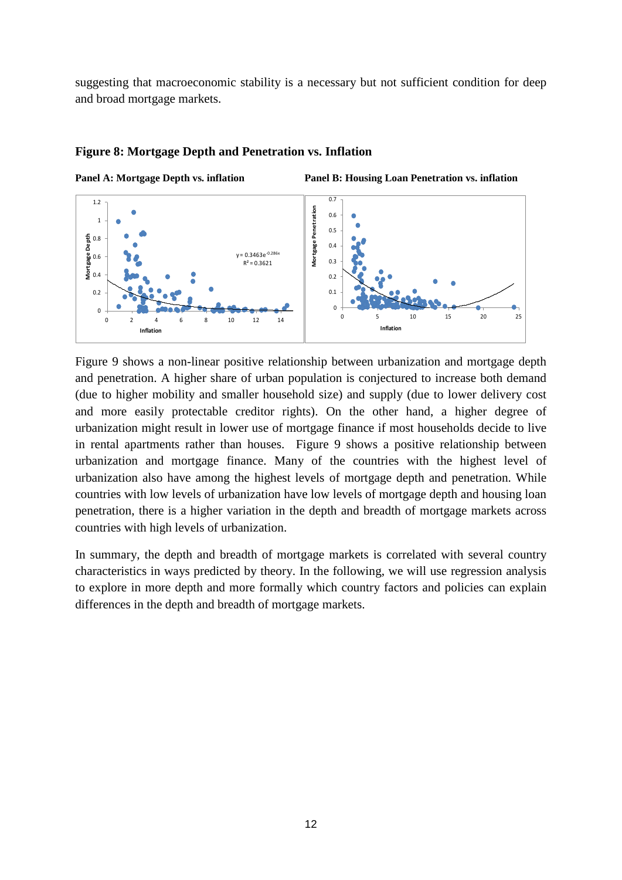suggesting that macroeconomic stability is a necessary but not sufficient condition for deep and broad mortgage markets.

**Figure 8: Mortgage Depth and Penetration vs. Inflation**

**Panel A: Mortgage Depth vs. inflation** **Panel B: Housing Loan Penetration vs. inflation**

Figure 9 shows a non-linear positive relationship between urbanization and mortgage depth and penetration. A higher share of urban population is conjectured to increase both demand (due to higher mobility and smaller household size) and supply (due to lower delivery cost and more easily protectable creditor rights). On the other hand, a higher degree of urbanization might result in lower use of mortgage finance if most households decide to live in rental apartments rather than houses. Figure 9 shows a positive relationship between urbanization and mortgage finance. Many of the countries with the highest level of urbanization also have among the highest levels of mortgage depth and penetration. While countries with low levels of urbanization have low levels of mortgage depth and housing loan penetration, there is a higher variation in the depth and breadth of mortgage markets across countries with high levels of urbanization.

In summary, the depth and breadth of mortgage markets is correlated with several country characteristics in ways predicted by theory. In the following, we will use regression analysis to explore in more depth and more formally which country factors and policies can explain differences in the depth and breadth of mortgage markets.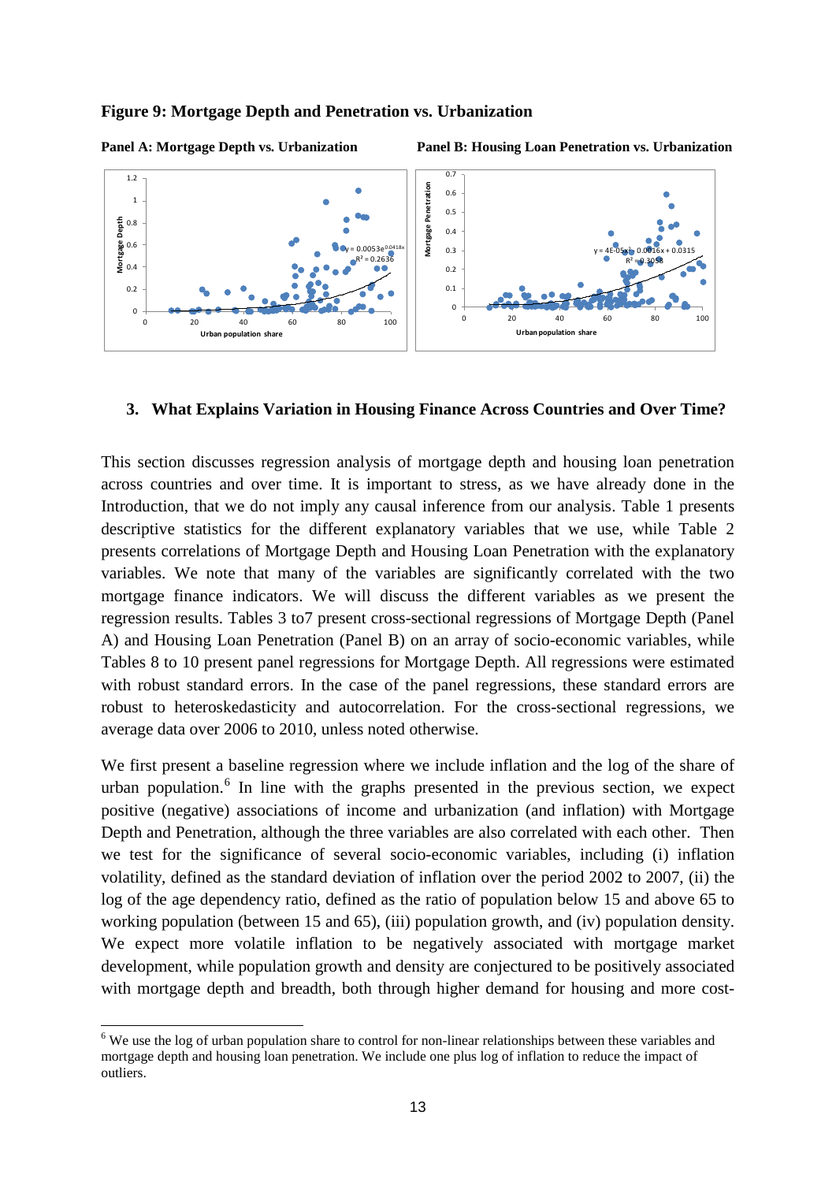**Figure 9: Mortgage Depth and Penetration vs. Urbanization**

**Panel A: Mortgage Depth vs. Urbanization** **Panel B: Housing Loan Penetration vs. Urbanization**

## 3. What Explains Variation in Housing Finance Across Countries and Over Time?

This section discusses regression analysis of mortgage depth and housing loan penetration across countries and over time. It is important to stress, as we have already done in the Introduction, that we do not imply any causal inference from our analysis. Table 1 presents descriptive statistics for the different explanatory variables that we use, while Table 2 presents correlations of Mortgage Depth and Housing Loan Penetration with the explanatory variables. We note that many of the variables are significantly correlated with the two mortgage finance indicators. We will discuss the different variables as we present the regression results. Tables 3 to7 present cross-sectional regressions of Mortgage Depth (Panel A) and Housing Loan Penetration (Panel B) on an array of socio-economic variables, while Tables 8 to 10 present panel regressions for Mortgage Depth. All regressions were estimated with robust standard errors. In the case of the panel regressions, these standard errors are robust to heteroskedasticity and autocorrelation. For the cross-sectional regressions, we average data over 2006 to 2010, unless noted otherwise.

We first present a baseline regression where we include inflation and the log of the share of urban population.[6] In line with the graphs presented in the previous section, we expect positive (negative) associations of income and urbanization (and inflation) with Mortgage Depth and Penetration, although the three variables are also correlated with each other. Then we test for the significance of several socio-economic variables, including (i) inflation volatility, defined as the standard deviation of inflation over the period 2002 to 2007, (ii) the log of the age dependency ratio, defined as the ratio of population below 15 and above 65 to working population (between 15 and 65), (iii) population growth, and (iv) population density. We expect more volatile inflation to be negatively associated with mortgage market development, while population growth and density are conjectured to be positively associated with mortgage depth and breadth, both through higher demand for housing and more cost-

[6] We use the log of urban population share to control for non-linear relationships between these variables and mortgage depth and housing loan penetration. We include one plus log of inflation to reduce the impact of outliers.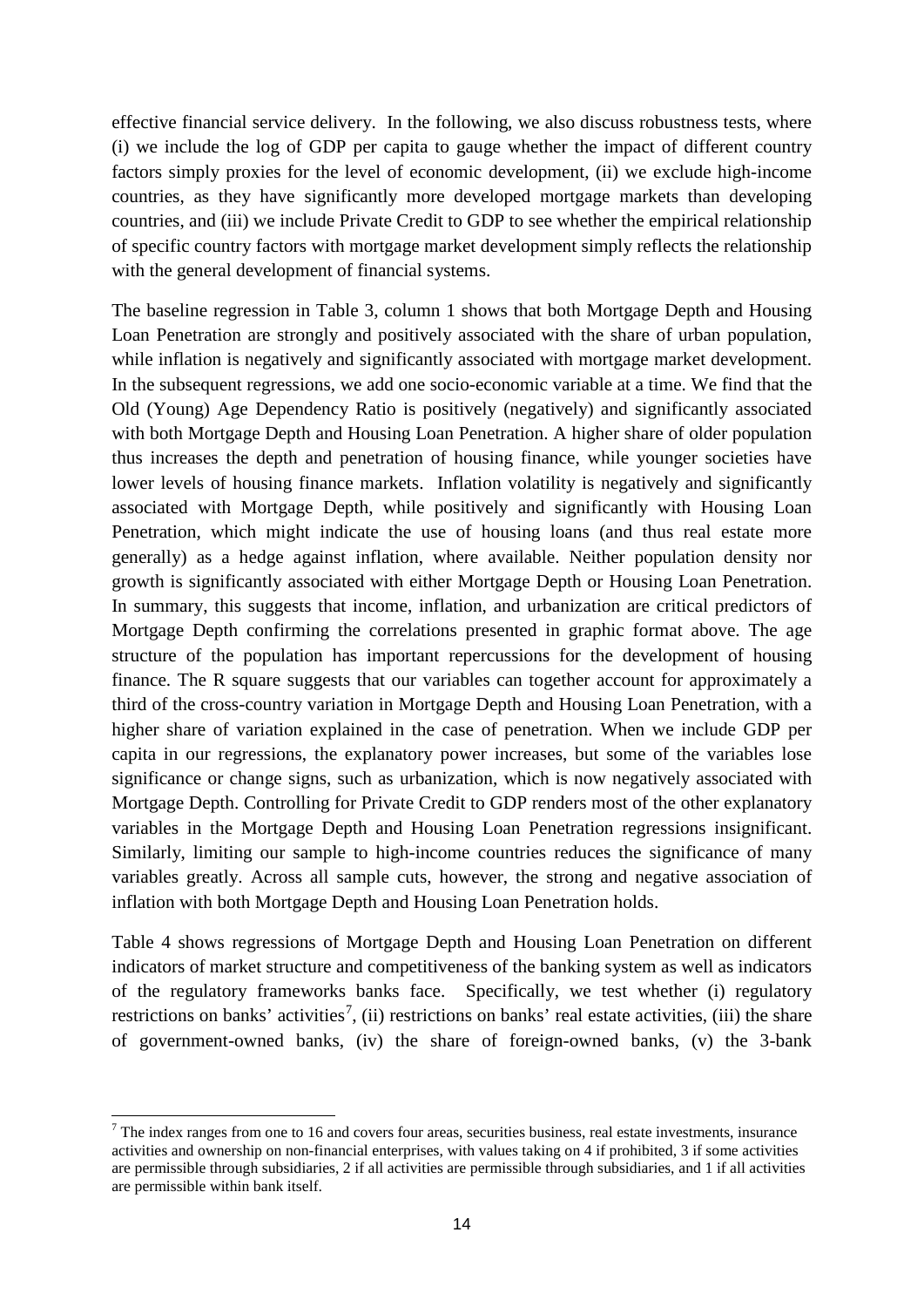effective financial service delivery. In the following, we also discuss robustness tests, where (i) we include the log of GDP per capita to gauge whether the impact of different country factors simply proxies for the level of economic development, (ii) we exclude high-income countries, as they have significantly more developed mortgage markets than developing countries, and (iii) we include Private Credit to GDP to see whether the empirical relationship of specific country factors with mortgage market development simply reflects the relationship with the general development of financial systems.

The baseline regression in Table 3, column 1 shows that both Mortgage Depth and Housing Loan Penetration are strongly and positively associated with the share of urban population, while inflation is negatively and significantly associated with mortgage market development. In the subsequent regressions, we add one socio-economic variable at a time. We find that the Old (Young) Age Dependency Ratio is positively (negatively) and significantly associated with both Mortgage Depth and Housing Loan Penetration. A higher share of older population thus increases the depth and penetration of housing finance, while younger societies have lower levels of housing finance markets. Inflation volatility is negatively and significantly associated with Mortgage Depth, while positively and significantly with Housing Loan Penetration, which might indicate the use of housing loans (and thus real estate more generally) as a hedge against inflation, where available. Neither population density nor growth is significantly associated with either Mortgage Depth or Housing Loan Penetration. In summary, this suggests that income, inflation, and urbanization are critical predictors of Mortgage Depth confirming the correlations presented in graphic format above. The age structure of the population has important repercussions for the development of housing finance. The R square suggests that our variables can together account for approximately a third of the cross-country variation in Mortgage Depth and Housing Loan Penetration, with a higher share of variation explained in the case of penetration. When we include GDP per capita in our regressions, the explanatory power increases, but some of the variables lose significance or change signs, such as urbanization, which is now negatively associated with Mortgage Depth. Controlling for Private Credit to GDP renders most of the other explanatory variables in the Mortgage Depth and Housing Loan Penetration regressions insignificant. Similarly, limiting our sample to high-income countries reduces the significance of many variables greatly. Across all sample cuts, however, the strong and negative association of inflation with both Mortgage Depth and Housing Loan Penetration holds.

Table 4 shows regressions of Mortgage Depth and Housing Loan Penetration on different indicators of market structure and competitiveness of the banking system as well as indicators of the regulatory frameworks banks face. Specifically, we test whether (i) regulatory restrictions on banks' activities[7], (ii) restrictions on banks' real estate activities, (iii) the share of government-owned banks, (iv) the share of foreign-owned banks, (v) the 3-bank

---

[7] The index ranges from one to 16 and covers four areas, securities business, real estate investments, insurance activities and ownership on non-financial enterprises, with values taking on 4 if prohibited, 3 if some activities are permissible through subsidiaries, 2 if all activities are permissible through subsidiaries, and 1 if all activities are permissible within bank itself.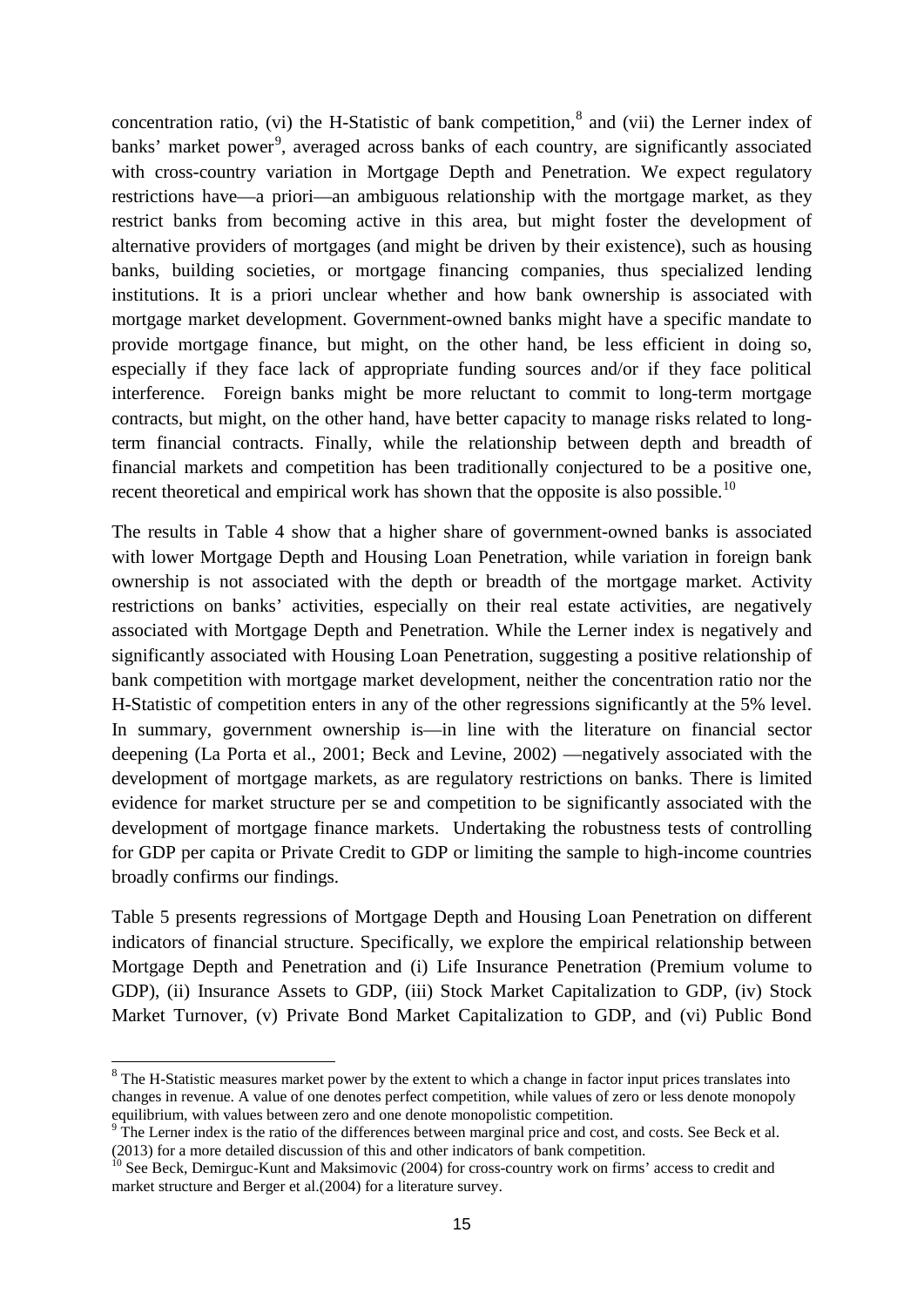concentration ratio, (vi) the H-Statistic of bank competition,[8] and (vii) the Lerner index of banks' market power[9], averaged across banks of each country, are significantly associated with cross-country variation in Mortgage Depth and Penetration. We expect regulatory restrictions have—a priori—an ambiguous relationship with the mortgage market, as they restrict banks from becoming active in this area, but might foster the development of alternative providers of mortgages (and might be driven by their existence), such as housing banks, building societies, or mortgage financing companies, thus specialized lending institutions. It is a priori unclear whether and how bank ownership is associated with mortgage market development. Government-owned banks might have a specific mandate to provide mortgage finance, but might, on the other hand, be less efficient in doing so, especially if they face lack of appropriate funding sources and/or if they face political interference. Foreign banks might be more reluctant to commit to long-term mortgage contracts, but might, on the other hand, have better capacity to manage risks related to long-term financial contracts. Finally, while the relationship between depth and breadth of financial markets and competition has been traditionally conjectured to be a positive one, recent theoretical and empirical work has shown that the opposite is also possible.[10]

The results in Table 4 show that a higher share of government-owned banks is associated with lower Mortgage Depth and Housing Loan Penetration, while variation in foreign bank ownership is not associated with the depth or breadth of the mortgage market. Activity restrictions on banks' activities, especially on their real estate activities, are negatively associated with Mortgage Depth and Penetration. While the Lerner index is negatively and significantly associated with Housing Loan Penetration, suggesting a positive relationship of bank competition with mortgage market development, neither the concentration ratio nor the H-Statistic of competition enters in any of the other regressions significantly at the 5% level. In summary, government ownership is—in line with the literature on financial sector deepening (La Porta et al., 2001; Beck and Levine, 2002) —negatively associated with the development of mortgage markets, as are regulatory restrictions on banks. There is limited evidence for market structure per se and competition to be significantly associated with the development of mortgage finance markets. Undertaking the robustness tests of controlling for GDP per capita or Private Credit to GDP or limiting the sample to high-income countries broadly confirms our findings.

Table 5 presents regressions of Mortgage Depth and Housing Loan Penetration on different indicators of financial structure. Specifically, we explore the empirical relationship between Mortgage Depth and Penetration and (i) Life Insurance Penetration (Premium volume to GDP), (ii) Insurance Assets to GDP, (iii) Stock Market Capitalization to GDP, (iv) Stock Market Turnover, (v) Private Bond Market Capitalization to GDP, and (vi) Public Bond

---

[8] The H-Statistic measures market power by the extent to which a change in factor input prices translates into changes in revenue. A value of one denotes perfect competition, while values of zero or less denote monopoly equilibrium, with values between zero and one denote monopolistic competition.

[9] The Lerner index is the ratio of the differences between marginal price and cost, and costs. See Beck et al. (2013) for a more detailed discussion of this and other indicators of bank competition.

[10] See Beck, Demirguc-Kunt and Maksimovic (2004) for cross-country work on firms' access to credit and market structure and Berger et al.(2004) for a literature survey.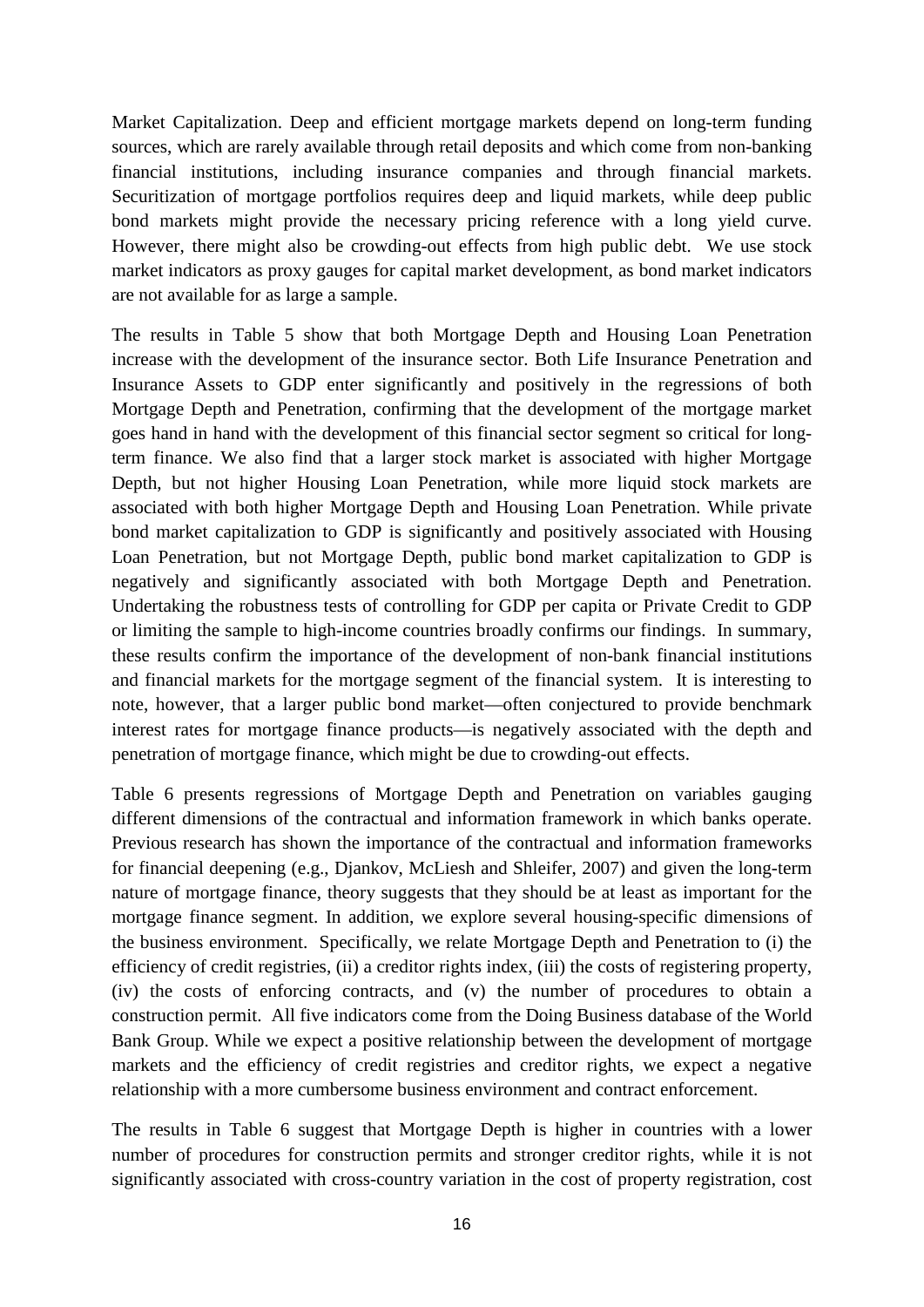Market Capitalization. Deep and efficient mortgage markets depend on long-term funding sources, which are rarely available through retail deposits and which come from non-banking financial institutions, including insurance companies and through financial markets. Securitization of mortgage portfolios requires deep and liquid markets, while deep public bond markets might provide the necessary pricing reference with a long yield curve. However, there might also be crowding-out effects from high public debt. We use stock market indicators as proxy gauges for capital market development, as bond market indicators are not available for as large a sample.

The results in Table 5 show that both Mortgage Depth and Housing Loan Penetration increase with the development of the insurance sector. Both Life Insurance Penetration and Insurance Assets to GDP enter significantly and positively in the regressions of both Mortgage Depth and Penetration, confirming that the development of the mortgage market goes hand in hand with the development of this financial sector segment so critical for long-term finance. We also find that a larger stock market is associated with higher Mortgage Depth, but not higher Housing Loan Penetration, while more liquid stock markets are associated with both higher Mortgage Depth and Housing Loan Penetration. While private bond market capitalization to GDP is significantly and positively associated with Housing Loan Penetration, but not Mortgage Depth, public bond market capitalization to GDP is negatively and significantly associated with both Mortgage Depth and Penetration. Undertaking the robustness tests of controlling for GDP per capita or Private Credit to GDP or limiting the sample to high-income countries broadly confirms our findings. In summary, these results confirm the importance of the development of non-bank financial institutions and financial markets for the mortgage segment of the financial system. It is interesting to note, however, that a larger public bond market—often conjectured to provide benchmark interest rates for mortgage finance products—is negatively associated with the depth and penetration of mortgage finance, which might be due to crowding-out effects.

Table 6 presents regressions of Mortgage Depth and Penetration on variables gauging different dimensions of the contractual and information framework in which banks operate. Previous research has shown the importance of the contractual and information frameworks for financial deepening (e.g., Djankov, McLiesh and Shleifer, 2007) and given the long-term nature of mortgage finance, theory suggests that they should be at least as important for the mortgage finance segment. In addition, we explore several housing-specific dimensions of the business environment. Specifically, we relate Mortgage Depth and Penetration to (i) the efficiency of credit registries, (ii) a creditor rights index, (iii) the costs of registering property, (iv) the costs of enforcing contracts, and (v) the number of procedures to obtain a construction permit. All five indicators come from the Doing Business database of the World Bank Group. While we expect a positive relationship between the development of mortgage markets and the efficiency of credit registries and creditor rights, we expect a negative relationship with a more cumbersome business environment and contract enforcement.

The results in Table 6 suggest that Mortgage Depth is higher in countries with a lower number of procedures for construction permits and stronger creditor rights, while it is not significantly associated with cross-country variation in the cost of property registration, cost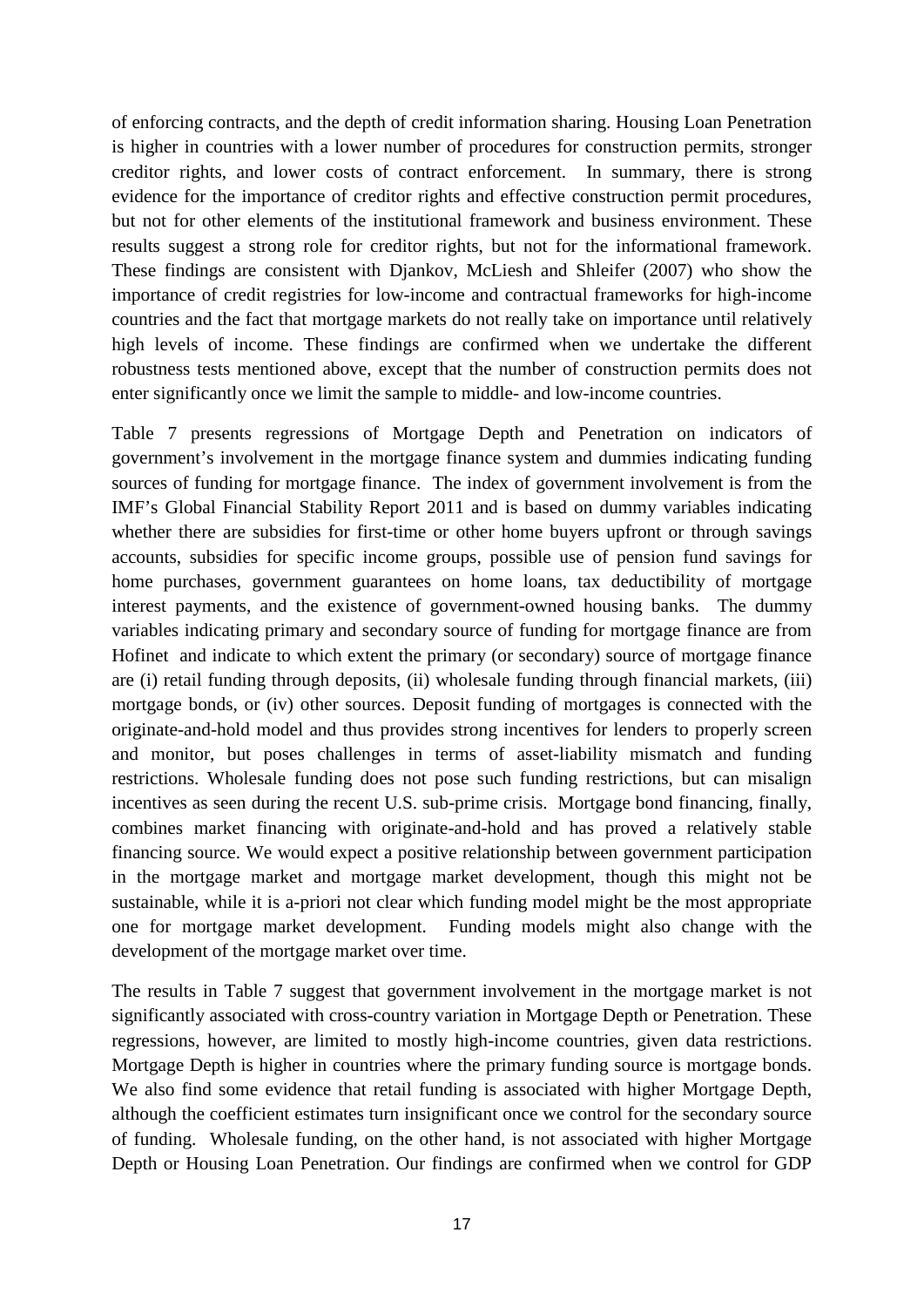of enforcing contracts, and the depth of credit information sharing. Housing Loan Penetration is higher in countries with a lower number of procedures for construction permits, stronger creditor rights, and lower costs of contract enforcement. In summary, there is strong evidence for the importance of creditor rights and effective construction permit procedures, but not for other elements of the institutional framework and business environment. These results suggest a strong role for creditor rights, but not for the informational framework. These findings are consistent with Djankov, McLiesh and Shleifer (2007) who show the importance of credit registries for low-income and contractual frameworks for high-income countries and the fact that mortgage markets do not really take on importance until relatively high levels of income. These findings are confirmed when we undertake the different robustness tests mentioned above, except that the number of construction permits does not enter significantly once we limit the sample to middle- and low-income countries.

Table 7 presents regressions of Mortgage Depth and Penetration on indicators of government's involvement in the mortgage finance system and dummies indicating funding sources of funding for mortgage finance. The index of government involvement is from the IMF's Global Financial Stability Report 2011 and is based on dummy variables indicating whether there are subsidies for first-time or other home buyers upfront or through savings accounts, subsidies for specific income groups, possible use of pension fund savings for home purchases, government guarantees on home loans, tax deductibility of mortgage interest payments, and the existence of government-owned housing banks. The dummy variables indicating primary and secondary source of funding for mortgage finance are from Hofinet and indicate to which extent the primary (or secondary) source of mortgage finance are (i) retail funding through deposits, (ii) wholesale funding through financial markets, (iii) mortgage bonds, or (iv) other sources. Deposit funding of mortgages is connected with the originate-and-hold model and thus provides strong incentives for lenders to properly screen and monitor, but poses challenges in terms of asset-liability mismatch and funding restrictions. Wholesale funding does not pose such funding restrictions, but can misalign incentives as seen during the recent U.S. sub-prime crisis. Mortgage bond financing, finally, combines market financing with originate-and-hold and has proved a relatively stable financing source. We would expect a positive relationship between government participation in the mortgage market and mortgage market development, though this might not be sustainable, while it is a-priori not clear which funding model might be the most appropriate one for mortgage market development. Funding models might also change with the development of the mortgage market over time.

The results in Table 7 suggest that government involvement in the mortgage market is not significantly associated with cross-country variation in Mortgage Depth or Penetration. These regressions, however, are limited to mostly high-income countries, given data restrictions. Mortgage Depth is higher in countries where the primary funding source is mortgage bonds. We also find some evidence that retail funding is associated with higher Mortgage Depth, although the coefficient estimates turn insignificant once we control for the secondary source of funding. Wholesale funding, on the other hand, is not associated with higher Mortgage Depth or Housing Loan Penetration. Our findings are confirmed when we control for GDP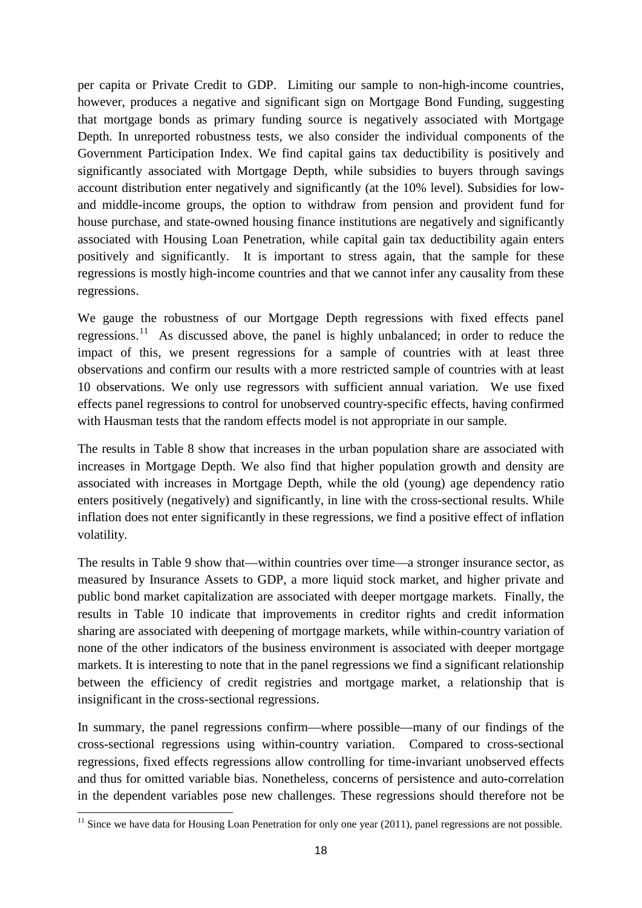per capita or Private Credit to GDP. Limiting our sample to non-high-income countries, however, produces a negative and significant sign on Mortgage Bond Funding, suggesting that mortgage bonds as primary funding source is negatively associated with Mortgage Depth. In unreported robustness tests, we also consider the individual components of the Government Participation Index. We find capital gains tax deductibility is positively and significantly associated with Mortgage Depth, while subsidies to buyers through savings account distribution enter negatively and significantly (at the 10% level). Subsidies for low- and middle-income groups, the option to withdraw from pension and provident fund for house purchase, and state-owned housing finance institutions are negatively and significantly associated with Housing Loan Penetration, while capital gain tax deductibility again enters positively and significantly. It is important to stress again, that the sample for these regressions is mostly high-income countries and that we cannot infer any causality from these regressions.

We gauge the robustness of our Mortgage Depth regressions with fixed effects panel regressions.[11] As discussed above, the panel is highly unbalanced; in order to reduce the impact of this, we present regressions for a sample of countries with at least three observations and confirm our results with a more restricted sample of countries with at least 10 observations. We only use regressors with sufficient annual variation. We use fixed effects panel regressions to control for unobserved country-specific effects, having confirmed with Hausman tests that the random effects model is not appropriate in our sample.

The results in Table 8 show that increases in the urban population share are associated with increases in Mortgage Depth. We also find that higher population growth and density are associated with increases in Mortgage Depth, while the old (young) age dependency ratio enters positively (negatively) and significantly, in line with the cross-sectional results. While inflation does not enter significantly in these regressions, we find a positive effect of inflation volatility.

The results in Table 9 show that—within countries over time—a stronger insurance sector, as measured by Insurance Assets to GDP, a more liquid stock market, and higher private and public bond market capitalization are associated with deeper mortgage markets. Finally, the results in Table 10 indicate that improvements in creditor rights and credit information sharing are associated with deepening of mortgage markets, while within-country variation of none of the other indicators of the business environment is associated with deeper mortgage markets. It is interesting to note that in the panel regressions we find a significant relationship between the efficiency of credit registries and mortgage market, a relationship that is insignificant in the cross-sectional regressions.

In summary, the panel regressions confirm—where possible—many of our findings of the cross-sectional regressions using within-country variation. Compared to cross-sectional regressions, fixed effects regressions allow controlling for time-invariant unobserved effects and thus for omitted variable bias. Nonetheless, concerns of persistence and auto-correlation in the dependent variables pose new challenges. These regressions should therefore not be

[11] Since we have data for Housing Loan Penetration for only one year (2011), panel regressions are not possible.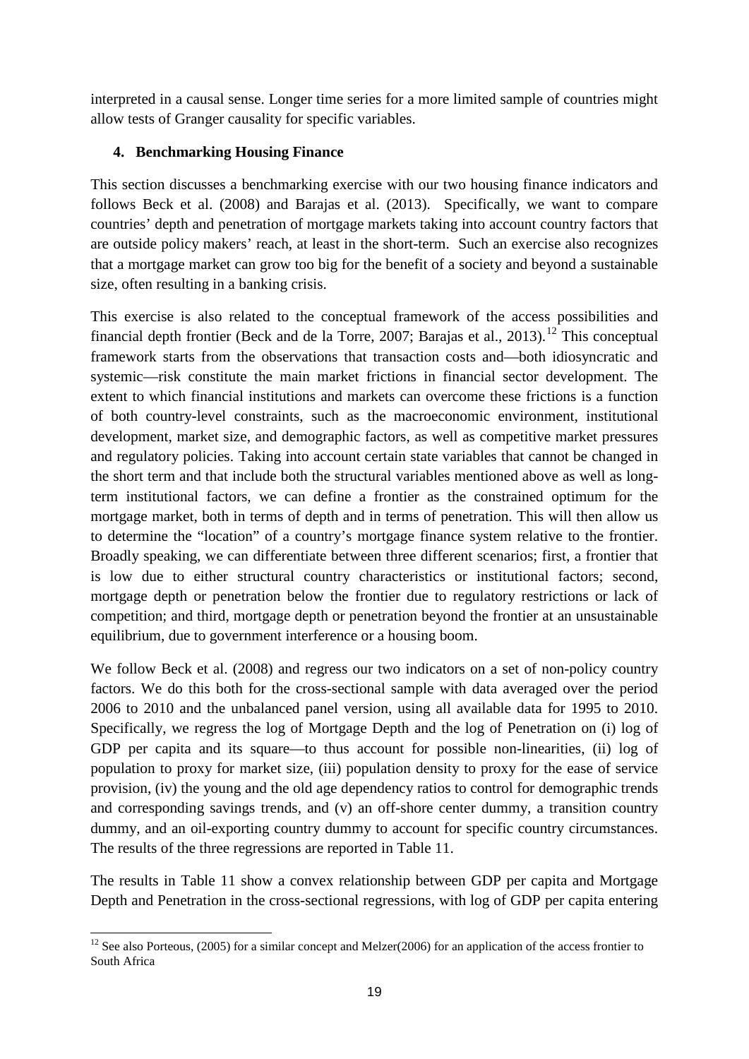interpreted in a causal sense. Longer time series for a more limited sample of countries might allow tests of Granger causality for specific variables.

## 4. Benchmarking Housing Finance

This section discusses a benchmarking exercise with our two housing finance indicators and follows Beck et al. (2008) and Barajas et al. (2013). Specifically, we want to compare countries' depth and penetration of mortgage markets taking into account country factors that are outside policy makers' reach, at least in the short-term. Such an exercise also recognizes that a mortgage market can grow too big for the benefit of a society and beyond a sustainable size, often resulting in a banking crisis.

This exercise is also related to the conceptual framework of the access possibilities and financial depth frontier (Beck and de la Torre, 2007; Barajas et al., 2013).[12] This conceptual framework starts from the observations that transaction costs and—both idiosyncratic and systemic—risk constitute the main market frictions in financial sector development. The extent to which financial institutions and markets can overcome these frictions is a function of both country-level constraints, such as the macroeconomic environment, institutional development, market size, and demographic factors, as well as competitive market pressures and regulatory policies. Taking into account certain state variables that cannot be changed in the short term and that include both the structural variables mentioned above as well as long-term institutional factors, we can define a frontier as the constrained optimum for the mortgage market, both in terms of depth and in terms of penetration. This will then allow us to determine the "location" of a country's mortgage finance system relative to the frontier. Broadly speaking, we can differentiate between three different scenarios; first, a frontier that is low due to either structural country characteristics or institutional factors; second, mortgage depth or penetration below the frontier due to regulatory restrictions or lack of competition; and third, mortgage depth or penetration beyond the frontier at an unsustainable equilibrium, due to government interference or a housing boom.

We follow Beck et al. (2008) and regress our two indicators on a set of non-policy country factors. We do this both for the cross-sectional sample with data averaged over the period 2006 to 2010 and the unbalanced panel version, using all available data for 1995 to 2010. Specifically, we regress the log of Mortgage Depth and the log of Penetration on (i) log of GDP per capita and its square—to thus account for possible non-linearities, (ii) log of population to proxy for market size, (iii) population density to proxy for the ease of service provision, (iv) the young and the old age dependency ratios to control for demographic trends and corresponding savings trends, and (v) an off-shore center dummy, a transition country dummy, and an oil-exporting country dummy to account for specific country circumstances. The results of the three regressions are reported in Table 11.

The results in Table 11 show a convex relationship between GDP per capita and Mortgage Depth and Penetration in the cross-sectional regressions, with log of GDP per capita entering

[12] See also Porteous, (2005) for a similar concept and Melzer(2006) for an application of the access frontier to South Africa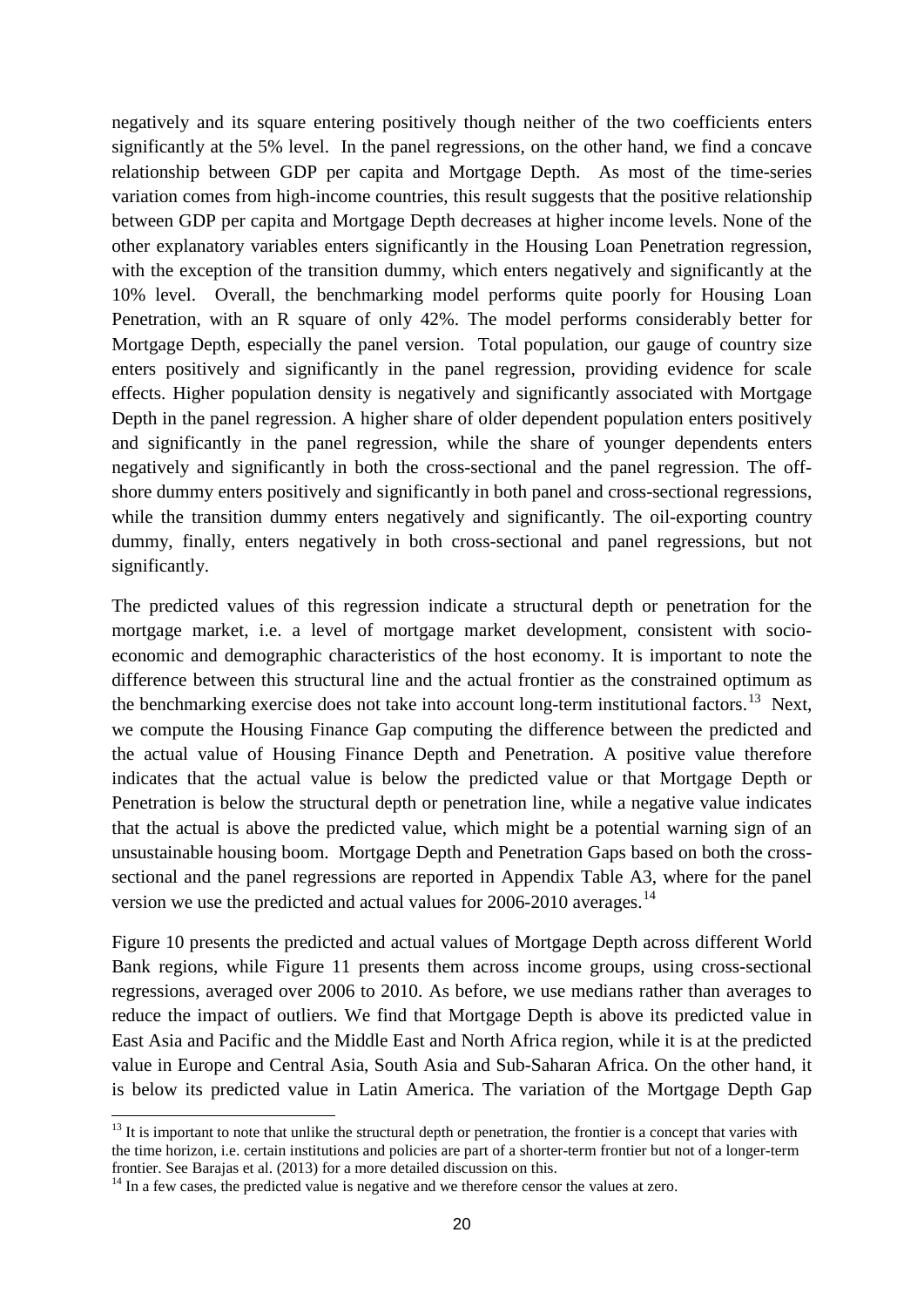negatively and its square entering positively though neither of the two coefficients enters significantly at the 5% level. In the panel regressions, on the other hand, we find a concave relationship between GDP per capita and Mortgage Depth. As most of the time-series variation comes from high-income countries, this result suggests that the positive relationship between GDP per capita and Mortgage Depth decreases at higher income levels. None of the other explanatory variables enters significantly in the Housing Loan Penetration regression, with the exception of the transition dummy, which enters negatively and significantly at the 10% level. Overall, the benchmarking model performs quite poorly for Housing Loan Penetration, with an R square of only 42%. The model performs considerably better for Mortgage Depth, especially the panel version. Total population, our gauge of country size enters positively and significantly in the panel regression, providing evidence for scale effects. Higher population density is negatively and significantly associated with Mortgage Depth in the panel regression. A higher share of older dependent population enters positively and significantly in the panel regression, while the share of younger dependents enters negatively and significantly in both the cross-sectional and the panel regression. The off-shore dummy enters positively and significantly in both panel and cross-sectional regressions, while the transition dummy enters negatively and significantly. The oil-exporting country dummy, finally, enters negatively in both cross-sectional and panel regressions, but not significantly.

The predicted values of this regression indicate a structural depth or penetration for the mortgage market, i.e. a level of mortgage market development, consistent with socio-economic and demographic characteristics of the host economy. It is important to note the difference between this structural line and the actual frontier as the constrained optimum as the benchmarking exercise does not take into account long-term institutional factors.[13] Next, we compute the Housing Finance Gap computing the difference between the predicted and the actual value of Housing Finance Depth and Penetration. A positive value therefore indicates that the actual value is below the predicted value or that Mortgage Depth or Penetration is below the structural depth or penetration line, while a negative value indicates that the actual is above the predicted value, which might be a potential warning sign of an unsustainable housing boom. Mortgage Depth and Penetration Gaps based on both the cross-sectional and the panel regressions are reported in Appendix Table A3, where for the panel version we use the predicted and actual values for 2006-2010 averages.[14]

Figure 10 presents the predicted and actual values of Mortgage Depth across different World Bank regions, while Figure 11 presents them across income groups, using cross-sectional regressions, averaged over 2006 to 2010. As before, we use medians rather than averages to reduce the impact of outliers. We find that Mortgage Depth is above its predicted value in East Asia and Pacific and the Middle East and North Africa region, while it is at the predicted value in Europe and Central Asia, South Asia and Sub-Saharan Africa. On the other hand, it is below its predicted value in Latin America. The variation of the Mortgage Depth Gap

[13] It is important to note that unlike the structural depth or penetration, the frontier is a concept that varies with the time horizon, i.e. certain institutions and policies are part of a shorter-term frontier but not of a longer-term frontier. See Barajas et al. (2013) for a more detailed discussion on this.

[14] In a few cases, the predicted value is negative and we therefore censor the values at zero.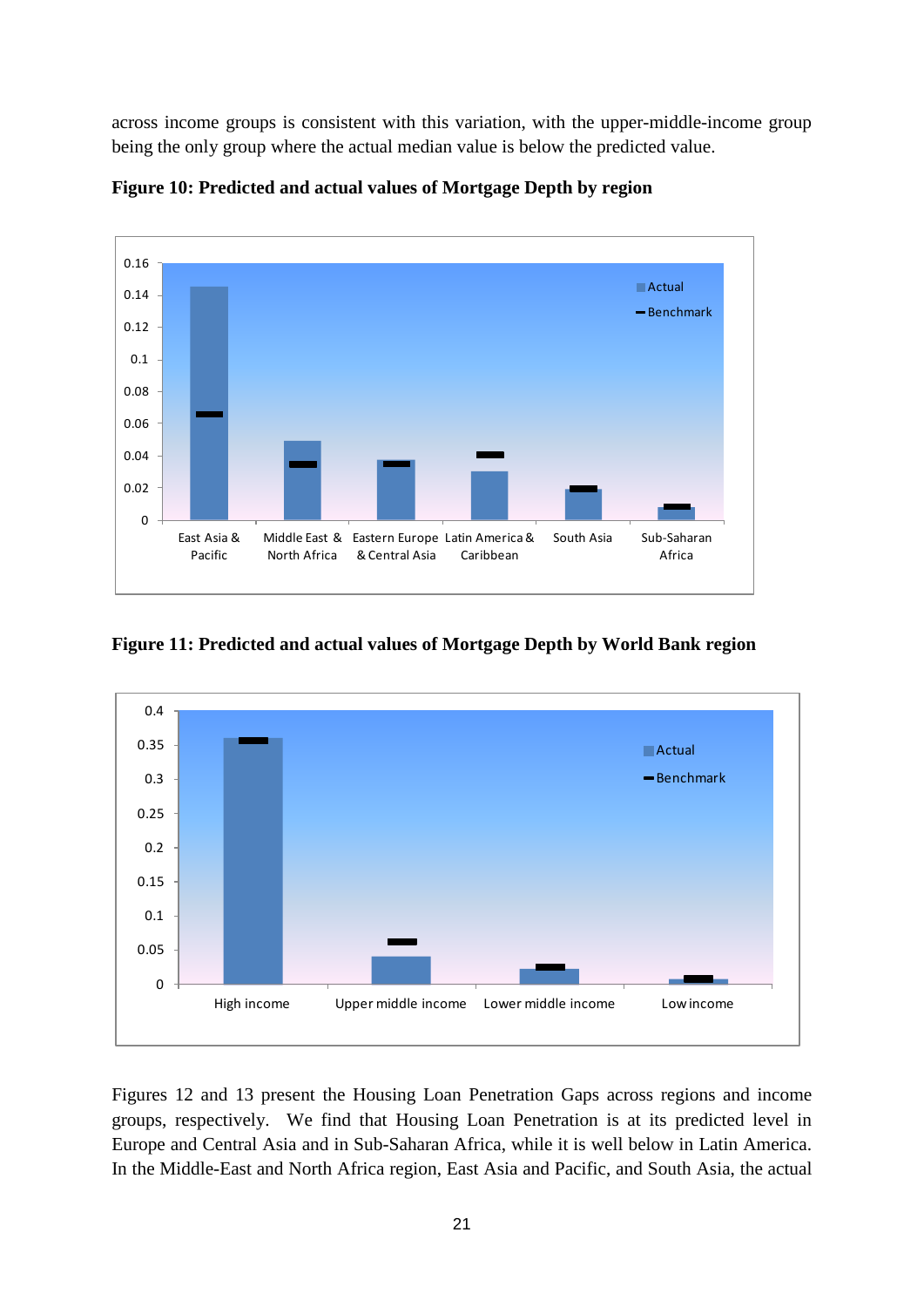across income groups is consistent with this variation, with the upper-middle-income group being the only group where the actual median value is below the predicted value.

**Figure 10: Predicted and actual values of Mortgage Depth by region**

**Figure 11: Predicted and actual values of Mortgage Depth by World Bank region**

Figures 12 and 13 present the Housing Loan Penetration Gaps across regions and income groups, respectively. We find that Housing Loan Penetration is at its predicted level in Europe and Central Asia and in Sub-Saharan Africa, while it is well below in Latin America. In the Middle-East and North Africa region, East Asia and Pacific, and South Asia, the actual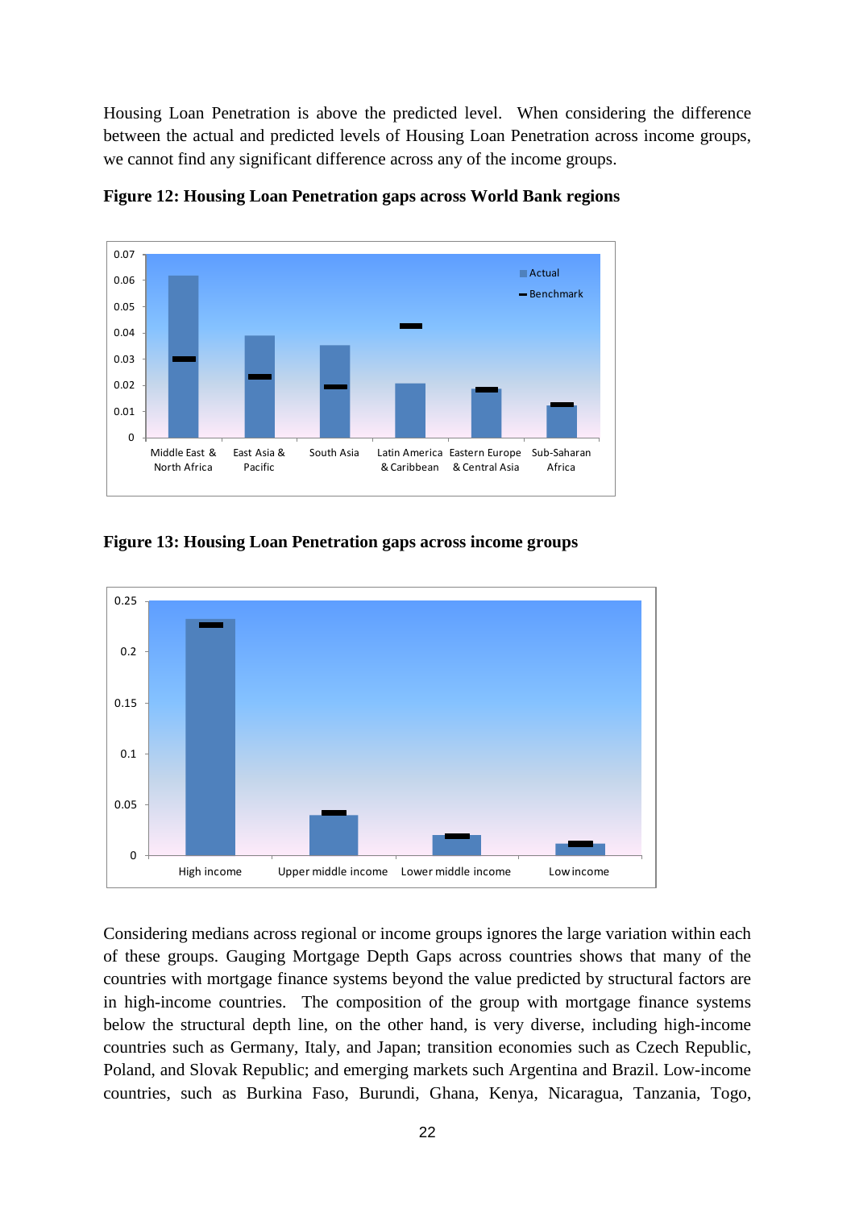Housing Loan Penetration is above the predicted level. When considering the difference between the actual and predicted levels of Housing Loan Penetration across income groups, we cannot find any significant difference across any of the income groups.

**Figure 12: Housing Loan Penetration gaps across World Bank regions**

**Figure 13: Housing Loan Penetration gaps across income groups**

Considering medians across regional or income groups ignores the large variation within each of these groups. Gauging Mortgage Depth Gaps across countries shows that many of the countries with mortgage finance systems beyond the value predicted by structural factors are in high-income countries. The composition of the group with mortgage finance systems below the structural depth line, on the other hand, is very diverse, including high-income countries such as Germany, Italy, and Japan; transition economies such as Czech Republic, Poland, and Slovak Republic; and emerging markets such Argentina and Brazil. Low-income countries, such as Burkina Faso, Burundi, Ghana, Kenya, Nicaragua, Tanzania, Togo,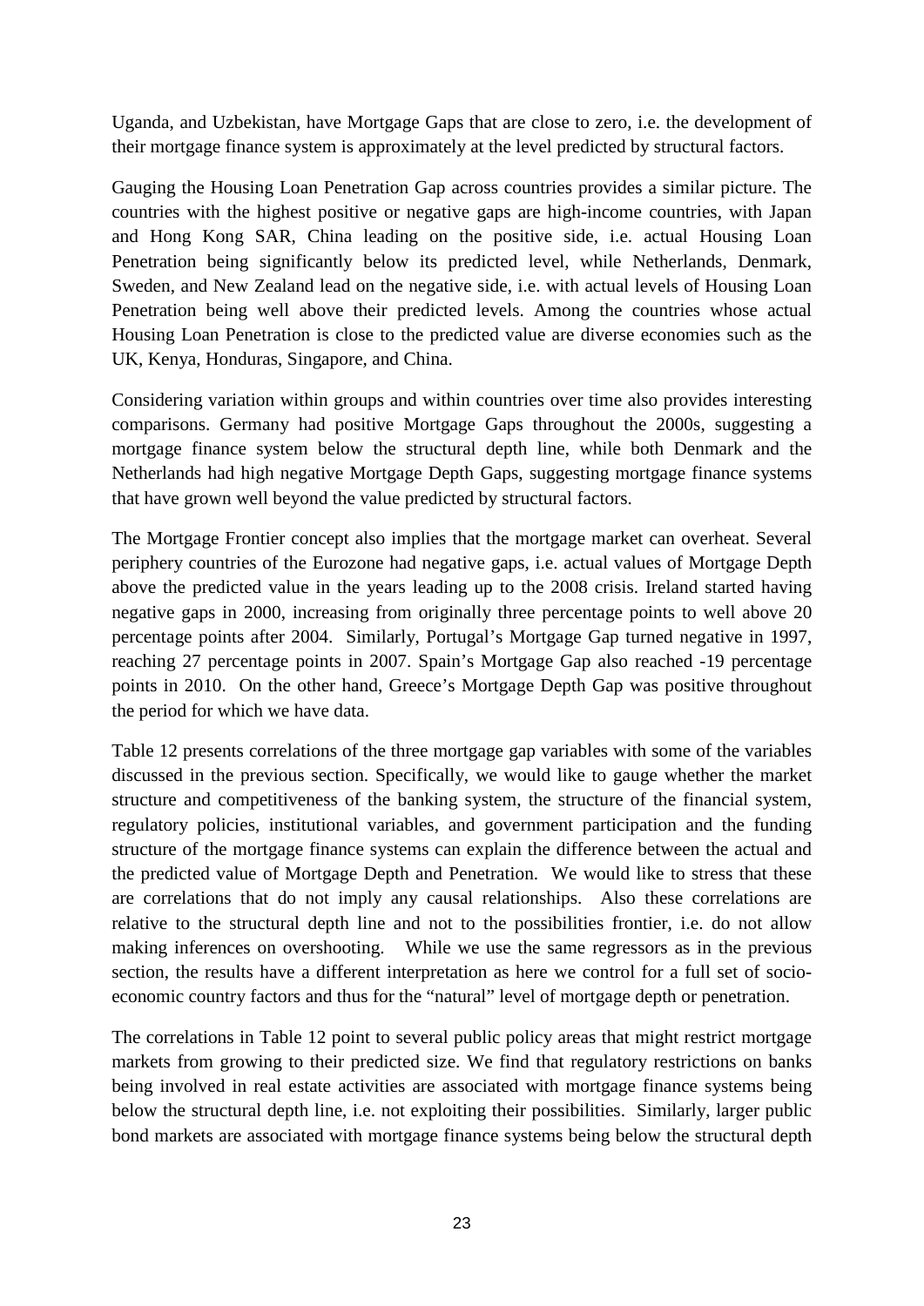Uganda, and Uzbekistan, have Mortgage Gaps that are close to zero, i.e. the development of their mortgage finance system is approximately at the level predicted by structural factors.

Gauging the Housing Loan Penetration Gap across countries provides a similar picture. The countries with the highest positive or negative gaps are high-income countries, with Japan and Hong Kong SAR, China leading on the positive side, i.e. actual Housing Loan Penetration being significantly below its predicted level, while Netherlands, Denmark, Sweden, and New Zealand lead on the negative side, i.e. with actual levels of Housing Loan Penetration being well above their predicted levels. Among the countries whose actual Housing Loan Penetration is close to the predicted value are diverse economies such as the UK, Kenya, Honduras, Singapore, and China.

Considering variation within groups and within countries over time also provides interesting comparisons. Germany had positive Mortgage Gaps throughout the 2000s, suggesting a mortgage finance system below the structural depth line, while both Denmark and the Netherlands had high negative Mortgage Depth Gaps, suggesting mortgage finance systems that have grown well beyond the value predicted by structural factors.

The Mortgage Frontier concept also implies that the mortgage market can overheat. Several periphery countries of the Eurozone had negative gaps, i.e. actual values of Mortgage Depth above the predicted value in the years leading up to the 2008 crisis. Ireland started having negative gaps in 2000, increasing from originally three percentage points to well above 20 percentage points after 2004. Similarly, Portugal's Mortgage Gap turned negative in 1997, reaching 27 percentage points in 2007. Spain's Mortgage Gap also reached -19 percentage points in 2010. On the other hand, Greece's Mortgage Depth Gap was positive throughout the period for which we have data.

Table 12 presents correlations of the three mortgage gap variables with some of the variables discussed in the previous section. Specifically, we would like to gauge whether the market structure and competitiveness of the banking system, the structure of the financial system, regulatory policies, institutional variables, and government participation and the funding structure of the mortgage finance systems can explain the difference between the actual and the predicted value of Mortgage Depth and Penetration. We would like to stress that these are correlations that do not imply any causal relationships. Also these correlations are relative to the structural depth line and not to the possibilities frontier, i.e. do not allow making inferences on overshooting. While we use the same regressors as in the previous section, the results have a different interpretation as here we control for a full set of socio-economic country factors and thus for the "natural" level of mortgage depth or penetration.

The correlations in Table 12 point to several public policy areas that might restrict mortgage markets from growing to their predicted size. We find that regulatory restrictions on banks being involved in real estate activities are associated with mortgage finance systems being below the structural depth line, i.e. not exploiting their possibilities. Similarly, larger public bond markets are associated with mortgage finance systems being below the structural depth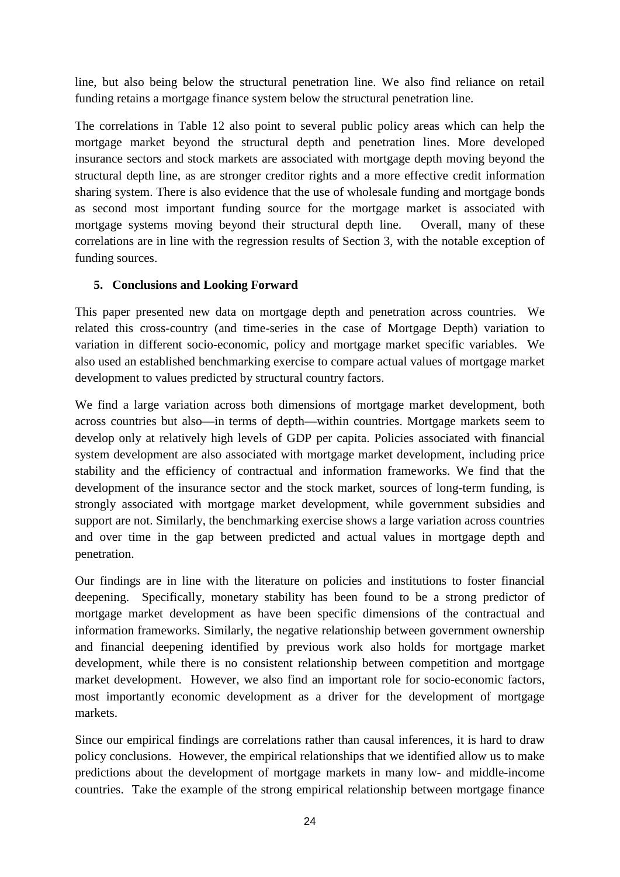line, but also being below the structural penetration line. We also find reliance on retail funding retains a mortgage finance system below the structural penetration line.

The correlations in Table 12 also point to several public policy areas which can help the mortgage market beyond the structural depth and penetration lines. More developed insurance sectors and stock markets are associated with mortgage depth moving beyond the structural depth line, as are stronger creditor rights and a more effective credit information sharing system. There is also evidence that the use of wholesale funding and mortgage bonds as second most important funding source for the mortgage market is associated with mortgage systems moving beyond their structural depth line. Overall, many of these correlations are in line with the regression results of Section 3, with the notable exception of funding sources.

## 5. Conclusions and Looking Forward

This paper presented new data on mortgage depth and penetration across countries. We related this cross-country (and time-series in the case of Mortgage Depth) variation to variation in different socio-economic, policy and mortgage market specific variables. We also used an established benchmarking exercise to compare actual values of mortgage market development to values predicted by structural country factors.

We find a large variation across both dimensions of mortgage market development, both across countries but also—in terms of depth—within countries. Mortgage markets seem to develop only at relatively high levels of GDP per capita. Policies associated with financial system development are also associated with mortgage market development, including price stability and the efficiency of contractual and information frameworks. We find that the development of the insurance sector and the stock market, sources of long-term funding, is strongly associated with mortgage market development, while government subsidies and support are not. Similarly, the benchmarking exercise shows a large variation across countries and over time in the gap between predicted and actual values in mortgage depth and penetration.

Our findings are in line with the literature on policies and institutions to foster financial deepening. Specifically, monetary stability has been found to be a strong predictor of mortgage market development as have been specific dimensions of the contractual and information frameworks. Similarly, the negative relationship between government ownership and financial deepening identified by previous work also holds for mortgage market development, while there is no consistent relationship between competition and mortgage market development. However, we also find an important role for socio-economic factors, most importantly economic development as a driver for the development of mortgage markets.

Since our empirical findings are correlations rather than causal inferences, it is hard to draw policy conclusions. However, the empirical relationships that we identified allow us to make predictions about the development of mortgage markets in many low- and middle-income countries. Take the example of the strong empirical relationship between mortgage finance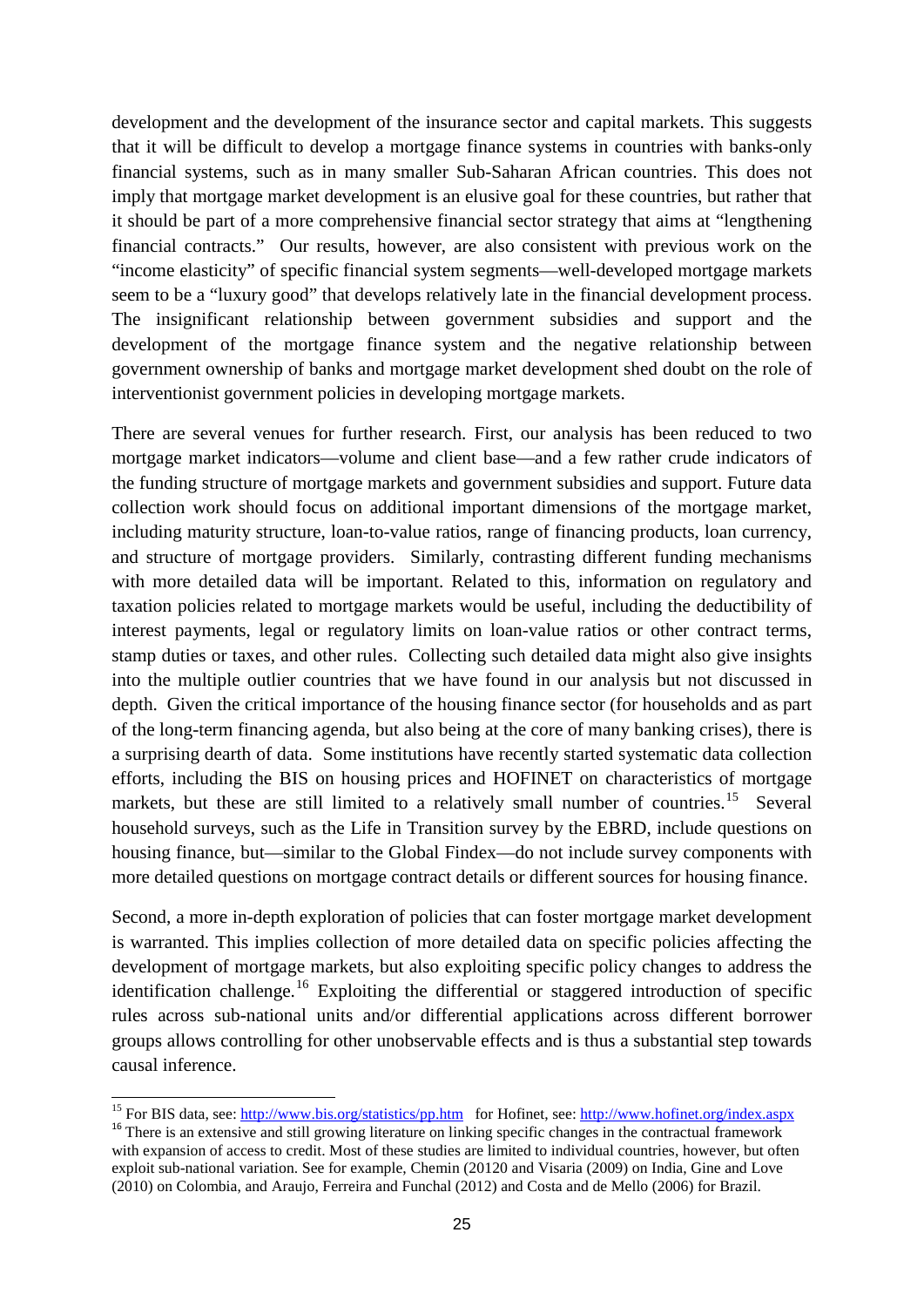development and the development of the insurance sector and capital markets. This suggests that it will be difficult to develop a mortgage finance systems in countries with banks-only financial systems, such as in many smaller Sub-Saharan African countries. This does not imply that mortgage market development is an elusive goal for these countries, but rather that it should be part of a more comprehensive financial sector strategy that aims at "lengthening financial contracts." Our results, however, are also consistent with previous work on the "income elasticity" of specific financial system segments—well-developed mortgage markets seem to be a "luxury good" that develops relatively late in the financial development process. The insignificant relationship between government subsidies and support and the development of the mortgage finance system and the negative relationship between government ownership of banks and mortgage market development shed doubt on the role of interventionist government policies in developing mortgage markets.

There are several venues for further research. First, our analysis has been reduced to two mortgage market indicators—volume and client base—and a few rather crude indicators of the funding structure of mortgage markets and government subsidies and support. Future data collection work should focus on additional important dimensions of the mortgage market, including maturity structure, loan-to-value ratios, range of financing products, loan currency, and structure of mortgage providers. Similarly, contrasting different funding mechanisms with more detailed data will be important. Related to this, information on regulatory and taxation policies related to mortgage markets would be useful, including the deductibility of interest payments, legal or regulatory limits on loan-value ratios or other contract terms, stamp duties or taxes, and other rules. Collecting such detailed data might also give insights into the multiple outlier countries that we have found in our analysis but not discussed in depth. Given the critical importance of the housing finance sector (for households and as part of the long-term financing agenda, but also being at the core of many banking crises), there is a surprising dearth of data. Some institutions have recently started systematic data collection efforts, including the BIS on housing prices and HOFINET on characteristics of mortgage markets, but these are still limited to a relatively small number of countries.[15] Several household surveys, such as the Life in Transition survey by the EBRD, include questions on housing finance, but—similar to the Global Findex—do not include survey components with more detailed questions on mortgage contract details or different sources for housing finance.

Second, a more in-depth exploration of policies that can foster mortgage market development is warranted. This implies collection of more detailed data on specific policies affecting the development of mortgage markets, but also exploiting specific policy changes to address the identification challenge.[16] Exploiting the differential or staggered introduction of specific rules across sub-national units and/or differential applications across different borrower groups allows controlling for other unobservable effects and is thus a substantial step towards causal inference.

---

[15] For BIS data, see: http://www.bis.org/statistics/pp.htm for Hofinet, see: http://www.hofinet.org/index.aspx

[16] There is an extensive and still growing literature on linking specific changes in the contractual framework with expansion of access to credit. Most of these studies are limited to individual countries, however, but often exploit sub-national variation. See for example, Chemin (20120 and Visaria (2009) on India, Gine and Love (2010) on Colombia, and Araujo, Ferreira and Funchal (2012) and Costa and de Mello (2006) for Brazil.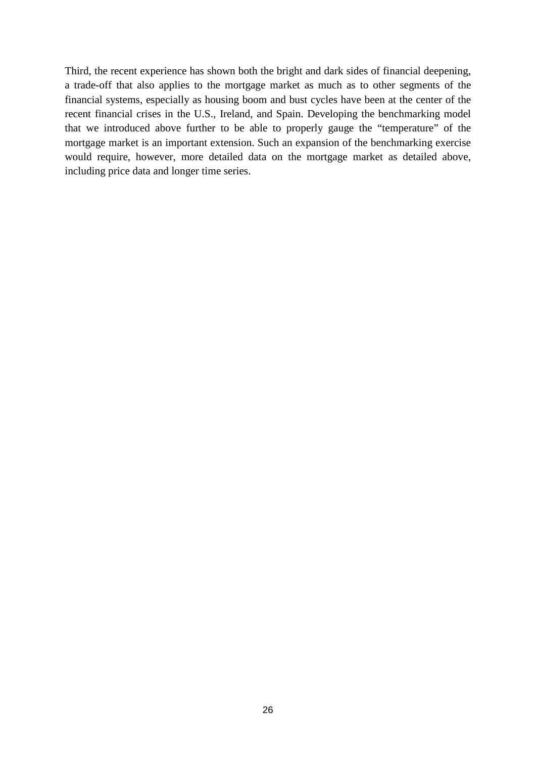Third, the recent experience has shown both the bright and dark sides of financial deepening, a trade-off that also applies to the mortgage market as much as to other segments of the financial systems, especially as housing boom and bust cycles have been at the center of the recent financial crises in the U.S., Ireland, and Spain. Developing the benchmarking model that we introduced above further to be able to properly gauge the "temperature" of the mortgage market is an important extension. Such an expansion of the benchmarking exercise would require, however, more detailed data on the mortgage market as detailed above, including price data and longer time series.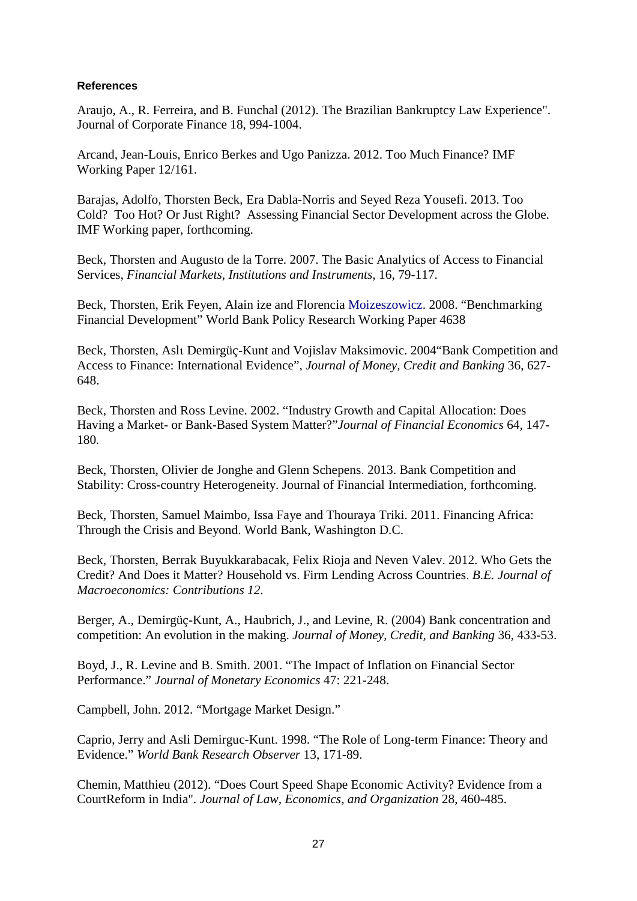**References**

Araujo, A., R. Ferreira, and B. Funchal (2012). The Brazilian Bankruptcy Law Experience". Journal of Corporate Finance 18, 994-1004.

Arcand, Jean-Louis, Enrico Berkes and Ugo Panizza. 2012. Too Much Finance? IMF Working Paper 12/161.

Barajas, Adolfo, Thorsten Beck, Era Dabla-Norris and Seyed Reza Yousefi. 2013. Too Cold? Too Hot? Or Just Right? Assessing Financial Sector Development across the Globe. IMF Working paper, forthcoming.

Beck, Thorsten and Augusto de la Torre. 2007. The Basic Analytics of Access to Financial Services, *Financial Markets, Institutions and Instruments*, 16, 79-117.

Beck, Thorsten, Erik Feyen, Alain ize and Florencia Moizeszowicz. 2008. "Benchmarking Financial Development" World Bank Policy Research Working Paper 4638

Beck, Thorsten, Aslı Demirgüç-Kunt and Vojislav Maksimovic. 2004"Bank Competition and Access to Finance: International Evidence", *Journal of Money, Credit and Banking* 36, 627-648.

Beck, Thorsten and Ross Levine. 2002. "Industry Growth and Capital Allocation: Does Having a Market- or Bank-Based System Matter?"*Journal of Financial Economics* 64, 147-180.

Beck, Thorsten, Olivier de Jonghe and Glenn Schepens. 2013. Bank Competition and Stability: Cross-country Heterogeneity. Journal of Financial Intermediation, forthcoming.

Beck, Thorsten, Samuel Maimbo, Issa Faye and Thouraya Triki. 2011. Financing Africa: Through the Crisis and Beyond. World Bank, Washington D.C.

Beck, Thorsten, Berrak Buyukkarabacak, Felix Rioja and Neven Valev. 2012. Who Gets the Credit? And Does it Matter? Household vs. Firm Lending Across Countries. *B.E. Journal of Macroeconomics: Contributions 12.*

Berger, A., Demirgüç-Kunt, A., Haubrich, J., and Levine, R. (2004) Bank concentration and competition: An evolution in the making. *Journal of Money, Credit, and Banking* 36, 433-53.

Boyd, J., R. Levine and B. Smith. 2001. "The Impact of Inflation on Financial Sector Performance." *Journal of Monetary Economics* 47: 221-248.

Campbell, John. 2012. "Mortgage Market Design."

Caprio, Jerry and Asli Demirguc-Kunt. 1998. "The Role of Long-term Finance: Theory and Evidence." *World Bank Research Observer* 13, 171-89.

Chemin, Matthieu (2012). "Does Court Speed Shape Economic Activity? Evidence from a CourtReform in India". *Journal of Law, Economics, and Organization* 28, 460-485.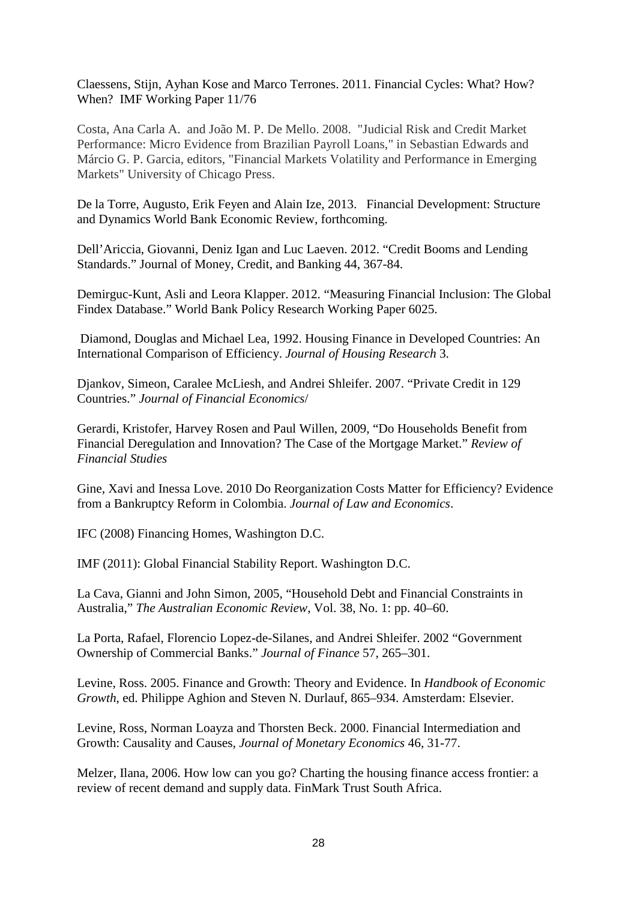Claessens, Stijn, Ayhan Kose and Marco Terrones. 2011. Financial Cycles: What? How? When? IMF Working Paper 11/76

Costa, Ana Carla A. and João M. P. De Mello. 2008. "Judicial Risk and Credit Market Performance: Micro Evidence from Brazilian Payroll Loans," in Sebastian Edwards and Márcio G. P. Garcia, editors, "Financial Markets Volatility and Performance in Emerging Markets" University of Chicago Press.

De la Torre, Augusto, Erik Feyen and Alain Ize, 2013. Financial Development: Structure and Dynamics World Bank Economic Review, forthcoming.

Dell'Ariccia, Giovanni, Deniz Igan and Luc Laeven. 2012. "Credit Booms and Lending Standards." Journal of Money, Credit, and Banking 44, 367-84.

Demirguc-Kunt, Asli and Leora Klapper. 2012. "Measuring Financial Inclusion: The Global Findex Database." World Bank Policy Research Working Paper 6025.

Diamond, Douglas and Michael Lea, 1992. Housing Finance in Developed Countries: An International Comparison of Efficiency. *Journal of Housing Research* 3.

Djankov, Simeon, Caralee McLiesh, and Andrei Shleifer. 2007. "Private Credit in 129 Countries." *Journal of Financial Economics*/

Gerardi, Kristofer, Harvey Rosen and Paul Willen, 2009, "Do Households Benefit from Financial Deregulation and Innovation? The Case of the Mortgage Market." *Review of Financial Studies*

Gine, Xavi and Inessa Love. 2010 Do Reorganization Costs Matter for Efficiency? Evidence from a Bankruptcy Reform in Colombia. *Journal of Law and Economics*.

IFC (2008) Financing Homes, Washington D.C.

IMF (2011): Global Financial Stability Report. Washington D.C.

La Cava, Gianni and John Simon, 2005, "Household Debt and Financial Constraints in Australia," *The Australian Economic Review*, Vol. 38, No. 1: pp. 40–60.

La Porta, Rafael, Florencio Lopez-de-Silanes, and Andrei Shleifer. 2002 "Government Ownership of Commercial Banks." *Journal of Finance* 57, 265–301.

Levine, Ross. 2005. Finance and Growth: Theory and Evidence. In *Handbook of Economic Growth*, ed. Philippe Aghion and Steven N. Durlauf, 865–934. Amsterdam: Elsevier.

Levine, Ross, Norman Loayza and Thorsten Beck. 2000. Financial Intermediation and Growth: Causality and Causes, *Journal of Monetary Economics* 46, 31-77.

Melzer, Ilana, 2006. How low can you go? Charting the housing finance access frontier: a review of recent demand and supply data. FinMark Trust South Africa.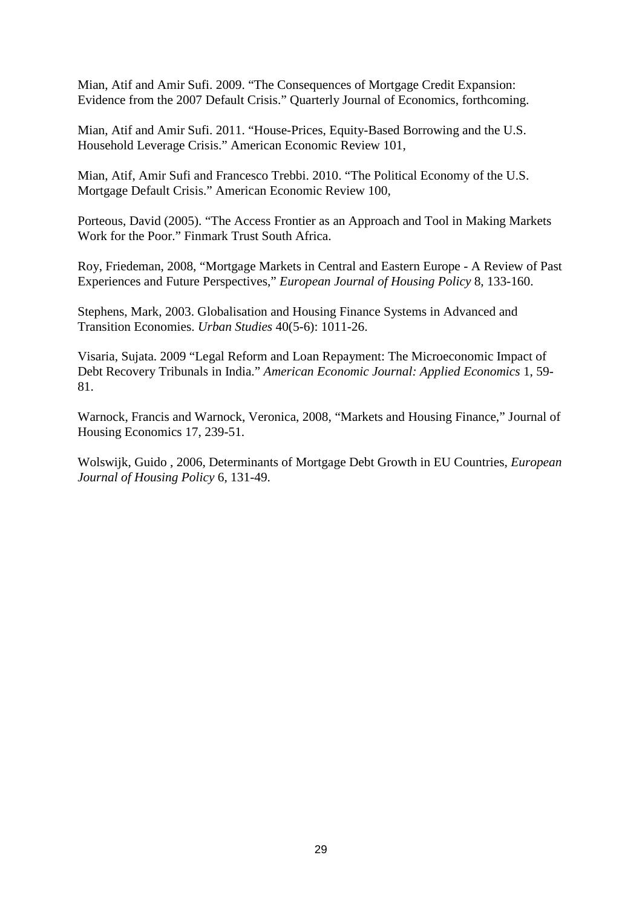Mian, Atif and Amir Sufi. 2009. “The Consequences of Mortgage Credit Expansion: Evidence from the 2007 Default Crisis.” Quarterly Journal of Economics, forthcoming.

Mian, Atif and Amir Sufi. 2011. “House-Prices, Equity-Based Borrowing and the U.S. Household Leverage Crisis.” American Economic Review 101,

Mian, Atif, Amir Sufi and Francesco Trebbi. 2010. “The Political Economy of the U.S. Mortgage Default Crisis.” American Economic Review 100,

Porteous, David (2005). “The Access Frontier as an Approach and Tool in Making Markets Work for the Poor.” Finmark Trust South Africa.

Roy, Friedeman, 2008, “Mortgage Markets in Central and Eastern Europe - A Review of Past Experiences and Future Perspectives,” *European Journal of Housing Policy* 8, 133-160.

Stephens, Mark, 2003. Globalisation and Housing Finance Systems in Advanced and Transition Economies. *Urban Studies* 40(5-6): 1011-26.

Visaria, Sujata. 2009 “Legal Reform and Loan Repayment: The Microeconomic Impact of Debt Recovery Tribunals in India.” *American Economic Journal: Applied Economics* 1, 59-81.

Warnock, Francis and Warnock, Veronica, 2008, “Markets and Housing Finance,” Journal of Housing Economics 17, 239-51.

Wolswijk, Guido , 2006, Determinants of Mortgage Debt Growth in EU Countries, *European Journal of Housing Policy* 6, 131-49.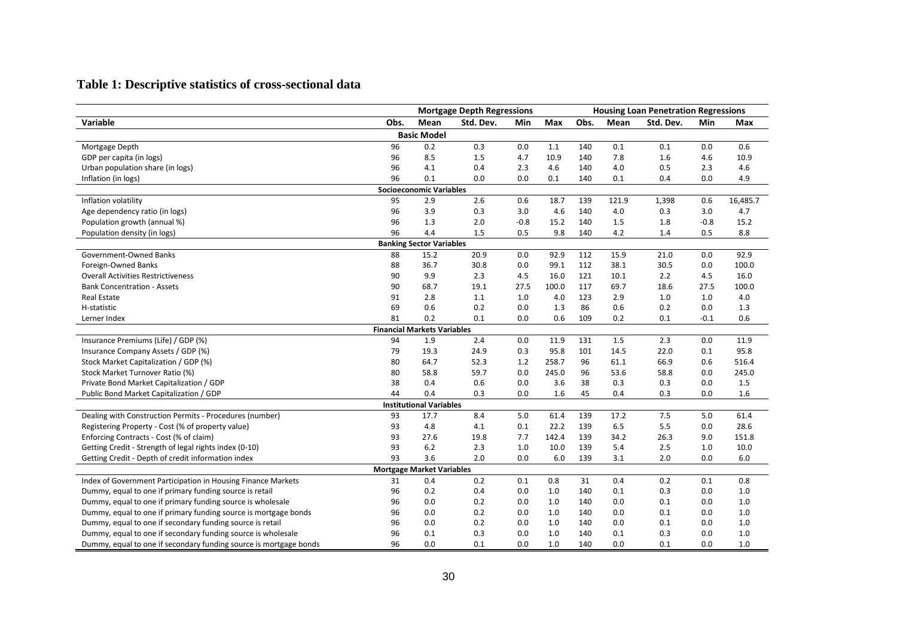## Table 1: Descriptive statistics of cross-sectional data

| | Mortgage Depth Regressions | | | | | Housing Loan Penetration Regressions | | | | |
|---|---|---|---|---|---|---|---|---|---|---|
| Variable | Obs. | Mean | Std. Dev. | Min | Max | Obs. | Mean | Std. Dev. | Min | Max |
| **Basic Model** | | | | | | | | | | |
| Mortgage Depth | 96 | 0.2 | 0.3 | 0.0 | 1.1 | 140 | 0.1 | 0.1 | 0.0 | 0.6 |
| GDP per capita (in logs) | 96 | 8.5 | 1.5 | 4.7 | 10.9 | 140 | 7.8 | 1.6 | 4.6 | 10.9 |
| Urban population share (in logs) | 96 | 4.1 | 0.4 | 2.3 | 4.6 | 140 | 4.0 | 0.5 | 2.3 | 4.6 |
| Inflation (in logs) | 96 | 0.1 | 0.0 | 0.0 | 0.1 | 140 | 0.1 | 0.4 | 0.0 | 4.9 |
| **Socioeconomic Variables** | | | | | | | | | | |
| Inflation volatility | 95 | 2.9 | 2.6 | 0.6 | 18.7 | 139 | 121.9 | 1,398 | 0.6 | 16,485.7 |
| Age dependency ratio (in logs) | 96 | 3.9 | 0.3 | 3.0 | 4.6 | 140 | 4.0 | 0.3 | 3.0 | 4.7 |
| Population growth (annual %) | 96 | 1.3 | 2.0 | -0.8 | 15.2 | 140 | 1.5 | 1.8 | -0.8 | 15.2 |
| Population density (in logs) | 96 | 4.4 | 1.5 | 0.5 | 9.8 | 140 | 4.2 | 1.4 | 0.5 | 8.8 |
| **Banking Sector Variables** | | | | | | | | | | |
| Government-Owned Banks | 88 | 15.2 | 20.9 | 0.0 | 92.9 | 112 | 15.9 | 21.0 | 0.0 | 92.9 |
| Foreign-Owned Banks | 88 | 36.7 | 30.8 | 0.0 | 99.1 | 112 | 38.1 | 30.5 | 0.0 | 100.0 |
| Overall Activities Restrictiveness | 90 | 9.9 | 2.3 | 4.5 | 16.0 | 121 | 10.1 | 2.2 | 4.5 | 16.0 |
| Bank Concentration - Assets | 90 | 68.7 | 19.1 | 27.5 | 100.0 | 117 | 69.7 | 18.6 | 27.5 | 100.0 |
| Real Estate | 91 | 2.8 | 1.1 | 1.0 | 4.0 | 123 | 2.9 | 1.0 | 1.0 | 4.0 |
| H-statistic | 69 | 0.6 | 0.2 | 0.0 | 1.3 | 86 | 0.6 | 0.2 | 0.0 | 1.3 |
| Lerner Index | 81 | 0.2 | 0.1 | 0.0 | 0.6 | 109 | 0.2 | 0.1 | -0.1 | 0.6 |
| **Financial Markets Variables** | | | | | | | | | | |
| Insurance Premiums (Life) / GDP (%) | 94 | 1.9 | 2.4 | 0.0 | 11.9 | 131 | 1.5 | 2.3 | 0.0 | 11.9 |
| Insurance Company Assets / GDP (%) | 79 | 19.3 | 24.9 | 0.3 | 95.8 | 101 | 14.5 | 22.0 | 0.1 | 95.8 |
| Stock Market Capitalization / GDP (%) | 80 | 64.7 | 52.3 | 1.2 | 258.7 | 96 | 61.1 | 66.9 | 0.6 | 516.4 |
| Stock Market Turnover Ratio (%) | 80 | 58.8 | 59.7 | 0.0 | 245.0 | 96 | 53.6 | 58.8 | 0.0 | 245.0 |
| Private Bond Market Capitalization / GDP | 38 | 0.4 | 0.6 | 0.0 | 3.6 | 38 | 0.3 | 0.3 | 0.0 | 1.5 |
| Public Bond Market Capitalization / GDP | 44 | 0.4 | 0.3 | 0.0 | 1.6 | 45 | 0.4 | 0.3 | 0.0 | 1.6 |
| **Institutional Variables** | | | | | | | | | | |
| Dealing with Construction Permits - Procedures (number) | 93 | 17.7 | 8.4 | 5.0 | 61.4 | 139 | 17.2 | 7.5 | 5.0 | 61.4 |
| Registering Property - Cost (% of property value) | 93 | 4.8 | 4.1 | 0.1 | 22.2 | 139 | 6.5 | 5.5 | 0.0 | 28.6 |
| Enforcing Contracts - Cost (% of claim) | 93 | 27.6 | 19.8 | 7.7 | 142.4 | 139 | 34.2 | 26.3 | 9.0 | 151.8 |
| Getting Credit - Strength of legal rights index (0-10) | 93 | 6.2 | 2.3 | 1.0 | 10.0 | 139 | 5.4 | 2.5 | 1.0 | 10.0 |
| Getting Credit - Depth of credit information index | 93 | 3.6 | 2.0 | 0.0 | 6.0 | 139 | 3.1 | 2.0 | 0.0 | 6.0 |
| **Mortgage Market Variables** | | | | | | | | | | |
| Index of Government Participation in Housing Finance Markets | 31 | 0.4 | 0.2 | 0.1 | 0.8 | 31 | 0.4 | 0.2 | 0.1 | 0.8 |
| Dummy, equal to one if primary funding source is retail | 96 | 0.2 | 0.4 | 0.0 | 1.0 | 140 | 0.1 | 0.3 | 0.0 | 1.0 |
| Dummy, equal to one if primary funding source is wholesale | 96 | 0.0 | 0.2 | 0.0 | 1.0 | 140 | 0.0 | 0.1 | 0.0 | 1.0 |
| Dummy, equal to one if primary funding source is mortgage bonds | 96 | 0.0 | 0.2 | 0.0 | 1.0 | 140 | 0.0 | 0.1 | 0.0 | 1.0 |
| Dummy, equal to one if secondary funding source is retail | 96 | 0.0 | 0.2 | 0.0 | 1.0 | 140 | 0.0 | 0.1 | 0.0 | 1.0 |
| Dummy, equal to one if secondary funding source is wholesale | 96 | 0.1 | 0.3 | 0.0 | 1.0 | 140 | 0.1 | 0.3 | 0.0 | 1.0 |
| Dummy, equal to one if secondary funding source is mortgage bonds | 96 | 0.0 | 0.1 | 0.0 | 1.0 | 140 | 0.0 | 0.1 | 0.0 | 1.0 |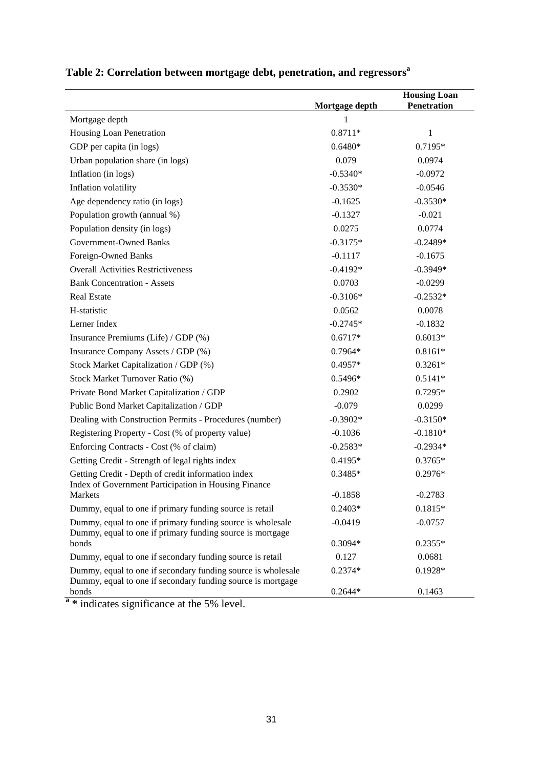## Table 2: Correlation between mortgage debt, penetration, and regressors[a]

| | Mortgage depth | Housing Loan Penetration |
|---|---|---|
| Mortgage depth | 1 | |
| Housing Loan Penetration | 0.8711* | 1 |
| GDP per capita (in logs) | 0.6480* | 0.7195* |
| Urban population share (in logs) | 0.079 | 0.0974 |
| Inflation (in logs) | -0.5340* | -0.0972 |
| Inflation volatility | -0.3530* | -0.0546 |
| Age dependency ratio (in logs) | -0.1625 | -0.3530* |
| Population growth (annual %) | -0.1327 | -0.021 |
| Population density (in logs) | 0.0275 | 0.0774 |
| Government-Owned Banks | -0.3175* | -0.2489* |
| Foreign-Owned Banks | -0.1117 | -0.1675 |
| Overall Activities Restrictiveness | -0.4192* | -0.3949* |
| Bank Concentration - Assets | 0.0703 | -0.0299 |
| Real Estate | -0.3106* | -0.2532* |
| H-statistic | 0.0562 | 0.0078 |
| Lerner Index | -0.2745* | -0.1832 |
| Insurance Premiums (Life) / GDP (%) | 0.6717* | 0.6013* |
| Insurance Company Assets / GDP (%) | 0.7964* | 0.8161* |
| Stock Market Capitalization / GDP (%) | 0.4957* | 0.3261* |
| Stock Market Turnover Ratio (%) | 0.5496* | 0.5141* |
| Private Bond Market Capitalization / GDP | 0.2902 | 0.7295* |
| Public Bond Market Capitalization / GDP | -0.079 | 0.0299 |
| Dealing with Construction Permits - Procedures (number) | -0.3902* | -0.3150* |
| Registering Property - Cost (% of property value) | -0.1036 | -0.1810* |
| Enforcing Contracts - Cost (% of claim) | -0.2583* | -0.2934* |
| Getting Credit - Strength of legal rights index | 0.4195* | 0.3765* |
| Getting Credit - Depth of credit information index | 0.3485* | 0.2976* |
| Index of Government Participation in Housing Finance Markets | -0.1858 | -0.2783 |
| Dummy, equal to one if primary funding source is retail | 0.2403* | 0.1815* |
| Dummy, equal to one if primary funding source is wholesale | -0.0419 | -0.0757 |
| Dummy, equal to one if primary funding source is mortgage bonds | 0.3094* | 0.2355* |
| Dummy, equal to one if secondary funding source is retail | 0.127 | 0.0681 |
| Dummy, equal to one if secondary funding source is wholesale | 0.2374* | 0.1928* |
| Dummy, equal to one if secondary funding source is mortgage bonds | 0.2644* | 0.1463 |

[a] * indicates significance at the 5% level.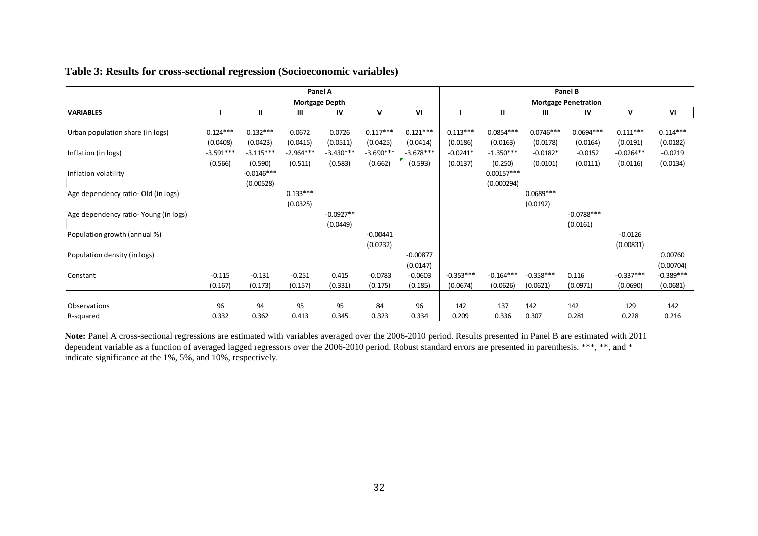**Table 3: Results for cross-sectional regression (Socioeconomic variables)**

| | Panel A | | | | | | Panel B | | | | | |
|---|---|---|---|---|---|---|---|---|---|---|---|---|
| | Mortgage Depth | | | | | | Mortgage Penetration | | | | | |
| **VARIABLES** | I | II | III | IV | V | VI | I | II | III | IV | V | VI |
| Urban population share (in logs) | 0.124*** | 0.132*** | 0.0672 | 0.0726 | 0.117*** | 0.121*** | 0.113*** | 0.0854*** | 0.0746*** | 0.0694*** | 0.111*** | 0.114*** |
| | (0.0408) | (0.0423) | (0.0415) | (0.0511) | (0.0425) | (0.0414) | (0.0186) | (0.0163) | (0.0178) | (0.0164) | (0.0191) | (0.0182) |
| Inflation (in logs) | -3.591*** | -3.115*** | -2.964*** | -3.430*** | -3.690*** | -3.678*** | -0.0241* | -1.350*** | -0.0182* | -0.0152 | -0.0264** | -0.0219 |
| | (0.566) | (0.590) | (0.511) | (0.583) | (0.662) | (0.593) | (0.0137) | (0.250) | (0.0101) | (0.0111) | (0.0116) | (0.0134) |
| Inflation volatility | | -0.0146*** | | | | | | 0.00157*** | | | | |
| | | (0.00528) | | | | | | (0.000294) | | | | |
| Age dependency ratio- Old (in logs) | | | 0.133*** | | | | | | 0.0689*** | | | |
| | | | (0.0325) | | | | | | (0.0192) | | | |
| Age dependency ratio- Young (in logs) | | | | -0.0927** | | | | | | -0.0788*** | | |
| | | | | (0.0449) | | | | | | (0.0161) | | |
| Population growth (annual %) | | | | | -0.00441 | | | | | | -0.0126 | |
| | | | | | (0.0232) | | | | | | (0.00831) | |
| Population density (in logs) | | | | | | -0.00877 | | | | | | 0.00760 |
| | | | | | | (0.0147) | | | | | | (0.00704) |
| Constant | -0.115 | -0.131 | -0.251 | 0.415 | -0.0783 | -0.0603 | -0.353*** | -0.164*** | -0.358*** | 0.116 | -0.337*** | -0.389*** |
| | (0.167) | (0.173) | (0.157) | (0.331) | (0.175) | (0.185) | (0.0674) | (0.0626) | (0.0621) | (0.0971) | (0.0690) | (0.0681) |
| Observations | 96 | 94 | 95 | 95 | 84 | 96 | 142 | 137 | 142 | 142 | 129 | 142 |
| R-squared | 0.332 | 0.362 | 0.413 | 0.345 | 0.323 | 0.334 | 0.209 | 0.336 | 0.307 | 0.281 | 0.228 | 0.216 |

**Note:** Panel A cross-sectional regressions are estimated with variables averaged over the 2006-2010 period. Results presented in Panel B are estimated with 2011 dependent variable as a function of averaged lagged regressors over the 2006-2010 period. Robust standard errors are presented in parenthesis. ***, **, and * indicate significance at the 1%, 5%, and 10%, respectively.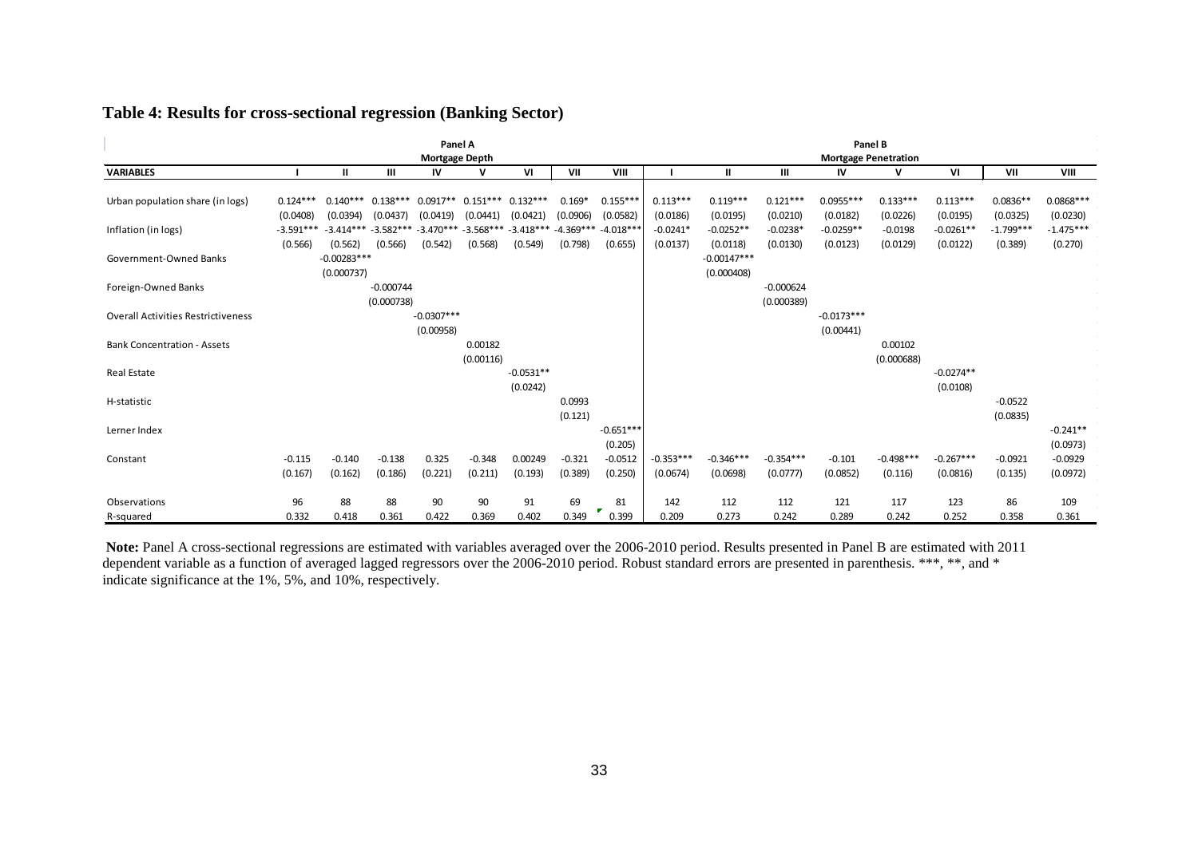## Table 4: Results for cross-sectional regression (Banking Sector)

| | Panel A | | | | | | | | Panel B | | | | | | | |
|---|---|---|---|---|---|---|---|---|---|---|---|---|---|---|---|---|
| | Mortgage Depth | | | | | | | | Mortgage Penetration | | | | | | | |
| VARIABLES | I | II | III | IV | V | VI | VII | VIII | I | II | III | IV | V | VI | VII | VIII |
| Urban population share (in logs) | 0.124*** | 0.140*** | 0.138*** | 0.0917** | 0.151*** | 0.132*** | 0.169* | 0.155*** | 0.113*** | 0.119*** | 0.121*** | 0.0955*** | 0.133*** | 0.113*** | 0.0836** | 0.0868*** |
| | (0.0408) | (0.0394) | (0.0437) | (0.0419) | (0.0441) | (0.0421) | (0.0906) | (0.0582) | (0.0186) | (0.0195) | (0.0210) | (0.0182) | (0.0226) | (0.0195) | (0.0325) | (0.0230) |
| Inflation (in logs) | -3.591*** | -3.414*** | -3.582*** | -3.470*** | -3.568*** | -3.418*** | -4.369*** | -4.018*** | -0.0241* | -0.0252** | -0.0238* | -0.0259** | -0.0198 | -0.0261** | -1.799*** | -1.475*** |
| | (0.566) | (0.562) | (0.566) | (0.542) | (0.568) | (0.549) | (0.798) | (0.655) | (0.0137) | (0.0118) | (0.0130) | (0.0123) | (0.0129) | (0.0122) | (0.389) | (0.270) |
| Government-Owned Banks | | -0.00283*** | | | | | | | | -0.00147*** | | | | | | |
| | | (0.000737) | | | | | | | | (0.000408) | | | | | | |
| Foreign-Owned Banks | | | -0.000744 | | | | | | | | -0.000624 | | | | | |
| | | | (0.000738) | | | | | | | | (0.000389) | | | | | |
| Overall Activities Restrictiveness | | | | -0.0307*** | | | | | | | | -0.0173*** | | | | |
| | | | | (0.00958) | | | | | | | | (0.00441) | | | | |
| Bank Concentration - Assets | | | | | 0.00182 | | | | | | | | 0.00102 | | | |
| | | | | | (0.00116) | | | | | | | | (0.000688) | | | |
| Real Estate | | | | | | -0.0531** | | | | | | | | -0.0274** | | |
| | | | | | | (0.0242) | | | | | | | | (0.0108) | | |
| H-statistic | | | | | | | 0.0993 | | | | | | | | -0.0522 | |
| | | | | | | | (0.121) | | | | | | | | (0.0835) | |
| Lerner Index | | | | | | | | -0.651*** | | | | | | | | -0.241** |
| | | | | | | | | (0.205) | | | | | | | | (0.0973) |
| Constant | -0.115 | -0.140 | -0.138 | 0.325 | -0.348 | 0.00249 | -0.321 | -0.0512 | -0.353*** | -0.346*** | -0.354*** | -0.101 | -0.498*** | -0.267*** | -0.0921 | -0.0929 |
| | (0.167) | (0.162) | (0.186) | (0.221) | (0.211) | (0.193) | (0.389) | (0.250) | (0.0674) | (0.0698) | (0.0777) | (0.0852) | (0.116) | (0.0816) | (0.135) | (0.0972) |
| Observations | 96 | 88 | 88 | 90 | 90 | 91 | 69 | 81 | 142 | 112 | 112 | 121 | 117 | 123 | 86 | 109 |
| R-squared | 0.332 | 0.418 | 0.361 | 0.422 | 0.369 | 0.402 | 0.349 | 0.399 | 0.209 | 0.273 | 0.242 | 0.289 | 0.242 | 0.252 | 0.358 | 0.361 |

**Note:** Panel A cross-sectional regressions are estimated with variables averaged over the 2006-2010 period. Results presented in Panel B are estimated with 2011 dependent variable as a function of averaged lagged regressors over the 2006-2010 period. Robust standard errors are presented in parenthesis. ***, **, and * indicate significance at the 1%, 5%, and 10%, respectively.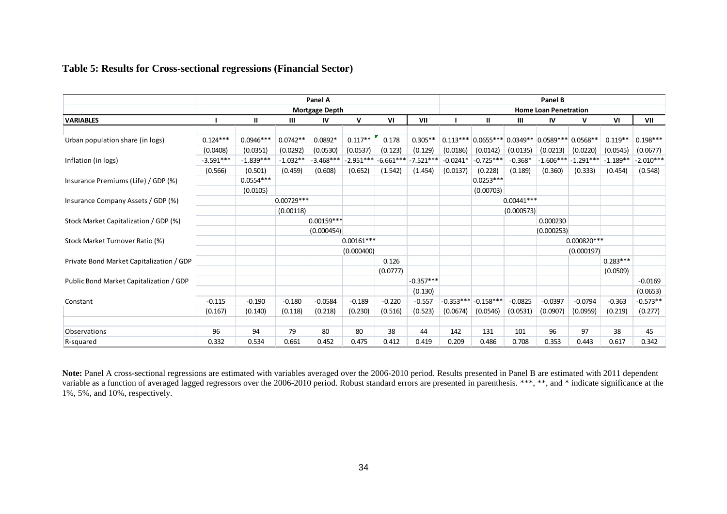**Table 5: Results for Cross-sectional regressions (Financial Sector)**

| | Panel A | | | | | | | Panel B | | | | | | |
|---|---|---|---|---|---|---|---|---|---|---|---|---|---|---|
| | Mortgage Depth | | | | | | | Home Loan Penetration | | | | | | |
| **VARIABLES** | **I** | **II** | **III** | **IV** | **V** | **VI** | **VII** | **I** | **II** | **III** | **IV** | **V** | **VI** | **VII** |
| Urban population share (in logs) | 0.124*** | 0.0946*** | 0.0742** | 0.0892* | 0.117** | 0.178 | 0.305** | 0.113*** | 0.0655*** | 0.0349** | 0.0589*** | 0.0568** | 0.119** | 0.198*** |
| | (0.0408) | (0.0351) | (0.0292) | (0.0530) | (0.0537) | (0.123) | (0.129) | (0.0186) | (0.0142) | (0.0135) | (0.0213) | (0.0220) | (0.0545) | (0.0677) |
| Inflation (in logs) | -3.591*** | -1.839*** | -1.032** | -3.468*** | -2.951*** | -6.661*** | -7.521*** | -0.0241* | -0.725*** | -0.368* | -1.606*** | -1.291*** | -1.189** | -2.010*** |
| | (0.566) | (0.501) | (0.459) | (0.608) | (0.652) | (1.542) | (1.454) | (0.0137) | (0.228) | (0.189) | (0.360) | (0.333) | (0.454) | (0.548) |
| Insurance Premiums (Life) / GDP (%) | | 0.0554*** | | | | | | | 0.0253*** | | | | | |
| | | (0.0105) | | | | | | | (0.00703) | | | | | |
| Insurance Company Assets / GDP (%) | | | 0.00729*** | | | | | | | 0.00441*** | | | | |
| | | | (0.00118) | | | | | | | (0.000573) | | | | |
| Stock Market Capitalization / GDP (%) | | | | 0.00159*** | | | | | | | 0.000230 | | | |
| | | | | (0.000454) | | | | | | | (0.000253) | | | |
| Stock Market Turnover Ratio (%) | | | | | 0.00161*** | | | | | | | 0.000820*** | | |
| | | | | | (0.000400) | | | | | | | (0.000197) | | |
| Private Bond Market Capitalization / GDP | | | | | | 0.126 | | | | | | | 0.283*** | |
| | | | | | | (0.0777) | | | | | | | (0.0509) | |
| Public Bond Market Capitalization / GDP | | | | | | | -0.357*** | | | | | | | -0.0169 |
| | | | | | | | (0.130) | | | | | | | (0.0653) |
| Constant | -0.115 | -0.190 | -0.180 | -0.0584 | -0.189 | -0.220 | -0.557 | -0.353*** | -0.158*** | -0.0825 | -0.0397 | -0.0794 | -0.363 | -0.573** |
| | (0.167) | (0.140) | (0.118) | (0.218) | (0.230) | (0.516) | (0.523) | (0.0674) | (0.0546) | (0.0531) | (0.0907) | (0.0959) | (0.219) | (0.277) |
| Observations | 96 | 94 | 79 | 80 | 80 | 38 | 44 | 142 | 131 | 101 | 96 | 97 | 38 | 45 |
| R-squared | 0.332 | 0.534 | 0.661 | 0.452 | 0.475 | 0.412 | 0.419 | 0.209 | 0.486 | 0.708 | 0.353 | 0.443 | 0.617 | 0.342 |

**Note:** Panel A cross-sectional regressions are estimated with variables averaged over the 2006-2010 period. Results presented in Panel B are estimated with 2011 dependent variable as a function of averaged lagged regressors over the 2006-2010 period. Robust standard errors are presented in parenthesis. ***, **, and * indicate significance at the 1%, 5%, and 10%, respectively.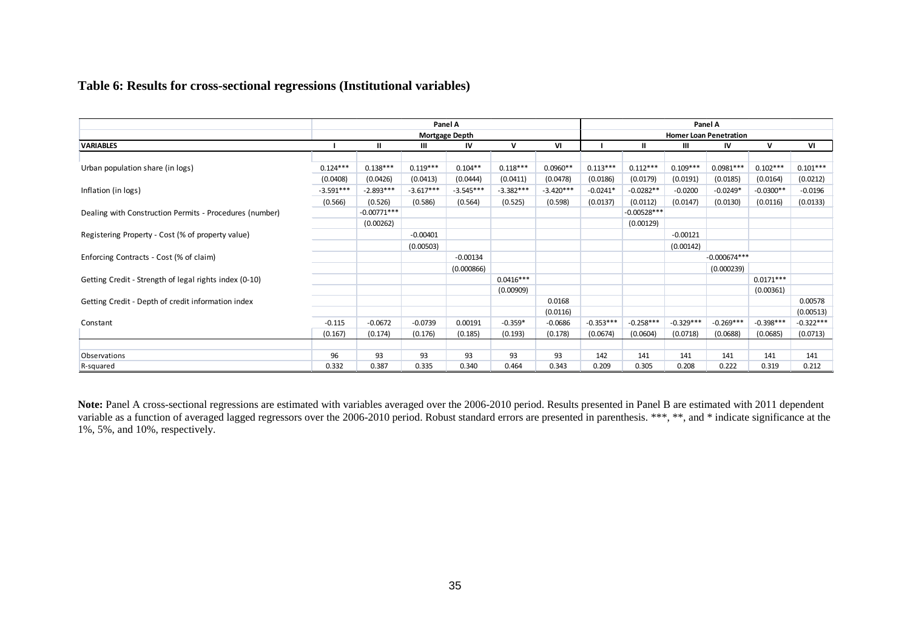# Table 6: Results for cross-sectional regressions (Institutional variables)

| | Panel A | | | | | | Panel A | | | | | |
|---|---|---|---|---|---|---|---|---|---|---|---|---|
| | Mortgage Depth | | | | | | Homer Loan Penetration | | | | | |
| VARIABLES | I | II | III | IV | V | VI | I | II | III | IV | V | VI |
| Urban population share (in logs) | 0.124*** | 0.138*** | 0.119*** | 0.104** | 0.118*** | 0.0960** | 0.113*** | 0.112*** | 0.109*** | 0.0981*** | 0.102*** | 0.101*** |
| | (0.0408) | (0.0426) | (0.0413) | (0.0444) | (0.0411) | (0.0478) | (0.0186) | (0.0179) | (0.0191) | (0.0185) | (0.0164) | (0.0212) |
| Inflation (in logs) | -3.591*** | -2.893*** | -3.617*** | -3.545*** | -3.382*** | -3.420*** | -0.0241* | -0.0282** | -0.0200 | -0.0249* | -0.0300** | -0.0196 |
| | (0.566) | (0.526) | (0.586) | (0.564) | (0.525) | (0.598) | (0.0137) | (0.0112) | (0.0147) | (0.0130) | (0.0116) | (0.0133) |
| Dealing with Construction Permits - Procedures (number) | | -0.00771*** | | | | | | -0.00528*** | | | | |
| | | (0.00262) | | | | | | (0.00129) | | | | |
| Registering Property - Cost (% of property value) | | | -0.00401 | | | | | | -0.00121 | | | |
| | | | (0.00503) | | | | | | (0.00142) | | | |
| Enforcing Contracts - Cost (% of claim) | | | | -0.00134 | | | | | | -0.000674*** | | |
| | | | | (0.000866) | | | | | | (0.000239) | | |
| Getting Credit - Strength of legal rights index (0-10) | | | | | 0.0416*** | | | | | | 0.0171*** | |
| | | | | | (0.00909) | | | | | | (0.00361) | |
| Getting Credit - Depth of credit information index | | | | | | 0.0168 | | | | | | 0.00578 |
| | | | | | | (0.0116) | | | | | | (0.00513) |
| Constant | -0.115 | -0.0672 | -0.0739 | 0.00191 | -0.359* | -0.0686 | -0.353*** | -0.258*** | -0.329*** | -0.269*** | -0.398*** | -0.322*** |
| | (0.167) | (0.174) | (0.176) | (0.185) | (0.193) | (0.178) | (0.0674) | (0.0604) | (0.0718) | (0.0688) | (0.0685) | (0.0713) |
| Observations | 96 | 93 | 93 | 93 | 93 | 93 | 142 | 141 | 141 | 141 | 141 | 141 |
| R-squared | 0.332 | 0.387 | 0.335 | 0.340 | 0.464 | 0.343 | 0.209 | 0.305 | 0.208 | 0.222 | 0.319 | 0.212 |

**Note:** Panel A cross-sectional regressions are estimated with variables averaged over the 2006-2010 period. Results presented in Panel B are estimated with 2011 dependent variable as a function of averaged lagged regressors over the 2006-2010 period. Robust standard errors are presented in parenthesis. ***, **, and * indicate significance at the 1%, 5%, and 10%, respectively.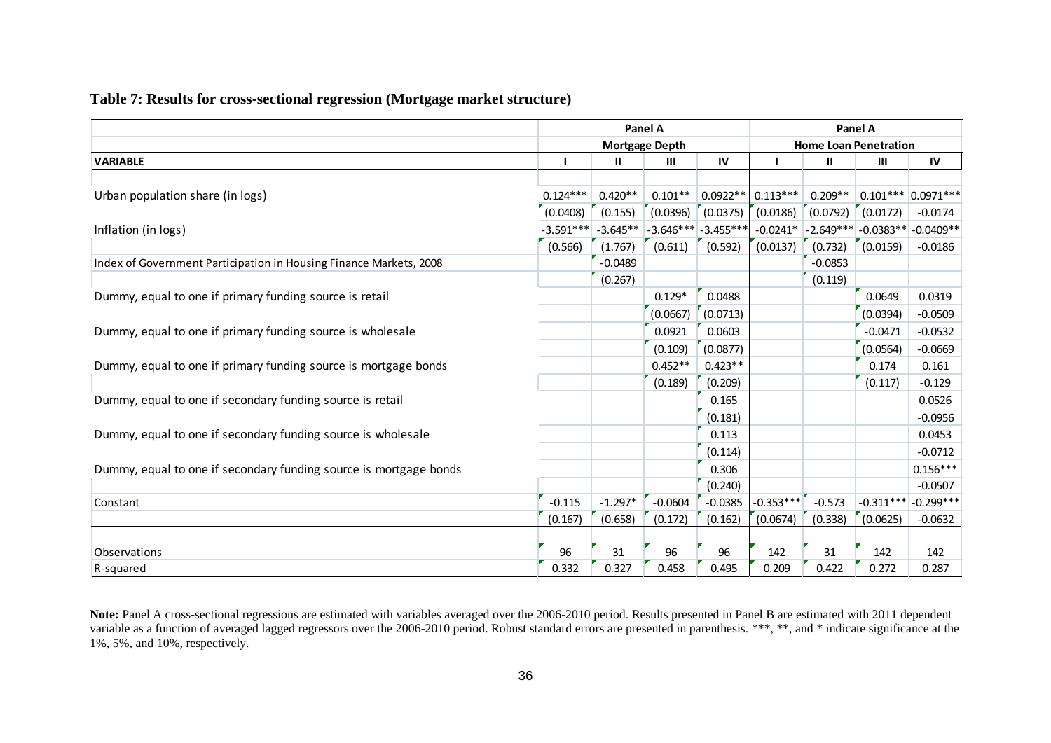**Table 7: Results for cross-sectional regression (Mortgage market structure)**

| | Panel A | | | | Panel A | | | |
|---|---|---|---|---|---|---|---|---|
| | Mortgage Depth | | | | Home Loan Penetration | | | |
| **VARIABLE** | **I** | **II** | **III** | **IV** | **I** | **II** | **III** | **IV** |
| Urban population share (in logs) | 0.124*** | 0.420** | 0.101** | 0.0922** | 0.113*** | 0.209** | 0.101*** | 0.0971*** |
| | (0.0408) | (0.155) | (0.0396) | (0.0375) | (0.0186) | (0.0792) | (0.0172) | -0.0174 |
| Inflation (in logs) | -3.591*** | -3.645** | -3.646*** | -3.455*** | -0.0241* | -2.649*** | -0.0383** | -0.0409** |
| | (0.566) | (1.767) | (0.611) | (0.592) | (0.0137) | (0.732) | (0.0159) | -0.0186 |
| Index of Government Participation in Housing Finance Markets, 2008 | | -0.0489 | | | | -0.0853 | | |
| | | (0.267) | | | | (0.119) | | |
| Dummy, equal to one if primary funding source is retail | | | 0.129* | 0.0488 | | | 0.0649 | 0.0319 |
| | | | (0.0667) | (0.0713) | | | (0.0394) | -0.0509 |
| Dummy, equal to one if primary funding source is wholesale | | | 0.0921 | 0.0603 | | | -0.0471 | -0.0532 |
| | | | (0.109) | (0.0877) | | | (0.0564) | -0.0669 |
| Dummy, equal to one if primary funding source is mortgage bonds | | | 0.452** | 0.423** | | | 0.174 | 0.161 |
| | | | (0.189) | (0.209) | | | (0.117) | -0.129 |
| Dummy, equal to one if secondary funding source is retail | | | | 0.165 | | | | 0.0526 |
| | | | | (0.181) | | | | -0.0956 |
| Dummy, equal to one if secondary funding source is wholesale | | | | 0.113 | | | | 0.0453 |
| | | | | (0.114) | | | | -0.0712 |
| Dummy, equal to one if secondary funding source is mortgage bonds | | | | 0.306 | | | | 0.156*** |
| | | | | (0.240) | | | | -0.0507 |
| Constant | -0.115 | -1.297* | -0.0604 | -0.0385 | -0.353*** | -0.573 | -0.311*** | -0.299*** |
| | (0.167) | (0.658) | (0.172) | (0.162) | (0.0674) | (0.338) | (0.0625) | -0.0632 |
| Observations | 96 | 31 | 96 | 96 | 142 | 31 | 142 | 142 |
| R-squared | 0.332 | 0.327 | 0.458 | 0.495 | 0.209 | 0.422 | 0.272 | 0.287 |

**Note:** Panel A cross-sectional regressions are estimated with variables averaged over the 2006-2010 period. Results presented in Panel B are estimated with 2011 dependent variable as a function of averaged lagged regressors over the 2006-2010 period. Robust standard errors are presented in parenthesis. ***, **, and * indicate significance at the 1%, 5%, and 10%, respectively.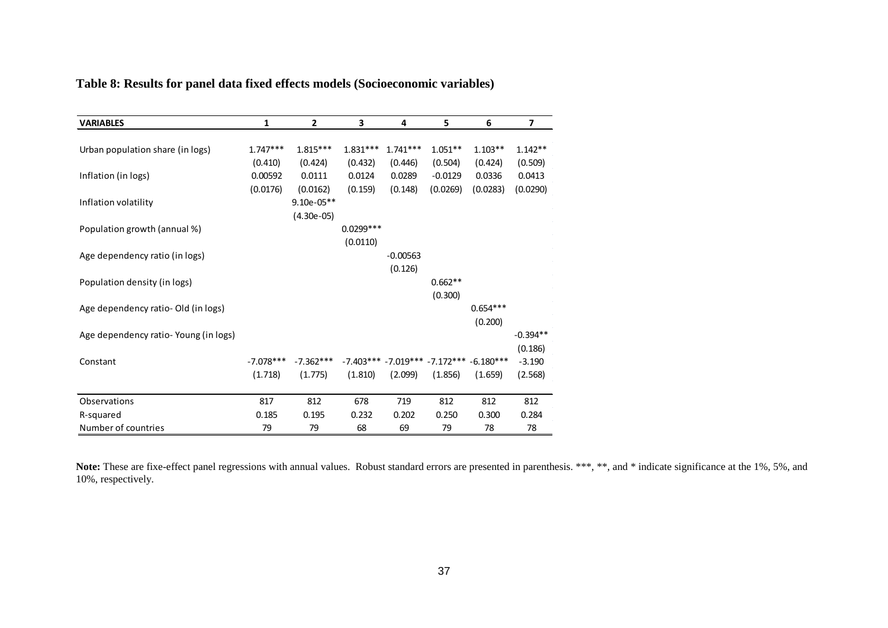**Table 8: Results for panel data fixed effects models (Socioeconomic variables)**

| VARIABLES | 1 | 2 | 3 | 4 | 5 | 6 | 7 |
|---|---|---|---|---|---|---|---|
| Urban population share (in logs) | 1.747*** | 1.815*** | 1.831*** | 1.741*** | 1.051** | 1.103** | 1.142** |
| | (0.410) | (0.424) | (0.432) | (0.446) | (0.504) | (0.424) | (0.509) |
| Inflation (in logs) | 0.00592 | 0.0111 | 0.0124 | 0.0289 | -0.0129 | 0.0336 | 0.0413 |
| | (0.0176) | (0.0162) | (0.159) | (0.148) | (0.0269) | (0.0283) | (0.0290) |
| Inflation volatility | | 9.10e-05** | | | | | |
| | | (4.30e-05) | | | | | |
| Population growth (annual %) | | | 0.0299*** | | | | |
| | | | (0.0110) | | | | |
| Age dependency ratio (in logs) | | | | -0.00563 | | | |
| | | | | (0.126) | | | |
| Population density (in logs) | | | | | 0.662** | | |
| | | | | | (0.300) | | |
| Age dependency ratio- Old (in logs) | | | | | | 0.654*** | |
| | | | | | | (0.200) | |
| Age dependency ratio- Young (in logs) | | | | | | | -0.394** |
| | | | | | | | (0.186) |
| Constant | -7.078*** | -7.362*** | -7.403*** | -7.019*** | -7.172*** | -6.180*** | -3.190 |
| | (1.718) | (1.775) | (1.810) | (2.099) | (1.856) | (1.659) | (2.568) |
| Observations | 817 | 812 | 678 | 719 | 812 | 812 | 812 |
| R-squared | 0.185 | 0.195 | 0.232 | 0.202 | 0.250 | 0.300 | 0.284 |
| Number of countries | 79 | 79 | 68 | 69 | 79 | 78 | 78 |

**Note:** These are fixe-effect panel regressions with annual values. Robust standard errors are presented in parenthesis. ***, **, and * indicate significance at the 1%, 5%, and 10%, respectively.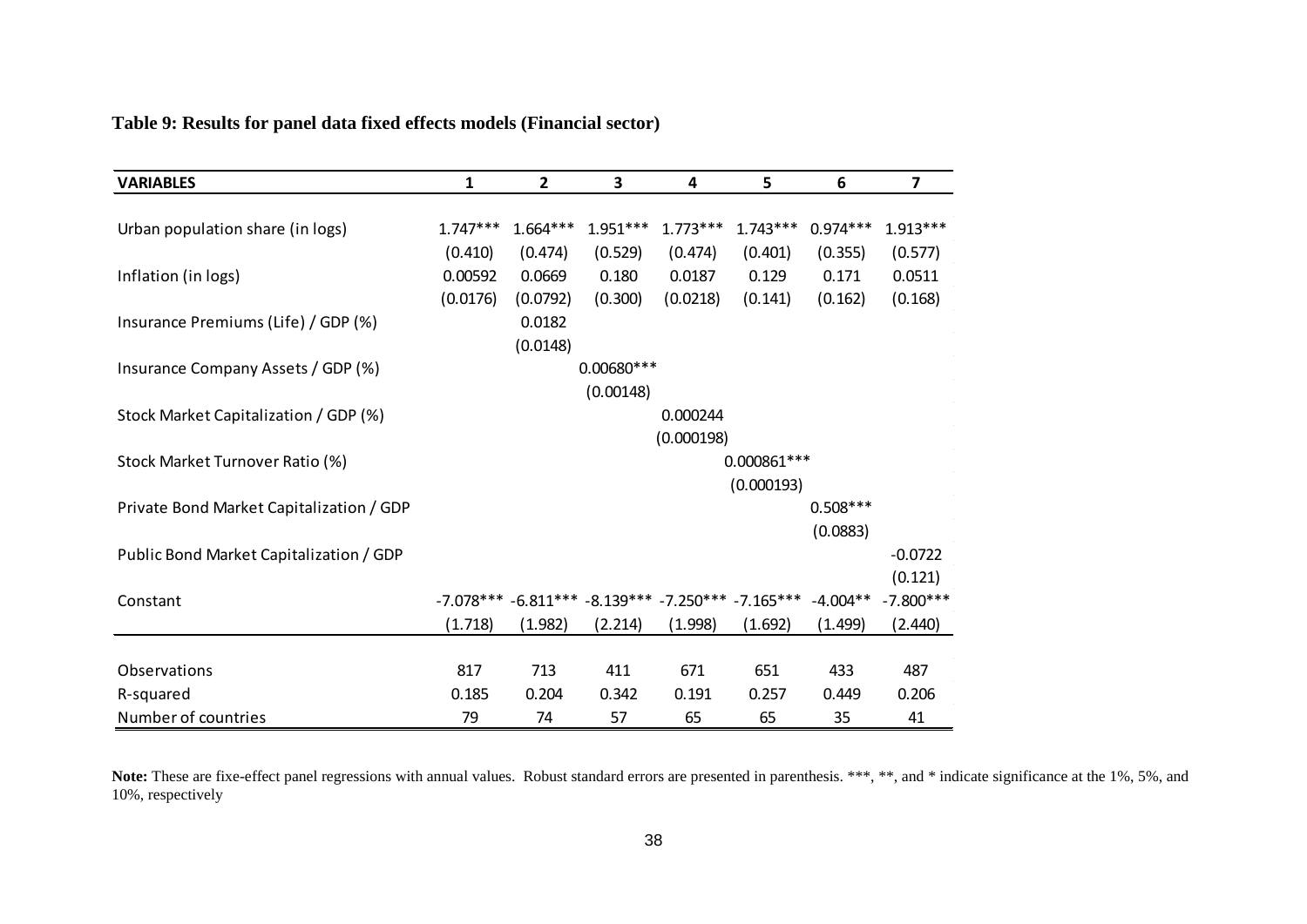**Table 9: Results for panel data fixed effects models (Financial sector)**

| VARIABLES | 1 | 2 | 3 | 4 | 5 | 6 | 7 |
|---|---|---|---|---|---|---|---|
| Urban population share (in logs) | 1.747*** | 1.664*** | 1.951*** | 1.773*** | 1.743*** | 0.974*** | 1.913*** |
| | (0.410) | (0.474) | (0.529) | (0.474) | (0.401) | (0.355) | (0.577) |
| Inflation (in logs) | 0.00592 | 0.0669 | 0.180 | 0.0187 | 0.129 | 0.171 | 0.0511 |
| | (0.0176) | (0.0792) | (0.300) | (0.0218) | (0.141) | (0.162) | (0.168) |
| Insurance Premiums (Life) / GDP (%) | | 0.0182 | | | | | |
| | | (0.0148) | | | | | |
| Insurance Company Assets / GDP (%) | | | 0.00680*** | | | | |
| | | | (0.00148) | | | | |
| Stock Market Capitalization / GDP (%) | | | | 0.000244 | | | |
| | | | | (0.000198) | | | |
| Stock Market Turnover Ratio (%) | | | | | 0.000861*** | | |
| | | | | | (0.000193) | | |
| Private Bond Market Capitalization / GDP | | | | | | 0.508*** | |
| | | | | | | (0.0883) | |
| Public Bond Market Capitalization / GDP | | | | | | | -0.0722 |
| | | | | | | | (0.121) |
| Constant | -7.078*** | -6.811*** | -8.139*** | -7.250*** | -7.165*** | -4.004** | -7.800*** |
| | (1.718) | (1.982) | (2.214) | (1.998) | (1.692) | (1.499) | (2.440) |
| Observations | 817 | 713 | 411 | 671 | 651 | 433 | 487 |
| R-squared | 0.185 | 0.204 | 0.342 | 0.191 | 0.257 | 0.449 | 0.206 |
| Number of countries | 79 | 74 | 57 | 65 | 65 | 35 | 41 |

**Note:** These are fixe-effect panel regressions with annual values. Robust standard errors are presented in parenthesis. ***, **, and * indicate significance at the 1%, 5%, and 10%, respectively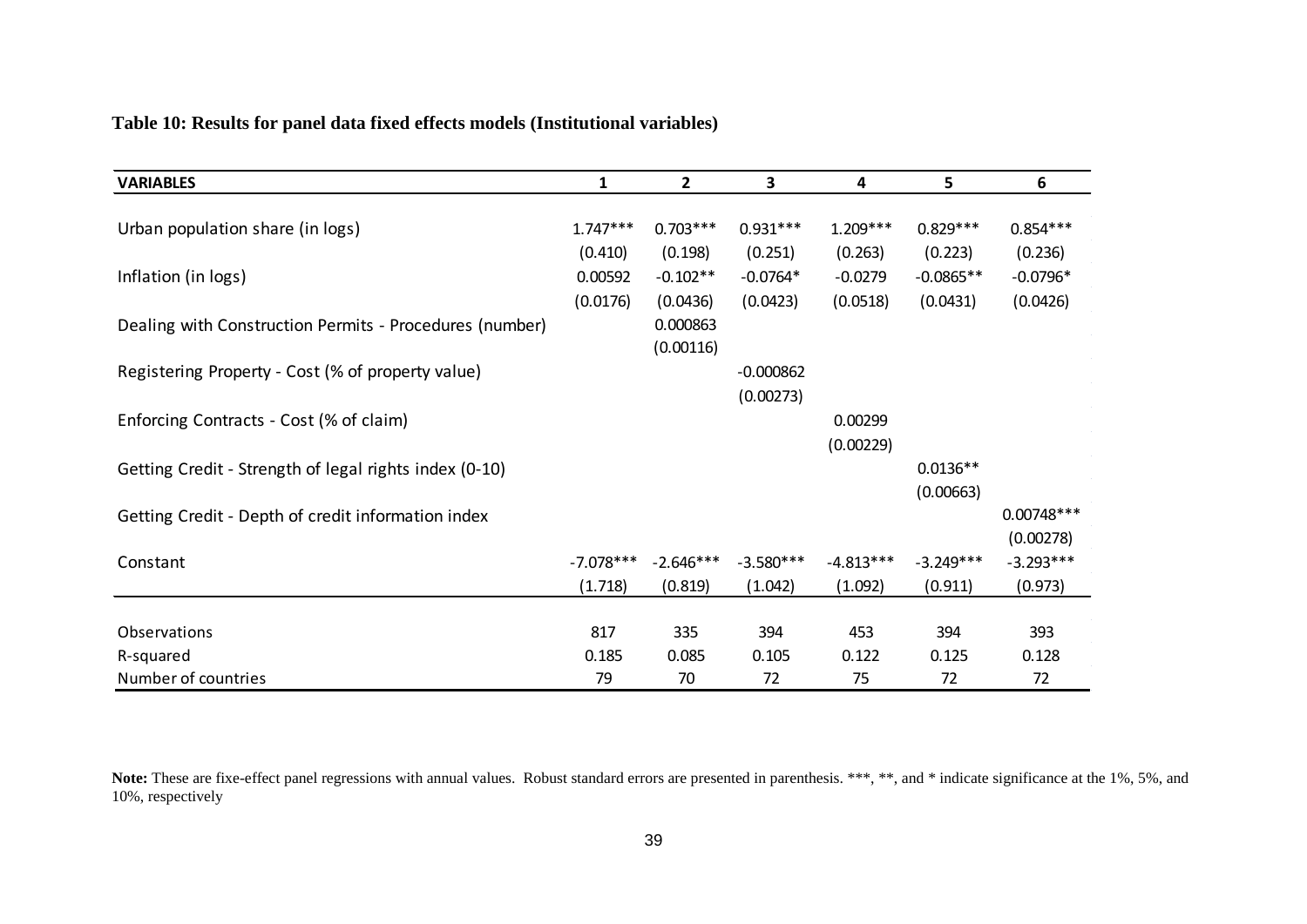**Table 10: Results for panel data fixed effects models (Institutional variables)**

| VARIABLES | 1 | 2 | 3 | 4 | 5 | 6 |
|---|---|---|---|---|---|---|
| Urban population share (in logs) | 1.747*** | 0.703*** | 0.931*** | 1.209*** | 0.829*** | 0.854*** |
| | (0.410) | (0.198) | (0.251) | (0.263) | (0.223) | (0.236) |
| Inflation (in logs) | 0.00592 | -0.102** | -0.0764* | -0.0279 | -0.0865** | -0.0796* |
| | (0.0176) | (0.0436) | (0.0423) | (0.0518) | (0.0431) | (0.0426) |
| Dealing with Construction Permits - Procedures (number) | | 0.000863 | | | | |
| | | (0.00116) | | | | |
| Registering Property - Cost (% of property value) | | | -0.000862 | | | |
| | | | (0.00273) | | | |
| Enforcing Contracts - Cost (% of claim) | | | | 0.00299 | | |
| | | | | (0.00229) | | |
| Getting Credit - Strength of legal rights index (0-10) | | | | | 0.0136** | |
| | | | | | (0.00663) | |
| Getting Credit - Depth of credit information index | | | | | | 0.00748*** |
| | | | | | | (0.00278) |
| Constant | -7.078*** | -2.646*** | -3.580*** | -4.813*** | -3.249*** | -3.293*** |
| | (1.718) | (0.819) | (1.042) | (1.092) | (0.911) | (0.973) |
| Observations | 817 | 335 | 394 | 453 | 394 | 393 |
| R-squared | 0.185 | 0.085 | 0.105 | 0.122 | 0.125 | 0.128 |
| Number of countries | 79 | 70 | 72 | 75 | 72 | 72 |

**Note:** These are fixe-effect panel regressions with annual values. Robust standard errors are presented in parenthesis. ***, **, and * indicate significance at the 1%, 5%, and 10%, respectively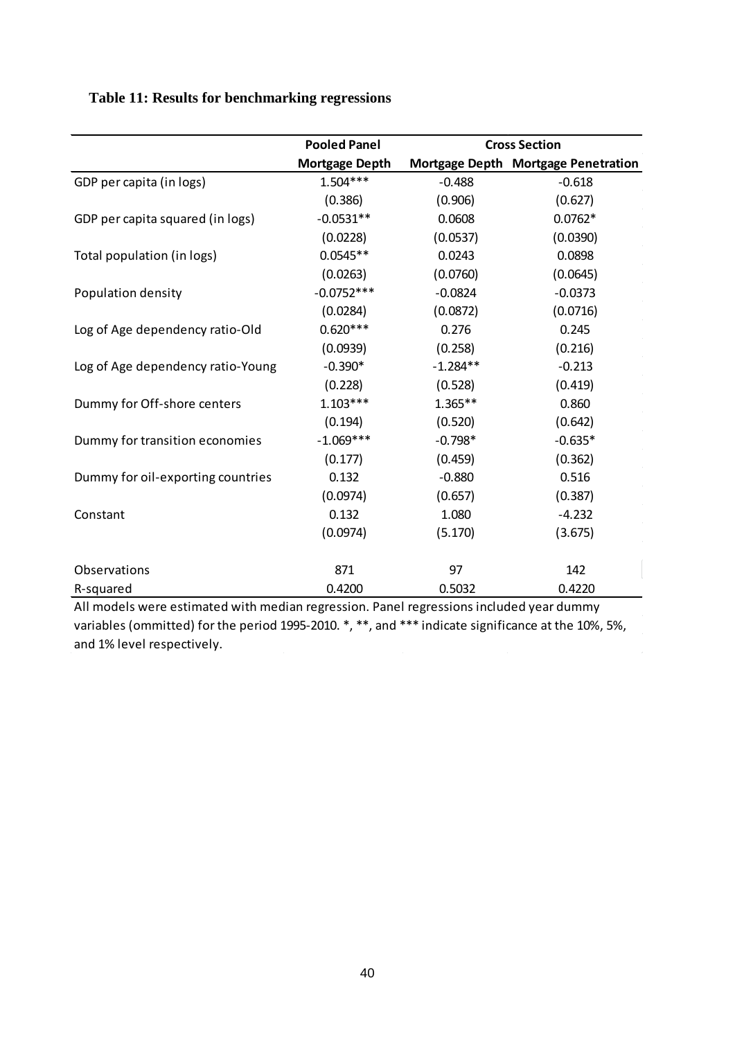**Table 11: Results for benchmarking regressions**

| | Pooled Panel | Cross Section | |
|---|---|---|---|
| | Mortgage Depth | Mortgage Depth | Mortgage Penetration |
| GDP per capita (in logs) | 1.504*** | -0.488 | -0.618 |
| | (0.386) | (0.906) | (0.627) |
| GDP per capita squared (in logs) | -0.0531** | 0.0608 | 0.0762* |
| | (0.0228) | (0.0537) | (0.0390) |
| Total population (in logs) | 0.0545** | 0.0243 | 0.0898 |
| | (0.0263) | (0.0760) | (0.0645) |
| Population density | -0.0752*** | -0.0824 | -0.0373 |
| | (0.0284) | (0.0872) | (0.0716) |
| Log of Age dependency ratio-Old | 0.620*** | 0.276 | 0.245 |
| | (0.0939) | (0.258) | (0.216) |
| Log of Age dependency ratio-Young | -0.390* | -1.284** | -0.213 |
| | (0.228) | (0.528) | (0.419) |
| Dummy for Off-shore centers | 1.103*** | 1.365** | 0.860 |
| | (0.194) | (0.520) | (0.642) |
| Dummy for transition economies | -1.069*** | -0.798* | -0.635* |
| | (0.177) | (0.459) | (0.362) |
| Dummy for oil-exporting countries | 0.132 | -0.880 | 0.516 |
| | (0.0974) | (0.657) | (0.387) |
| Constant | 0.132 | 1.080 | -4.232 |
| | (0.0974) | (5.170) | (3.675) |
| Observations | 871 | 97 | 142 |
| R-squared | 0.4200 | 0.5032 | 0.4220 |

All models were estimated with median regression. Panel regressions included year dummy variables (ommitted) for the period 1995-2010. *, **, and *** indicate significance at the 10%, 5%, and 1% level respectively.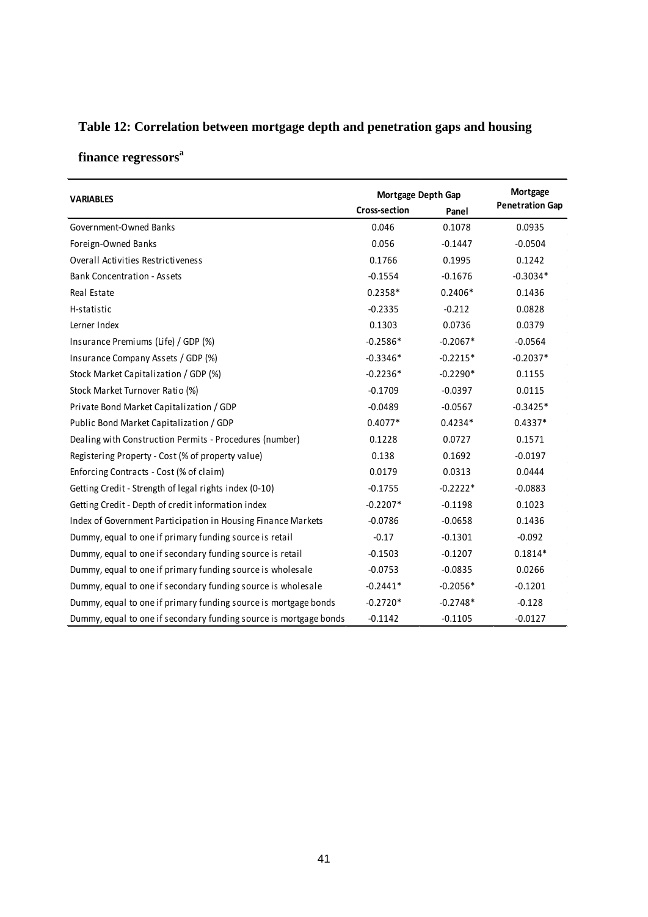## Table 12: Correlation between mortgage depth and penetration gaps and housing finance regressors[a]

| VARIABLES | Mortgage Depth Gap | | Mortgage Penetration Gap |
|---|---|---|---|
| | Cross-section | Panel | |
| Government-Owned Banks | 0.046 | 0.1078 | 0.0935 |
| Foreign-Owned Banks | 0.056 | -0.1447 | -0.0504 |
| Overall Activities Restrictiveness | 0.1766 | 0.1995 | 0.1242 |
| Bank Concentration - Assets | -0.1554 | -0.1676 | -0.3034* |
| Real Estate | 0.2358* | 0.2406* | 0.1436 |
| H-statistic | -0.2335 | -0.212 | 0.0828 |
| Lerner Index | 0.1303 | 0.0736 | 0.0379 |
| Insurance Premiums (Life) / GDP (%) | -0.2586* | -0.2067* | -0.0564 |
| Insurance Company Assets / GDP (%) | -0.3346* | -0.2215* | -0.2037* |
| Stock Market Capitalization / GDP (%) | -0.2236* | -0.2290* | 0.1155 |
| Stock Market Turnover Ratio (%) | -0.1709 | -0.0397 | 0.0115 |
| Private Bond Market Capitalization / GDP | -0.0489 | -0.0567 | -0.3425* |
| Public Bond Market Capitalization / GDP | 0.4077* | 0.4234* | 0.4337* |
| Dealing with Construction Permits - Procedures (number) | 0.1228 | 0.0727 | 0.1571 |
| Registering Property - Cost (% of property value) | 0.138 | 0.1692 | -0.0197 |
| Enforcing Contracts - Cost (% of claim) | 0.0179 | 0.0313 | 0.0444 |
| Getting Credit - Strength of legal rights index (0-10) | -0.1755 | -0.2222* | -0.0883 |
| Getting Credit - Depth of credit information index | -0.2207* | -0.1198 | 0.1023 |
| Index of Government Participation in Housing Finance Markets | -0.0786 | -0.0658 | 0.1436 |
| Dummy, equal to one if primary funding source is retail | -0.17 | -0.1301 | -0.092 |
| Dummy, equal to one if secondary funding source is retail | -0.1503 | -0.1207 | 0.1814* |
| Dummy, equal to one if primary funding source is wholesale | -0.0753 | -0.0835 | 0.0266 |
| Dummy, equal to one if secondary funding source is wholesale | -0.2441* | -0.2056* | -0.1201 |
| Dummy, equal to one if primary funding source is mortgage bonds | -0.2720* | -0.2748* | -0.128 |
| Dummy, equal to one if secondary funding source is mortgage bonds | -0.1142 | -0.1105 | -0.0127 |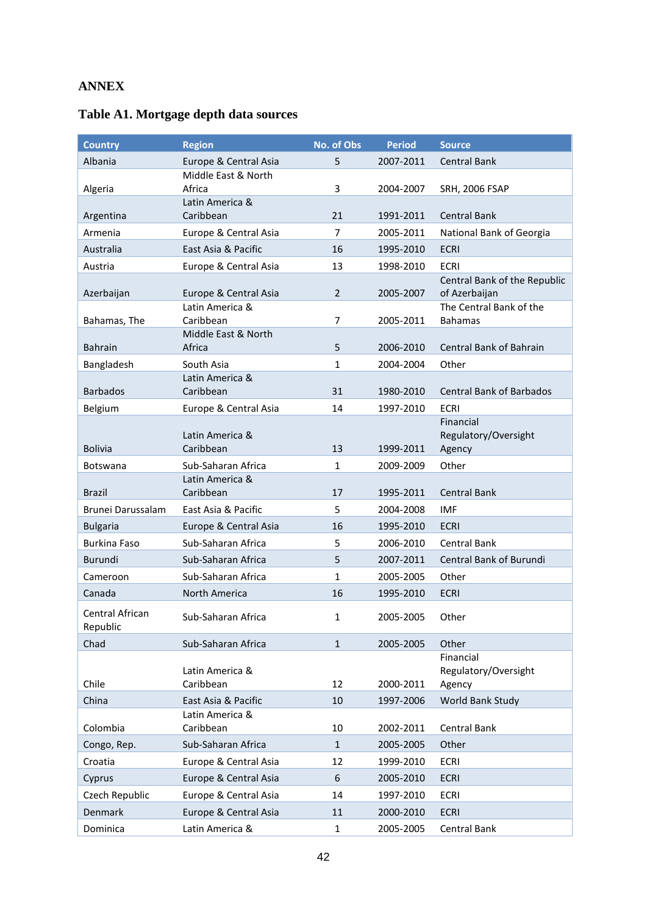## ANNEX

### Table A1. Mortgage depth data sources

| Country | Region | No. of Obs | Period | Source |
|---|---|---|---|---|
| Albania | Europe & Central Asia | 5 | 2007-2011 | Central Bank |
| Algeria | Middle East & North Africa | 3 | 2004-2007 | SRH, 2006 FSAP |
| Argentina | Latin America & Caribbean | 21 | 1991-2011 | Central Bank |
| Armenia | Europe & Central Asia | 7 | 2005-2011 | National Bank of Georgia |
| Australia | East Asia & Pacific | 16 | 1995-2010 | ECRI |
| Austria | Europe & Central Asia | 13 | 1998-2010 | ECRI |
| Azerbaijan | Europe & Central Asia | 2 | 2005-2007 | Central Bank of the Republic of Azerbaijan |
| Bahamas, The | Latin America & Caribbean | 7 | 2005-2011 | The Central Bank of the Bahamas |
| Bahrain | Middle East & North Africa | 5 | 2006-2010 | Central Bank of Bahrain |
| Bangladesh | South Asia | 1 | 2004-2004 | Other |
| Barbados | Latin America & Caribbean | 31 | 1980-2010 | Central Bank of Barbados |
| Belgium | Europe & Central Asia | 14 | 1997-2010 | ECRI |
| Bolivia | Latin America & Caribbean | 13 | 1999-2011 | Financial Regulatory/Oversight Agency |
| Botswana | Sub-Saharan Africa | 1 | 2009-2009 | Other |
| Brazil | Latin America & Caribbean | 17 | 1995-2011 | Central Bank |
| Brunei Darussalam | East Asia & Pacific | 5 | 2004-2008 | IMF |
| Bulgaria | Europe & Central Asia | 16 | 1995-2010 | ECRI |
| Burkina Faso | Sub-Saharan Africa | 5 | 2006-2010 | Central Bank |
| Burundi | Sub-Saharan Africa | 5 | 2007-2011 | Central Bank of Burundi |
| Cameroon | Sub-Saharan Africa | 1 | 2005-2005 | Other |
| Canada | North America | 16 | 1995-2010 | ECRI |
| Central African Republic | Sub-Saharan Africa | 1 | 2005-2005 | Other |
| Chad | Sub-Saharan Africa | 1 | 2005-2005 | Other |
| Chile | Latin America & Caribbean | 12 | 2000-2011 | Financial Regulatory/Oversight Agency |
| China | East Asia & Pacific | 10 | 1997-2006 | World Bank Study |
| Colombia | Latin America & Caribbean | 10 | 2002-2011 | Central Bank |
| Congo, Rep. | Sub-Saharan Africa | 1 | 2005-2005 | Other |
| Croatia | Europe & Central Asia | 12 | 1999-2010 | ECRI |
| Cyprus | Europe & Central Asia | 6 | 2005-2010 | ECRI |
| Czech Republic | Europe & Central Asia | 14 | 1997-2010 | ECRI |
| Denmark | Europe & Central Asia | 11 | 2000-2010 | ECRI |
| Dominica | Latin America & | 1 | 2005-2005 | Central Bank |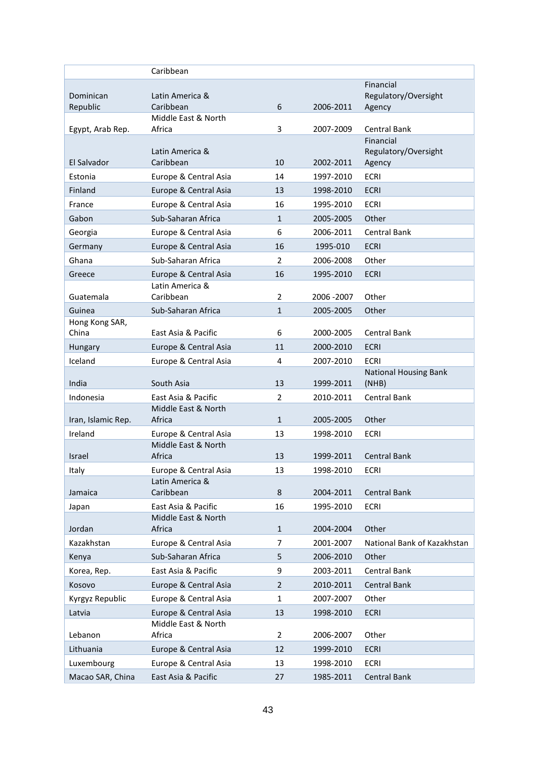| | | | | |
|---|---|---|---|---|
| | Caribbean | | | |
| Dominican Republic | Latin America & Caribbean | 6 | 2006-2011 | Financial Regulatory/Oversight Agency |
| Egypt, Arab Rep. | Middle East & North Africa | 3 | 2007-2009 | Central Bank |
| El Salvador | Latin America & Caribbean | 10 | 2002-2011 | Financial Regulatory/Oversight Agency |
| Estonia | Europe & Central Asia | 14 | 1997-2010 | ECRI |
| Finland | Europe & Central Asia | 13 | 1998-2010 | ECRI |
| France | Europe & Central Asia | 16 | 1995-2010 | ECRI |
| Gabon | Sub-Saharan Africa | 1 | 2005-2005 | Other |
| Georgia | Europe & Central Asia | 6 | 2006-2011 | Central Bank |
| Germany | Europe & Central Asia | 16 | 1995-010 | ECRI |
| Ghana | Sub-Saharan Africa | 2 | 2006-2008 | Other |
| Greece | Europe & Central Asia | 16 | 1995-2010 | ECRI |
| Guatemala | Latin America & Caribbean | 2 | 2006 -2007 | Other |
| Guinea | Sub-Saharan Africa | 1 | 2005-2005 | Other |
| Hong Kong SAR, China | East Asia & Pacific | 6 | 2000-2005 | Central Bank |
| Hungary | Europe & Central Asia | 11 | 2000-2010 | ECRI |
| Iceland | Europe & Central Asia | 4 | 2007-2010 | ECRI |
| India | South Asia | 13 | 1999-2011 | National Housing Bank (NHB) |
| Indonesia | East Asia & Pacific | 2 | 2010-2011 | Central Bank |
| Iran, Islamic Rep. | Middle East & North Africa | 1 | 2005-2005 | Other |
| Ireland | Europe & Central Asia | 13 | 1998-2010 | ECRI |
| Israel | Middle East & North Africa | 13 | 1999-2011 | Central Bank |
| Italy | Europe & Central Asia | 13 | 1998-2010 | ECRI |
| Jamaica | Latin America & Caribbean | 8 | 2004-2011 | Central Bank |
| Japan | East Asia & Pacific | 16 | 1995-2010 | ECRI |
| Jordan | Middle East & North Africa | 1 | 2004-2004 | Other |
| Kazakhstan | Europe & Central Asia | 7 | 2001-2007 | National Bank of Kazakhstan |
| Kenya | Sub-Saharan Africa | 5 | 2006-2010 | Other |
| Korea, Rep. | East Asia & Pacific | 9 | 2003-2011 | Central Bank |
| Kosovo | Europe & Central Asia | 2 | 2010-2011 | Central Bank |
| Kyrgyz Republic | Europe & Central Asia | 1 | 2007-2007 | Other |
| Latvia | Europe & Central Asia | 13 | 1998-2010 | ECRI |
| Lebanon | Middle East & North Africa | 2 | 2006-2007 | Other |
| Lithuania | Europe & Central Asia | 12 | 1999-2010 | ECRI |
| Luxembourg | Europe & Central Asia | 13 | 1998-2010 | ECRI |
| Macao SAR, China | East Asia & Pacific | 27 | 1985-2011 | Central Bank |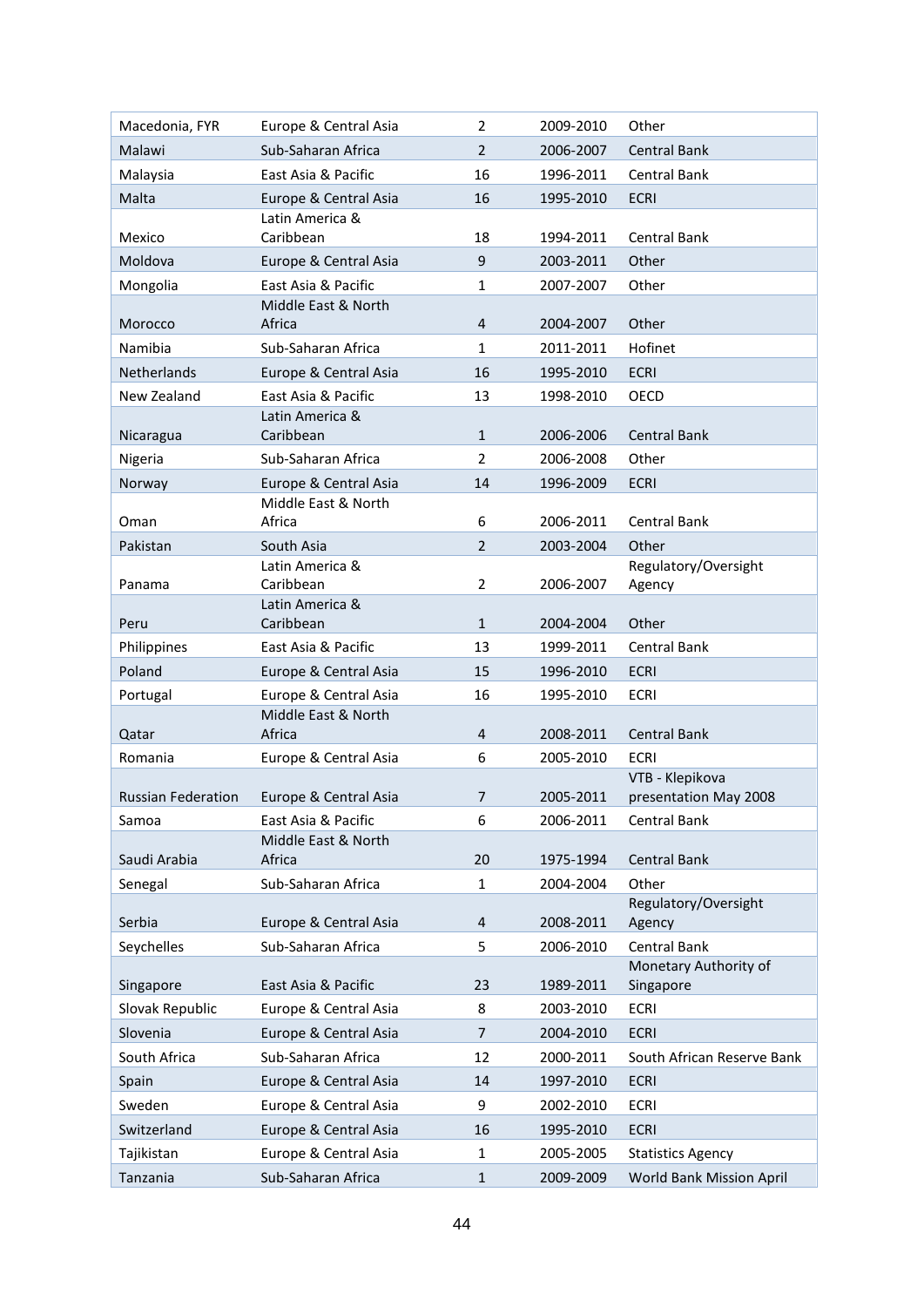| Macedonia, FYR | Europe & Central Asia | 2 | 2009-2010 | Other |
|---|---|---|---|---|
| Malawi | Sub-Saharan Africa | 2 | 2006-2007 | Central Bank |
| Malaysia | East Asia & Pacific | 16 | 1996-2011 | Central Bank |
| Malta | Europe & Central Asia | 16 | 1995-2010 | ECRI |
| Mexico | Latin America & Caribbean | 18 | 1994-2011 | Central Bank |
| Moldova | Europe & Central Asia | 9 | 2003-2011 | Other |
| Mongolia | East Asia & Pacific | 1 | 2007-2007 | Other |
| Morocco | Middle East & North Africa | 4 | 2004-2007 | Other |
| Namibia | Sub-Saharan Africa | 1 | 2011-2011 | Hofinet |
| Netherlands | Europe & Central Asia | 16 | 1995-2010 | ECRI |
| New Zealand | East Asia & Pacific | 13 | 1998-2010 | OECD |
| Nicaragua | Latin America & Caribbean | 1 | 2006-2006 | Central Bank |
| Nigeria | Sub-Saharan Africa | 2 | 2006-2008 | Other |
| Norway | Europe & Central Asia | 14 | 1996-2009 | ECRI |
| Oman | Middle East & North Africa | 6 | 2006-2011 | Central Bank |
| Pakistan | South Asia | 2 | 2003-2004 | Other |
| Panama | Latin America & Caribbean | 2 | 2006-2007 | Regulatory/Oversight Agency |
| Peru | Latin America & Caribbean | 1 | 2004-2004 | Other |
| Philippines | East Asia & Pacific | 13 | 1999-2011 | Central Bank |
| Poland | Europe & Central Asia | 15 | 1996-2010 | ECRI |
| Portugal | Europe & Central Asia | 16 | 1995-2010 | ECRI |
| Qatar | Middle East & North Africa | 4 | 2008-2011 | Central Bank |
| Romania | Europe & Central Asia | 6 | 2005-2010 | ECRI |
| Russian Federation | Europe & Central Asia | 7 | 2005-2011 | VTB - Klepikova presentation May 2008 |
| Samoa | East Asia & Pacific | 6 | 2006-2011 | Central Bank |
| Saudi Arabia | Middle East & North Africa | 20 | 1975-1994 | Central Bank |
| Senegal | Sub-Saharan Africa | 1 | 2004-2004 | Other |
| Serbia | Europe & Central Asia | 4 | 2008-2011 | Regulatory/Oversight Agency |
| Seychelles | Sub-Saharan Africa | 5 | 2006-2010 | Central Bank |
| Singapore | East Asia & Pacific | 23 | 1989-2011 | Monetary Authority of Singapore |
| Slovak Republic | Europe & Central Asia | 8 | 2003-2010 | ECRI |
| Slovenia | Europe & Central Asia | 7 | 2004-2010 | ECRI |
| South Africa | Sub-Saharan Africa | 12 | 2000-2011 | South African Reserve Bank |
| Spain | Europe & Central Asia | 14 | 1997-2010 | ECRI |
| Sweden | Europe & Central Asia | 9 | 2002-2010 | ECRI |
| Switzerland | Europe & Central Asia | 16 | 1995-2010 | ECRI |
| Tajikistan | Europe & Central Asia | 1 | 2005-2005 | Statistics Agency |
| Tanzania | Sub-Saharan Africa | 1 | 2009-2009 | World Bank Mission April |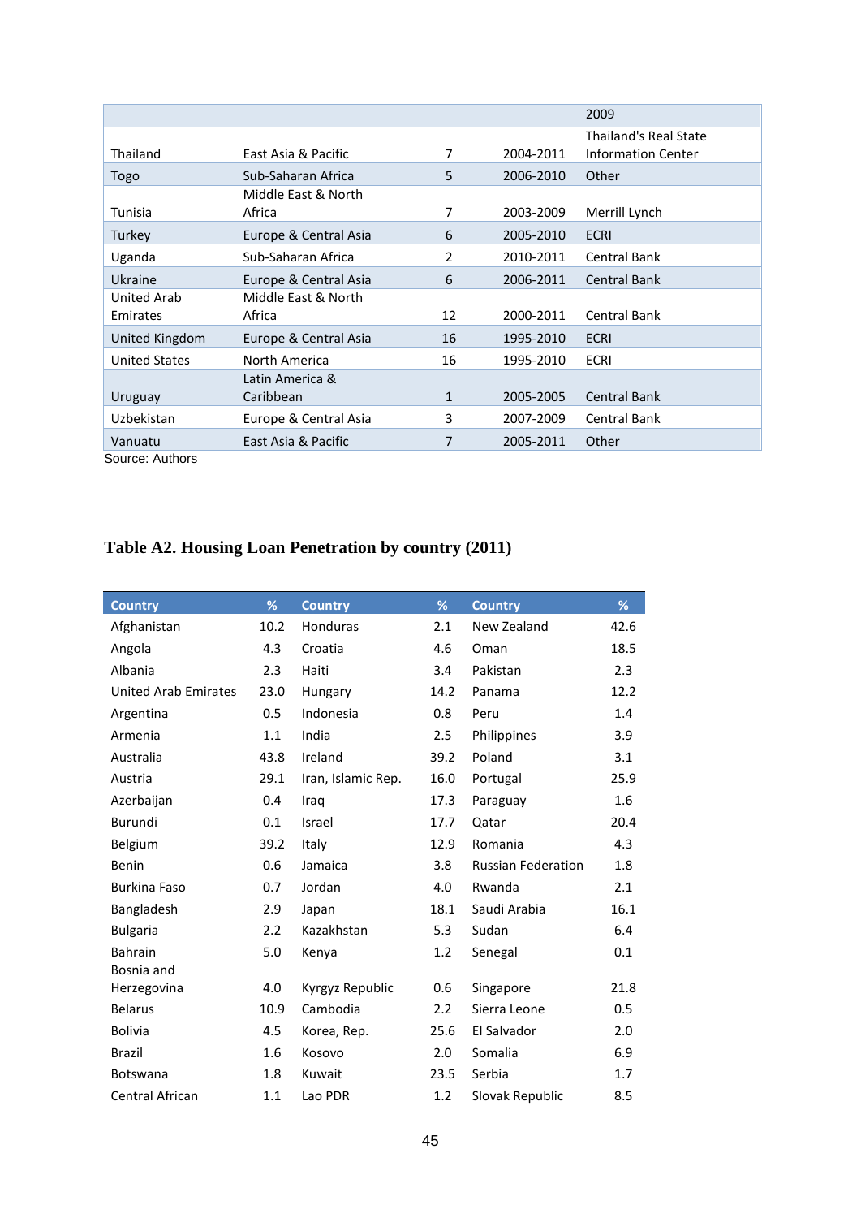| | | | | 2009 |
|---|---|---|---|---|
| Thailand | East Asia & Pacific | 7 | 2004-2011 | Thailand's Real State Information Center |
| Togo | Sub-Saharan Africa | 5 | 2006-2010 | Other |
| Tunisia | Middle East & North Africa | 7 | 2003-2009 | Merrill Lynch |
| Turkey | Europe & Central Asia | 6 | 2005-2010 | ECRI |
| Uganda | Sub-Saharan Africa | 2 | 2010-2011 | Central Bank |
| Ukraine | Europe & Central Asia | 6 | 2006-2011 | Central Bank |
| United Arab Emirates | Middle East & North Africa | 12 | 2000-2011 | Central Bank |
| United Kingdom | Europe & Central Asia | 16 | 1995-2010 | ECRI |
| United States | North America | 16 | 1995-2010 | ECRI |
| Uruguay | Latin America & Caribbean | 1 | 2005-2005 | Central Bank |
| Uzbekistan | Europe & Central Asia | 3 | 2007-2009 | Central Bank |
| Vanuatu | East Asia & Pacific | 7 | 2005-2011 | Other |

Source: Authors

## Table A2. Housing Loan Penetration by country (2011)

| Country | % | Country | % | Country | % |
|---|---|---|---|---|---|
| Afghanistan | 10.2 | Honduras | 2.1 | New Zealand | 42.6 |
| Angola | 4.3 | Croatia | 4.6 | Oman | 18.5 |
| Albania | 2.3 | Haiti | 3.4 | Pakistan | 2.3 |
| United Arab Emirates | 23.0 | Hungary | 14.2 | Panama | 12.2 |
| Argentina | 0.5 | Indonesia | 0.8 | Peru | 1.4 |
| Armenia | 1.1 | India | 2.5 | Philippines | 3.9 |
| Australia | 43.8 | Ireland | 39.2 | Poland | 3.1 |
| Austria | 29.1 | Iran, Islamic Rep. | 16.0 | Portugal | 25.9 |
| Azerbaijan | 0.4 | Iraq | 17.3 | Paraguay | 1.6 |
| Burundi | 0.1 | Israel | 17.7 | Qatar | 20.4 |
| Belgium | 39.2 | Italy | 12.9 | Romania | 4.3 |
| Benin | 0.6 | Jamaica | 3.8 | Russian Federation | 1.8 |
| Burkina Faso | 0.7 | Jordan | 4.0 | Rwanda | 2.1 |
| Bangladesh | 2.9 | Japan | 18.1 | Saudi Arabia | 16.1 |
| Bulgaria | 2.2 | Kazakhstan | 5.3 | Sudan | 6.4 |
| Bahrain | 5.0 | Kenya | 1.2 | Senegal | 0.1 |
| Bosnia and Herzegovina | 4.0 | Kyrgyz Republic | 0.6 | Singapore | 21.8 |
| Belarus | 10.9 | Cambodia | 2.2 | Sierra Leone | 0.5 |
| Bolivia | 4.5 | Korea, Rep. | 25.6 | El Salvador | 2.0 |
| Brazil | 1.6 | Kosovo | 2.0 | Somalia | 6.9 |
| Botswana | 1.8 | Kuwait | 23.5 | Serbia | 1.7 |
| Central African | 1.1 | Lao PDR | 1.2 | Slovak Republic | 8.5 |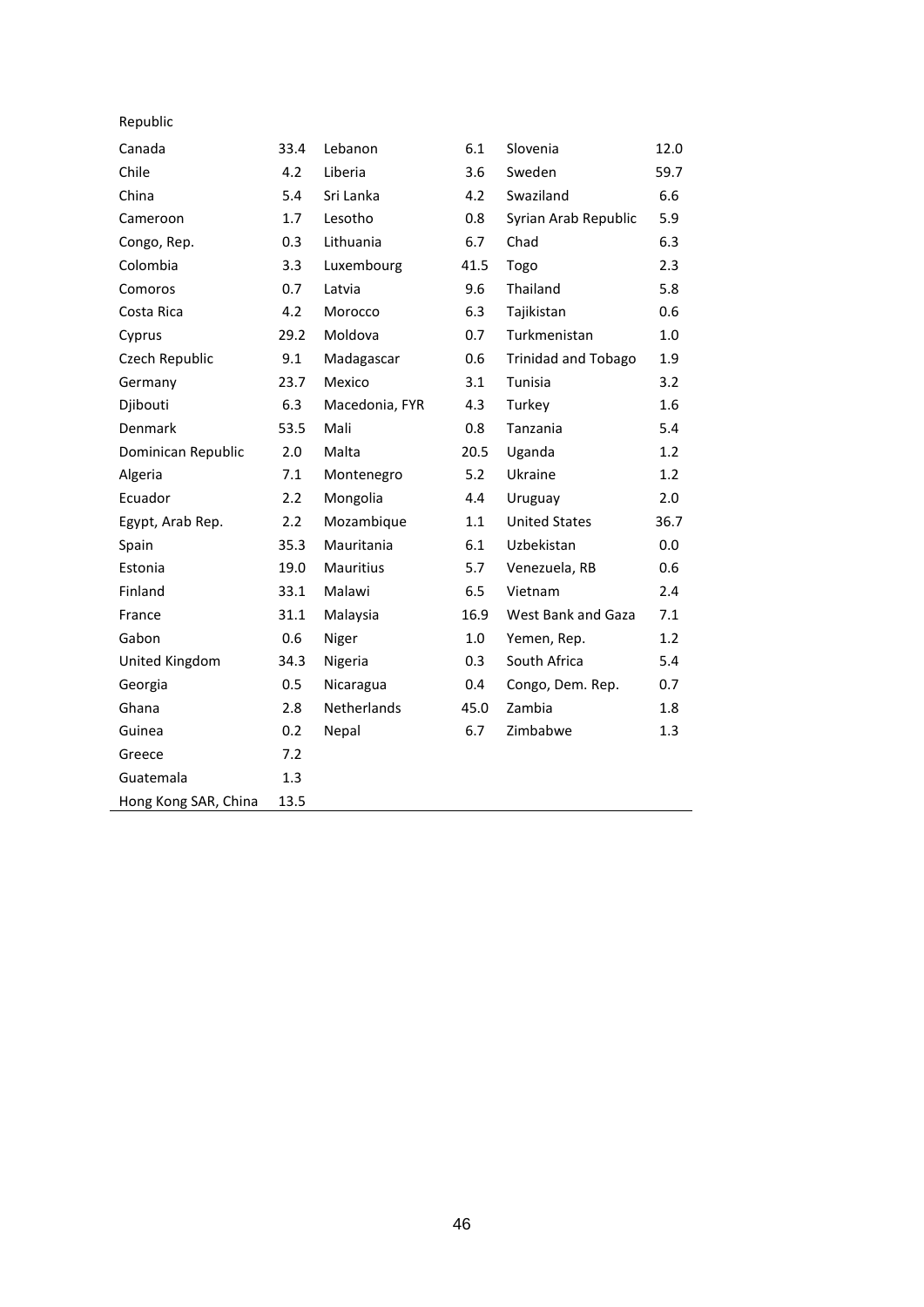Republic

| | | | | | |
|---|---|---|---|---|---|
| Canada | 33.4 | Lebanon | 6.1 | Slovenia | 12.0 |
| Chile | 4.2 | Liberia | 3.6 | Sweden | 59.7 |
| China | 5.4 | Sri Lanka | 4.2 | Swaziland | 6.6 |
| Cameroon | 1.7 | Lesotho | 0.8 | Syrian Arab Republic | 5.9 |
| Congo, Rep. | 0.3 | Lithuania | 6.7 | Chad | 6.3 |
| Colombia | 3.3 | Luxembourg | 41.5 | Togo | 2.3 |
| Comoros | 0.7 | Latvia | 9.6 | Thailand | 5.8 |
| Costa Rica | 4.2 | Morocco | 6.3 | Tajikistan | 0.6 |
| Cyprus | 29.2 | Moldova | 0.7 | Turkmenistan | 1.0 |
| Czech Republic | 9.1 | Madagascar | 0.6 | Trinidad and Tobago | 1.9 |
| Germany | 23.7 | Mexico | 3.1 | Tunisia | 3.2 |
| Djibouti | 6.3 | Macedonia, FYR | 4.3 | Turkey | 1.6 |
| Denmark | 53.5 | Mali | 0.8 | Tanzania | 5.4 |
| Dominican Republic | 2.0 | Malta | 20.5 | Uganda | 1.2 |
| Algeria | 7.1 | Montenegro | 5.2 | Ukraine | 1.2 |
| Ecuador | 2.2 | Mongolia | 4.4 | Uruguay | 2.0 |
| Egypt, Arab Rep. | 2.2 | Mozambique | 1.1 | United States | 36.7 |
| Spain | 35.3 | Mauritania | 6.1 | Uzbekistan | 0.0 |
| Estonia | 19.0 | Mauritius | 5.7 | Venezuela, RB | 0.6 |
| Finland | 33.1 | Malawi | 6.5 | Vietnam | 2.4 |
| France | 31.1 | Malaysia | 16.9 | West Bank and Gaza | 7.1 |
| Gabon | 0.6 | Niger | 1.0 | Yemen, Rep. | 1.2 |
| United Kingdom | 34.3 | Nigeria | 0.3 | South Africa | 5.4 |
| Georgia | 0.5 | Nicaragua | 0.4 | Congo, Dem. Rep. | 0.7 |
| Ghana | 2.8 | Netherlands | 45.0 | Zambia | 1.8 |
| Guinea | 0.2 | Nepal | 6.7 | Zimbabwe | 1.3 |
| Greece | 7.2 | | | | |
| Guatemala | 1.3 | | | | |
| Hong Kong SAR, China | 13.5 | | | | |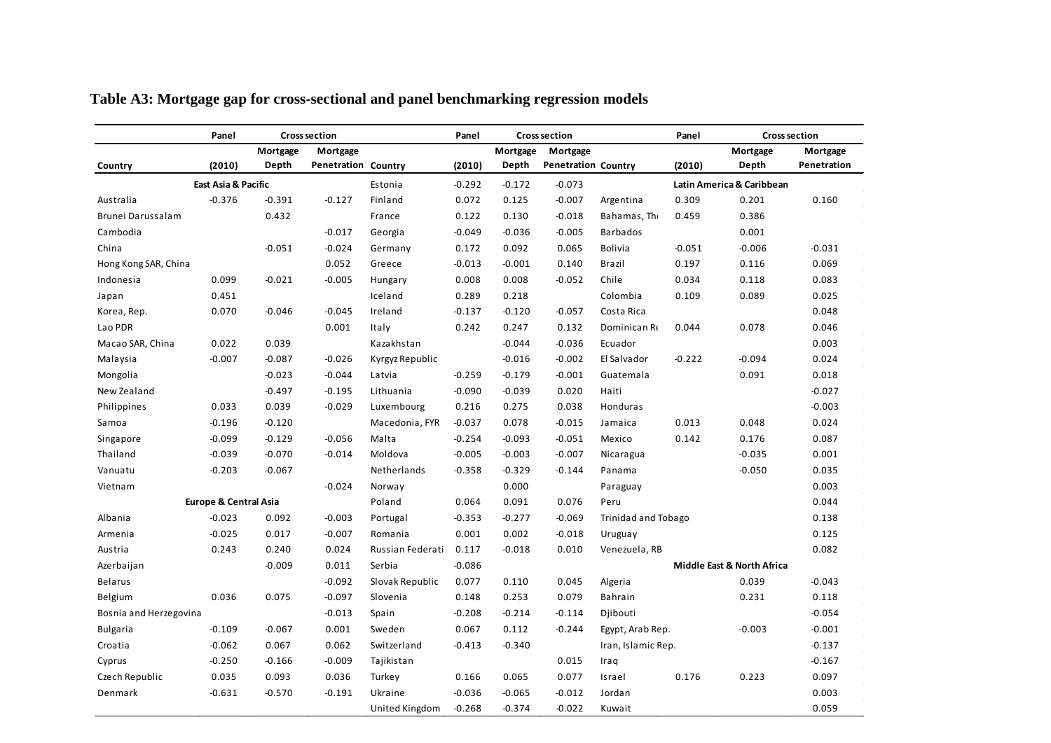# Table A3: Mortgage gap for cross-sectional and panel benchmarking regression models

| Country | Panel (2010) | Cross section Mortgage Depth | Cross section Mortgage Penetration | Country | Panel (2010) | Cross section Mortgage Depth | Cross section Mortgage Penetration | Country | Panel (2010) | Cross section Mortgage Depth | Cross section Mortgage Penetration |
|---|---|---|---|---|---|---|---|---|---|---|---|
| **East Asia & Pacific** | | | | Estonia | -0.292 | -0.172 | -0.073 | **Latin America & Caribbean** | | | |
| Australia | -0.376 | -0.391 | -0.127 | Finland | 0.072 | 0.125 | -0.007 | Argentina | 0.309 | 0.201 | 0.160 |
| Brunei Darussalam | | 0.432 | | France | 0.122 | 0.130 | -0.018 | Bahamas, The | 0.459 | 0.386 | |
| Cambodia | | | -0.017 | Georgia | -0.049 | -0.036 | -0.005 | Barbados | | 0.001 | |
| China | | -0.051 | -0.024 | Germany | 0.172 | 0.092 | 0.065 | Bolivia | -0.051 | -0.006 | -0.031 |
| Hong Kong SAR, China | | | 0.052 | Greece | -0.013 | -0.001 | 0.140 | Brazil | 0.197 | 0.116 | 0.069 |
| Indonesia | 0.099 | -0.021 | -0.005 | Hungary | 0.008 | 0.008 | -0.052 | Chile | 0.034 | 0.118 | 0.083 |
| Japan | 0.451 | | | Iceland | 0.289 | 0.218 | | Colombia | 0.109 | 0.089 | 0.025 |
| Korea, Rep. | 0.070 | -0.046 | -0.045 | Ireland | -0.137 | -0.120 | -0.057 | Costa Rica | | | 0.048 |
| Lao PDR | | | 0.001 | Italy | 0.242 | 0.247 | 0.132 | Dominican Re | 0.044 | 0.078 | 0.046 |
| Macao SAR, China | 0.022 | 0.039 | | Kazakhstan | | -0.044 | -0.036 | Ecuador | | | 0.003 |
| Malaysia | -0.007 | -0.087 | -0.026 | Kyrgyz Republic | | -0.016 | -0.002 | El Salvador | -0.222 | -0.094 | 0.024 |
| Mongolia | | -0.023 | -0.044 | Latvia | -0.259 | -0.179 | -0.001 | Guatemala | | 0.091 | 0.018 |
| New Zealand | | -0.497 | -0.195 | Lithuania | -0.090 | -0.039 | 0.020 | Haiti | | | -0.027 |
| Philippines | 0.033 | 0.039 | -0.029 | Luxembourg | 0.216 | 0.275 | 0.038 | Honduras | | | -0.003 |
| Samoa | -0.196 | -0.120 | | Macedonia, FYR | -0.037 | 0.078 | -0.015 | Jamaica | 0.013 | 0.048 | 0.024 |
| Singapore | -0.099 | -0.129 | -0.056 | Malta | -0.254 | -0.093 | -0.051 | Mexico | 0.142 | 0.176 | 0.087 |
| Thailand | -0.039 | -0.070 | -0.014 | Moldova | -0.005 | -0.003 | -0.007 | Nicaragua | | -0.035 | 0.001 |
| Vanuatu | -0.203 | -0.067 | | Netherlands | -0.358 | -0.329 | -0.144 | Panama | | -0.050 | 0.035 |
| Vietnam | | | -0.024 | Norway | | 0.000 | | Paraguay | | | 0.003 |
| **Europe & Central Asia** | | | | Poland | 0.064 | 0.091 | 0.076 | Peru | | | 0.044 |
| Albania | -0.023 | 0.092 | -0.003 | Portugal | -0.353 | -0.277 | -0.069 | Trinidad and Tobago | | | 0.138 |
| Armenia | -0.025 | 0.017 | -0.007 | Romania | 0.001 | 0.002 | -0.018 | Uruguay | | | 0.125 |
| Austria | 0.243 | 0.240 | 0.024 | Russian Federati | 0.117 | -0.018 | 0.010 | Venezuela, RB | | | 0.082 |
| Azerbaijan | | -0.009 | 0.011 | Serbia | -0.086 | | | **Middle East & North Africa** | | | |
| Belarus | | | -0.092 | Slovak Republic | 0.077 | 0.110 | 0.045 | Algeria | | 0.039 | -0.043 |
| Belgium | 0.036 | 0.075 | -0.097 | Slovenia | 0.148 | 0.253 | 0.079 | Bahrain | | 0.231 | 0.118 |
| Bosnia and Herzegovina | | | -0.013 | Spain | -0.208 | -0.214 | -0.114 | Djibouti | | | -0.054 |
| Bulgaria | -0.109 | -0.067 | 0.001 | Sweden | 0.067 | 0.112 | -0.244 | Egypt, Arab Rep. | | -0.003 | -0.001 |
| Croatia | -0.062 | 0.067 | 0.062 | Switzerland | -0.413 | -0.340 | | Iran, Islamic Rep. | | | -0.137 |
| Cyprus | -0.250 | -0.166 | -0.009 | Tajikistan | | | 0.015 | Iraq | | | -0.167 |
| Czech Republic | 0.035 | 0.093 | 0.036 | Turkey | 0.166 | 0.065 | 0.077 | Israel | 0.176 | 0.223 | 0.097 |
| Denmark | -0.631 | -0.570 | -0.191 | Ukraine | -0.036 | -0.065 | -0.012 | Jordan | | | 0.003 |
| | | | | United Kingdom | -0.268 | -0.374 | -0.022 | Kuwait | | | 0.059 |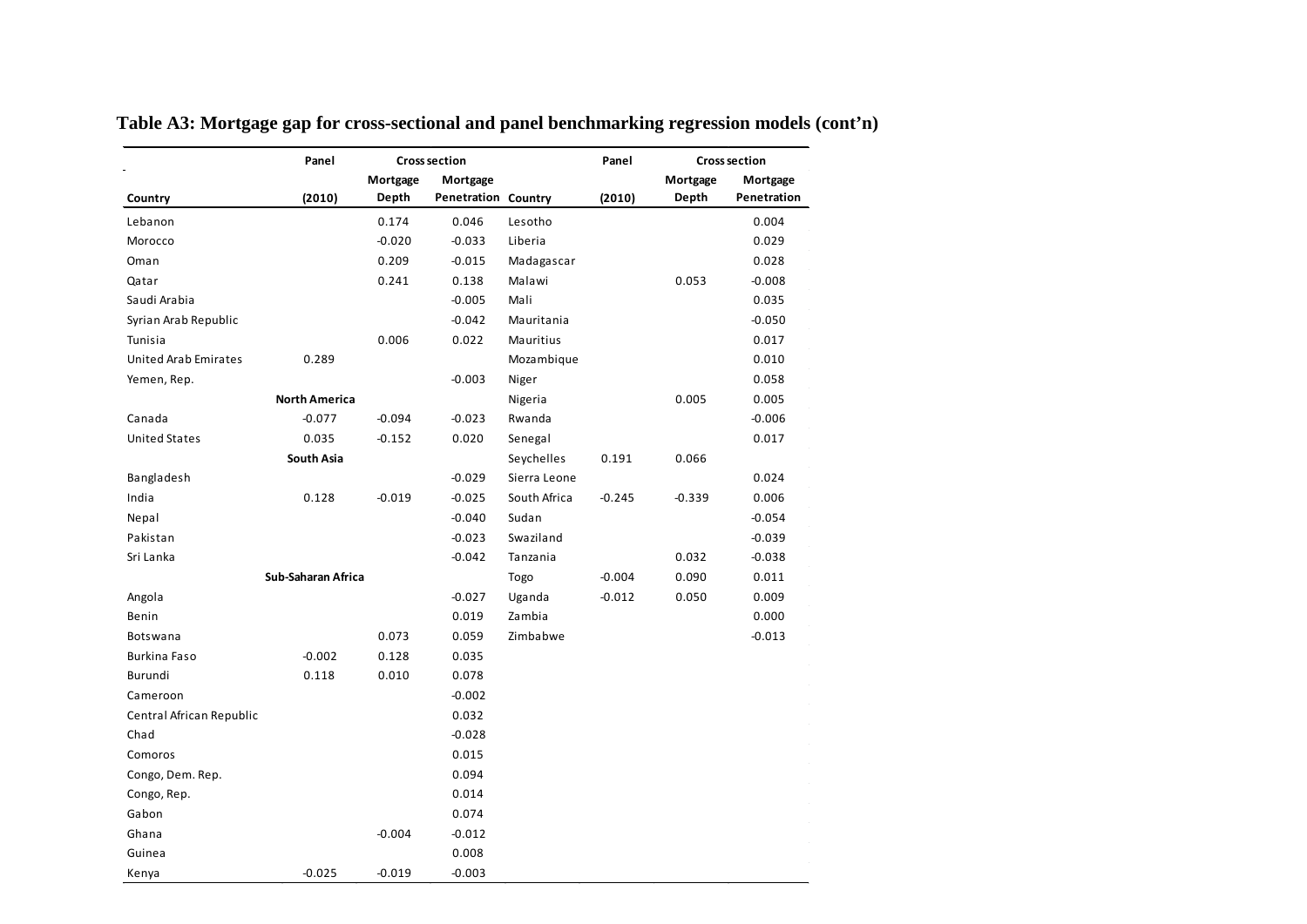# Table A3: Mortgage gap for cross-sectional and panel benchmarking regression models (cont'n)

| | Panel | Cross section | | | Panel | Cross section | |
|---|---|---|---|---|---|---|---|
| Country | (2010) | Mortgage Depth | Mortgage Penetration | Country | (2010) | Mortgage Depth | Mortgage Penetration |
| Lebanon | | 0.174 | 0.046 | Lesotho | | | 0.004 |
| Morocco | | -0.020 | -0.033 | Liberia | | | 0.029 |
| Oman | | 0.209 | -0.015 | Madagascar | | | 0.028 |
| Qatar | | 0.241 | 0.138 | Malawi | | 0.053 | -0.008 |
| Saudi Arabia | | | -0.005 | Mali | | | 0.035 |
| Syrian Arab Republic | | | -0.042 | Mauritania | | | -0.050 |
| Tunisia | | 0.006 | 0.022 | Mauritius | | | 0.017 |
| United Arab Emirates | 0.289 | | | Mozambique | | | 0.010 |
| Yemen, Rep. | | | -0.003 | Niger | | | 0.058 |
| **North America** | | | | Nigeria | | 0.005 | 0.005 |
| Canada | -0.077 | -0.094 | -0.023 | Rwanda | | | -0.006 |
| United States | 0.035 | -0.152 | 0.020 | Senegal | | | 0.017 |
| **South Asia** | | | | Seychelles | 0.191 | 0.066 | |
| Bangladesh | | | -0.029 | Sierra Leone | | | 0.024 |
| India | 0.128 | -0.019 | -0.025 | South Africa | -0.245 | -0.339 | 0.006 |
| Nepal | | | -0.040 | Sudan | | | -0.054 |
| Pakistan | | | -0.023 | Swaziland | | | -0.039 |
| Sri Lanka | | | -0.042 | Tanzania | | 0.032 | -0.038 |
| **Sub-Saharan Africa** | | | | Togo | -0.004 | 0.090 | 0.011 |
| Angola | | | -0.027 | Uganda | -0.012 | 0.050 | 0.009 |
| Benin | | | 0.019 | Zambia | | | 0.000 |
| Botswana | | 0.073 | 0.059 | Zimbabwe | | | -0.013 |
| Burkina Faso | -0.002 | 0.128 | 0.035 | | | | |
| Burundi | 0.118 | 0.010 | 0.078 | | | | |
| Cameroon | | | -0.002 | | | | |
| Central African Republic | | | 0.032 | | | | |
| Chad | | | -0.028 | | | | |
| Comoros | | | 0.015 | | | | |
| Congo, Dem. Rep. | | | 0.094 | | | | |
| Congo, Rep. | | | 0.014 | | | | |
| Gabon | | | 0.074 | | | | |
| Ghana | | -0.004 | -0.012 | | | | |
| Guinea | | | 0.008 | | | | |
| Kenya | -0.025 | -0.019 | -0.003 | | | | |